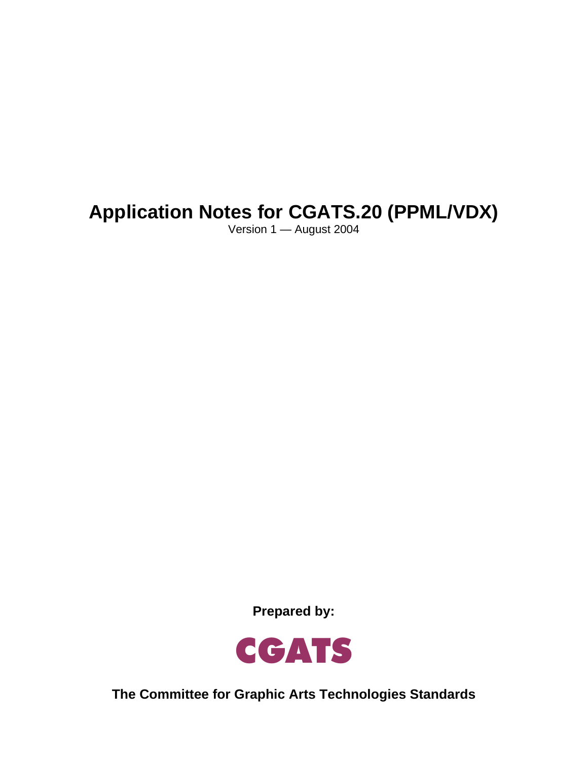# Application Notes for CGATS.20 (PPML/VDX)

Version 1 — August 2004

**Prepared by:**

**CGATS**

**The Committee for Graphic Arts Technologies Standards**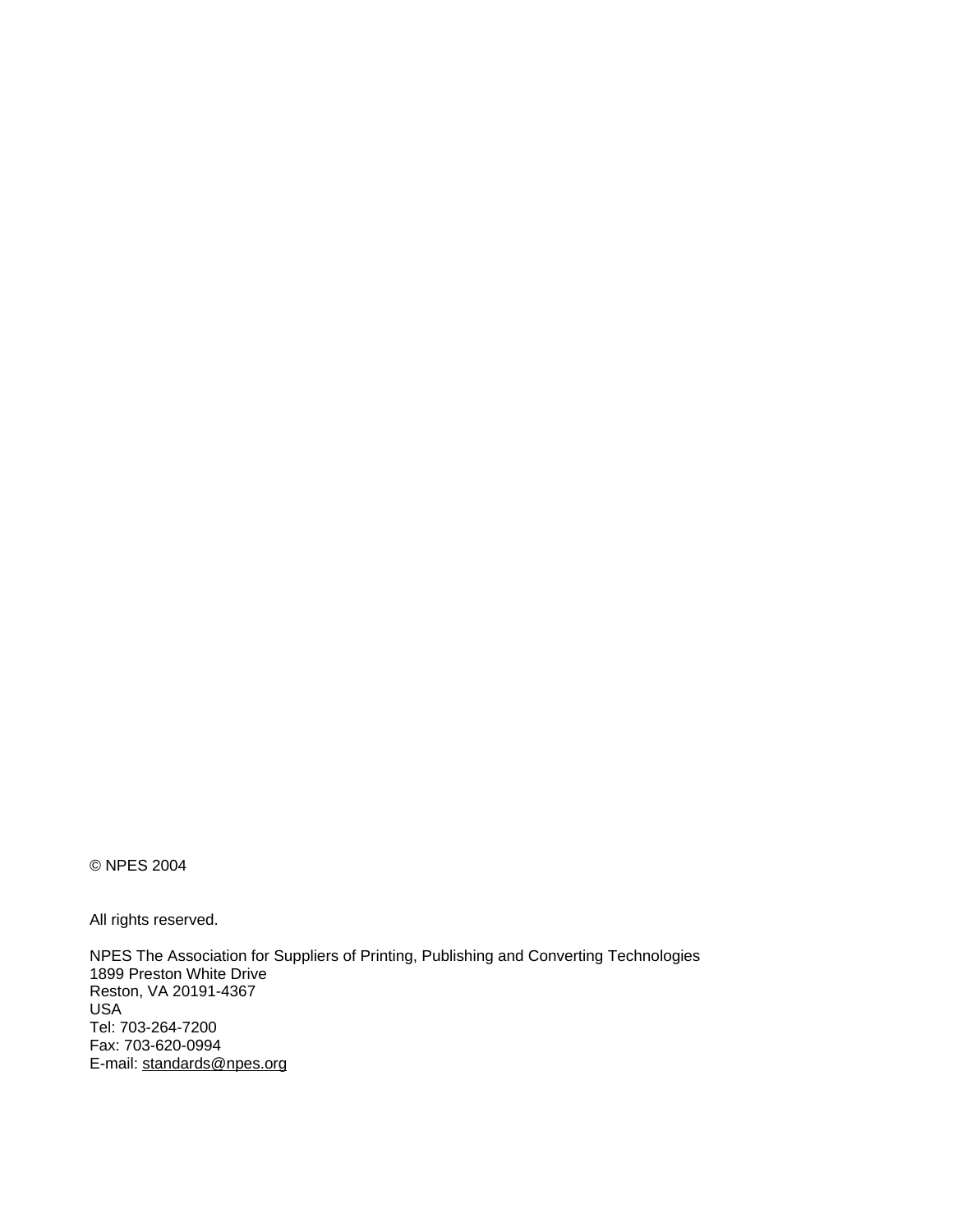© NPES 2004

All rights reserved.

NPES The Association for Suppliers of Printing, Publishing and Converting Technologies
1899 Preston White Drive
Reston, VA 20191-4367
USA
Tel: 703-264-7200
Fax: 703-620-0994
E-mail: standards@npes.org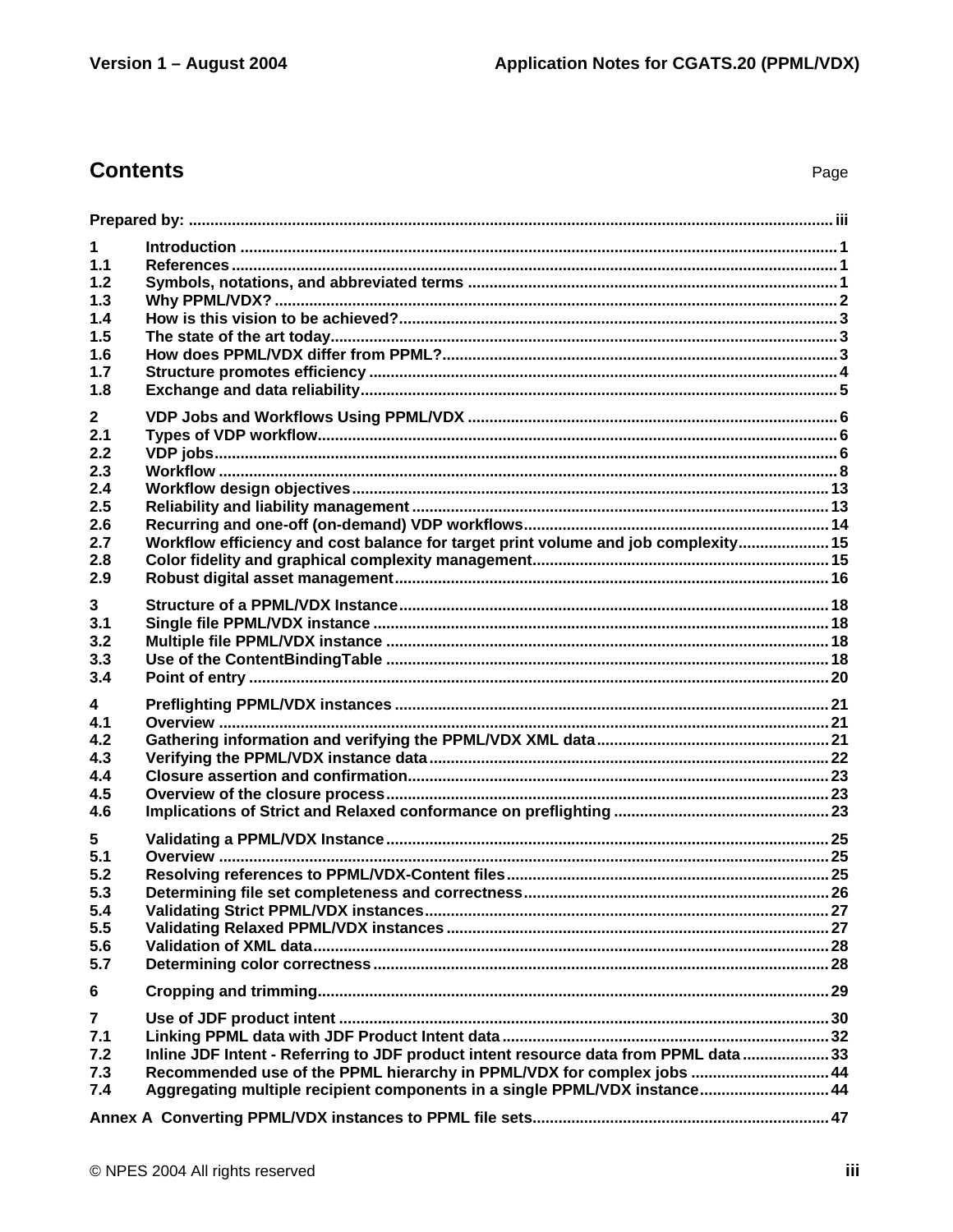## Contents

Page

**Prepared by:** .......... iii

| | | |
|---|---|---|
| **1** | **Introduction** | **1** |
| **1.1** | **References** | **1** |
| **1.2** | **Symbols, notations, and abbreviated terms** | **1** |
| **1.3** | **Why PPML/VDX?** | **2** |
| **1.4** | **How is this vision to be achieved?** | **3** |
| **1.5** | **The state of the art today** | **3** |
| **1.6** | **How does PPML/VDX differ from PPML?** | **3** |
| **1.7** | **Structure promotes efficiency** | **4** |
| **1.8** | **Exchange and data reliability** | **5** |
| **2** | **VDP Jobs and Workflows Using PPML/VDX** | **6** |
| **2.1** | **Types of VDP workflow** | **6** |
| **2.2** | **VDP jobs** | **6** |
| **2.3** | **Workflow** | **8** |
| **2.4** | **Workflow design objectives** | **13** |
| **2.5** | **Reliability and liability management** | **13** |
| **2.6** | **Recurring and one-off (on-demand) VDP workflows** | **14** |
| **2.7** | **Workflow efficiency and cost balance for target print volume and job complexity** | **15** |
| **2.8** | **Color fidelity and graphical complexity management** | **15** |
| **2.9** | **Robust digital asset management** | **16** |
| **3** | **Structure of a PPML/VDX Instance** | **18** |
| **3.1** | **Single file PPML/VDX instance** | **18** |
| **3.2** | **Multiple file PPML/VDX instance** | **18** |
| **3.3** | **Use of the ContentBindingTable** | **18** |
| **3.4** | **Point of entry** | **20** |
| **4** | **Preflighting PPML/VDX instances** | **21** |
| **4.1** | **Overview** | **21** |
| **4.2** | **Gathering information and verifying the PPML/VDX XML data** | **21** |
| **4.3** | **Verifying the PPML/VDX instance data** | **22** |
| **4.4** | **Closure assertion and confirmation** | **23** |
| **4.5** | **Overview of the closure process** | **23** |
| **4.6** | **Implications of Strict and Relaxed conformance on preflighting** | **23** |
| **5** | **Validating a PPML/VDX Instance** | **25** |
| **5.1** | **Overview** | **25** |
| **5.2** | **Resolving references to PPML/VDX-Content files** | **25** |
| **5.3** | **Determining file set completeness and correctness** | **26** |
| **5.4** | **Validating Strict PPML/VDX instances** | **27** |
| **5.5** | **Validating Relaxed PPML/VDX instances** | **27** |
| **5.6** | **Validation of XML data** | **28** |
| **5.7** | **Determining color correctness** | **28** |
| **6** | **Cropping and trimming** | **29** |
| **7** | **Use of JDF product intent** | **30** |
| **7.1** | **Linking PPML data with JDF Product Intent data** | **32** |
| **7.2** | **Inline JDF Intent - Referring to JDF product intent resource data from PPML data** | **33** |
| **7.3** | **Recommended use of the PPML hierarchy in PPML/VDX for complex jobs** | **44** |
| **7.4** | **Aggregating multiple recipient components in a single PPML/VDX instance** | **44** |

**Annex A Converting PPML/VDX instances to PPML file sets** .......... **47**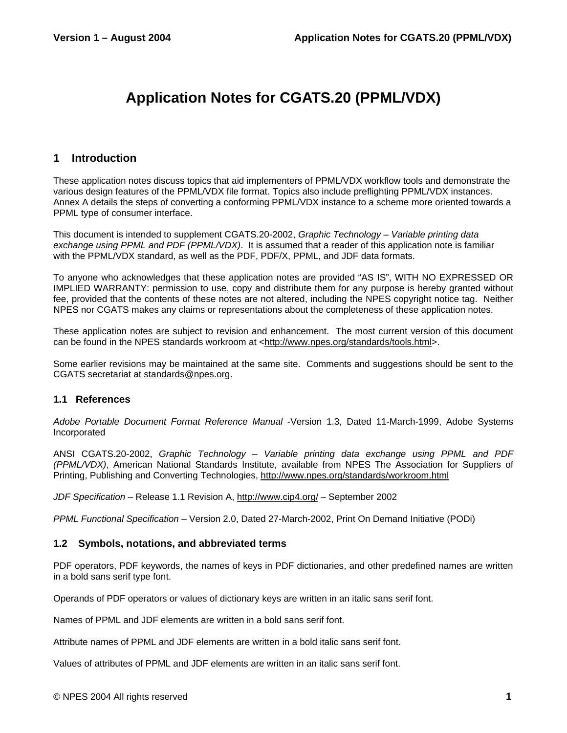# Application Notes for CGATS.20 (PPML/VDX)

## 1 Introduction

These application notes discuss topics that aid implementers of PPML/VDX workflow tools and demonstrate the various design features of the PPML/VDX file format. Topics also include preflighting PPML/VDX instances. Annex A details the steps of converting a conforming PPML/VDX instance to a scheme more oriented towards a PPML type of consumer interface.

This document is intended to supplement CGATS.20-2002, *Graphic Technology – Variable printing data exchange using PPML and PDF (PPML/VDX)*. It is assumed that a reader of this application note is familiar with the PPML/VDX standard, as well as the PDF, PDF/X, PPML, and JDF data formats.

To anyone who acknowledges that these application notes are provided "AS IS", WITH NO EXPRESSED OR IMPLIED WARRANTY: permission to use, copy and distribute them for any purpose is hereby granted without fee, provided that the contents of these notes are not altered, including the NPES copyright notice tag. Neither NPES nor CGATS makes any claims or representations about the completeness of these application notes.

These application notes are subject to revision and enhancement. The most current version of this document can be found in the NPES standards workroom at <http://www.npes.org/standards/tools.html>.

Some earlier revisions may be maintained at the same site. Comments and suggestions should be sent to the CGATS secretariat at standards@npes.org.

### 1.1 References

*Adobe Portable Document Format Reference Manual* -Version 1.3, Dated 11-March-1999, Adobe Systems Incorporated

ANSI CGATS.20-2002, *Graphic Technology – Variable printing data exchange using PPML and PDF (PPML/VDX)*, American National Standards Institute, available from NPES The Association for Suppliers of Printing, Publishing and Converting Technologies, http://www.npes.org/standards/workroom.html

*JDF Specification* – Release 1.1 Revision A, http://www.cip4.org/ – September 2002

*PPML Functional Specification* – Version 2.0, Dated 27-March-2002, Print On Demand Initiative (PODi)

### 1.2 Symbols, notations, and abbreviated terms

PDF operators, PDF keywords, the names of keys in PDF dictionaries, and other predefined names are written in a bold sans serif type font.

Operands of PDF operators or values of dictionary keys are written in an italic sans serif font.

Names of PPML and JDF elements are written in a bold sans serif font.

Attribute names of PPML and JDF elements are written in a bold italic sans serif font.

Values of attributes of PPML and JDF elements are written in an italic sans serif font.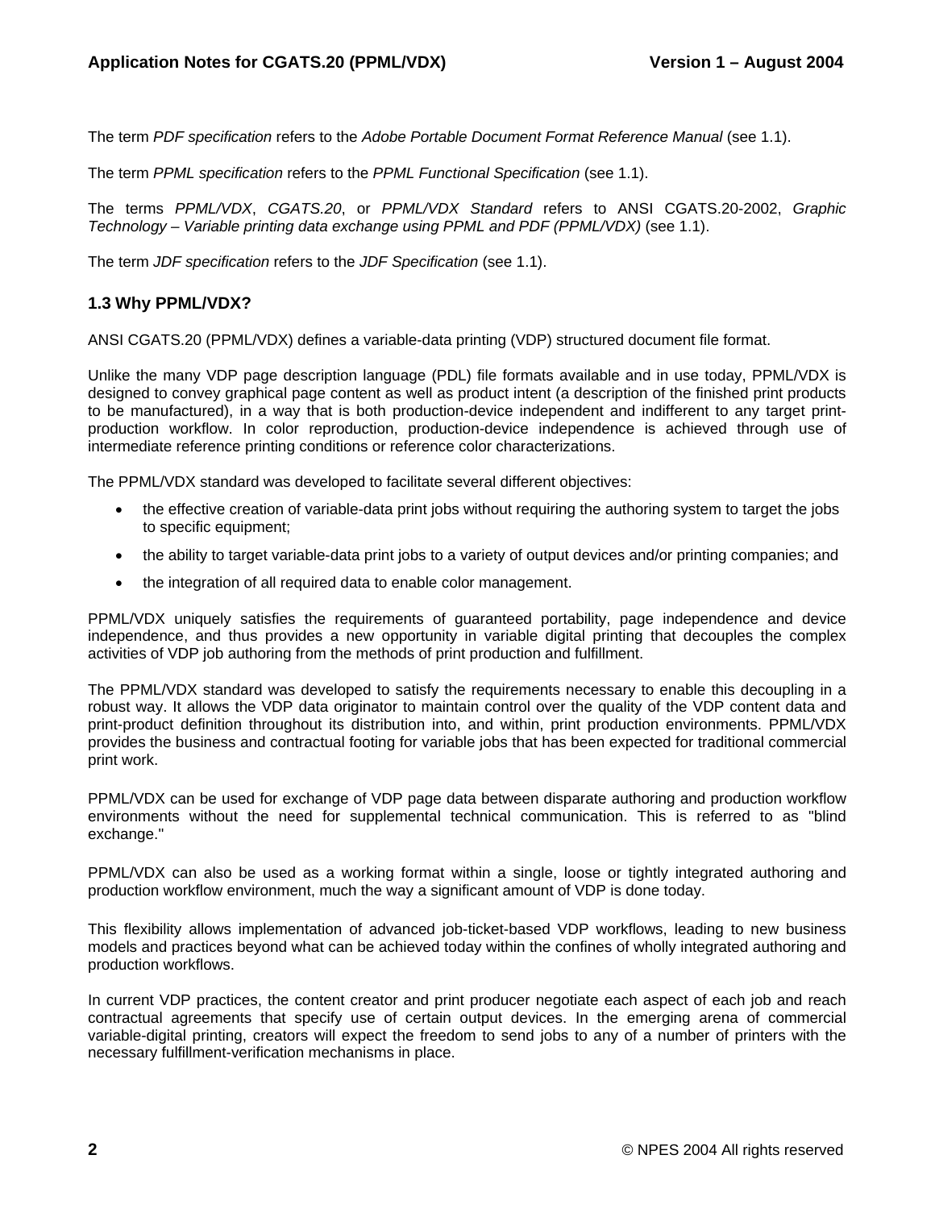The term *PDF specification* refers to the *Adobe Portable Document Format Reference Manual* (see 1.1).

The term *PPML specification* refers to the *PPML Functional Specification* (see 1.1).

The terms *PPML/VDX*, *CGATS.20*, or *PPML/VDX Standard* refers to ANSI CGATS.20-2002, *Graphic Technology – Variable printing data exchange using PPML and PDF (PPML/VDX)* (see 1.1).

The term *JDF specification* refers to the *JDF Specification* (see 1.1).

### 1.3 Why PPML/VDX?

ANSI CGATS.20 (PPML/VDX) defines a variable-data printing (VDP) structured document file format.

Unlike the many VDP page description language (PDL) file formats available and in use today, PPML/VDX is designed to convey graphical page content as well as product intent (a description of the finished print products to be manufactured), in a way that is both production-device independent and indifferent to any target print-production workflow. In color reproduction, production-device independence is achieved through use of intermediate reference printing conditions or reference color characterizations.

The PPML/VDX standard was developed to facilitate several different objectives:

- the effective creation of variable-data print jobs without requiring the authoring system to target the jobs to specific equipment;
- the ability to target variable-data print jobs to a variety of output devices and/or printing companies; and
- the integration of all required data to enable color management.

PPML/VDX uniquely satisfies the requirements of guaranteed portability, page independence and device independence, and thus provides a new opportunity in variable digital printing that decouples the complex activities of VDP job authoring from the methods of print production and fulfillment.

The PPML/VDX standard was developed to satisfy the requirements necessary to enable this decoupling in a robust way. It allows the VDP data originator to maintain control over the quality of the VDP content data and print-product definition throughout its distribution into, and within, print production environments. PPML/VDX provides the business and contractual footing for variable jobs that has been expected for traditional commercial print work.

PPML/VDX can be used for exchange of VDP page data between disparate authoring and production workflow environments without the need for supplemental technical communication. This is referred to as "blind exchange."

PPML/VDX can also be used as a working format within a single, loose or tightly integrated authoring and production workflow environment, much the way a significant amount of VDP is done today.

This flexibility allows implementation of advanced job-ticket-based VDP workflows, leading to new business models and practices beyond what can be achieved today within the confines of wholly integrated authoring and production workflows.

In current VDP practices, the content creator and print producer negotiate each aspect of each job and reach contractual agreements that specify use of certain output devices. In the emerging arena of commercial variable-digital printing, creators will expect the freedom to send jobs to any of a number of printers with the necessary fulfillment-verification mechanisms in place.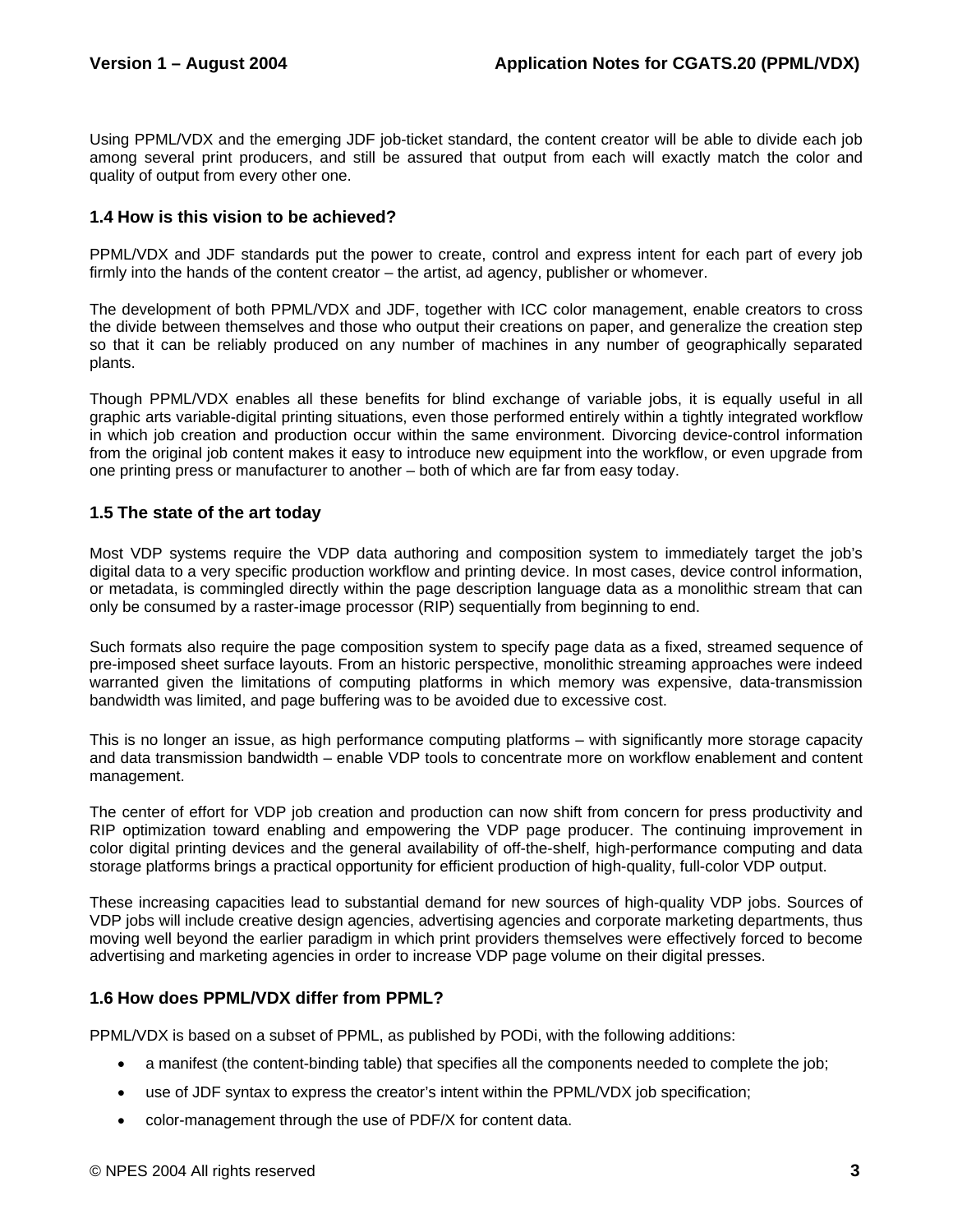Using PPML/VDX and the emerging JDF job-ticket standard, the content creator will be able to divide each job among several print producers, and still be assured that output from each will exactly match the color and quality of output from every other one.

### 1.4 How is this vision to be achieved?

PPML/VDX and JDF standards put the power to create, control and express intent for each part of every job firmly into the hands of the content creator – the artist, ad agency, publisher or whomever.

The development of both PPML/VDX and JDF, together with ICC color management, enable creators to cross the divide between themselves and those who output their creations on paper, and generalize the creation step so that it can be reliably produced on any number of machines in any number of geographically separated plants.

Though PPML/VDX enables all these benefits for blind exchange of variable jobs, it is equally useful in all graphic arts variable-digital printing situations, even those performed entirely within a tightly integrated workflow in which job creation and production occur within the same environment. Divorcing device-control information from the original job content makes it easy to introduce new equipment into the workflow, or even upgrade from one printing press or manufacturer to another – both of which are far from easy today.

### 1.5 The state of the art today

Most VDP systems require the VDP data authoring and composition system to immediately target the job's digital data to a very specific production workflow and printing device. In most cases, device control information, or metadata, is commingled directly within the page description language data as a monolithic stream that can only be consumed by a raster-image processor (RIP) sequentially from beginning to end.

Such formats also require the page composition system to specify page data as a fixed, streamed sequence of pre-imposed sheet surface layouts. From an historic perspective, monolithic streaming approaches were indeed warranted given the limitations of computing platforms in which memory was expensive, data-transmission bandwidth was limited, and page buffering was to be avoided due to excessive cost.

This is no longer an issue, as high performance computing platforms – with significantly more storage capacity and data transmission bandwidth – enable VDP tools to concentrate more on workflow enablement and content management.

The center of effort for VDP job creation and production can now shift from concern for press productivity and RIP optimization toward enabling and empowering the VDP page producer. The continuing improvement in color digital printing devices and the general availability of off-the-shelf, high-performance computing and data storage platforms brings a practical opportunity for efficient production of high-quality, full-color VDP output.

These increasing capacities lead to substantial demand for new sources of high-quality VDP jobs. Sources of VDP jobs will include creative design agencies, advertising agencies and corporate marketing departments, thus moving well beyond the earlier paradigm in which print providers themselves were effectively forced to become advertising and marketing agencies in order to increase VDP page volume on their digital presses.

### 1.6 How does PPML/VDX differ from PPML?

PPML/VDX is based on a subset of PPML, as published by PODi, with the following additions:

- a manifest (the content-binding table) that specifies all the components needed to complete the job;
- use of JDF syntax to express the creator's intent within the PPML/VDX job specification;
- color-management through the use of PDF/X for content data.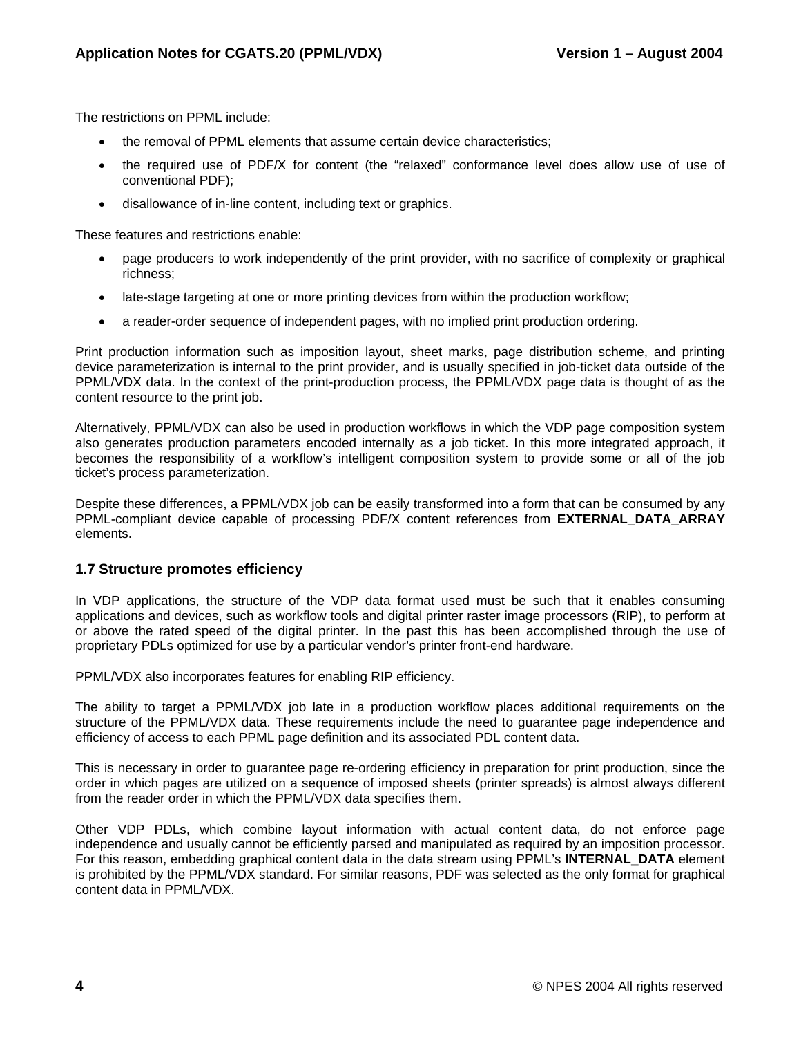The restrictions on PPML include:

- the removal of PPML elements that assume certain device characteristics;
- the required use of PDF/X for content (the "relaxed" conformance level does allow use of use of conventional PDF);
- disallowance of in-line content, including text or graphics.

These features and restrictions enable:

- page producers to work independently of the print provider, with no sacrifice of complexity or graphical richness;
- late-stage targeting at one or more printing devices from within the production workflow;
- a reader-order sequence of independent pages, with no implied print production ordering.

Print production information such as imposition layout, sheet marks, page distribution scheme, and printing device parameterization is internal to the print provider, and is usually specified in job-ticket data outside of the PPML/VDX data. In the context of the print-production process, the PPML/VDX page data is thought of as the content resource to the print job.

Alternatively, PPML/VDX can also be used in production workflows in which the VDP page composition system also generates production parameters encoded internally as a job ticket. In this more integrated approach, it becomes the responsibility of a workflow's intelligent composition system to provide some or all of the job ticket's process parameterization.

Despite these differences, a PPML/VDX job can be easily transformed into a form that can be consumed by any PPML-compliant device capable of processing PDF/X content references from **EXTERNAL_DATA_ARRAY** elements.

### 1.7 Structure promotes efficiency

In VDP applications, the structure of the VDP data format used must be such that it enables consuming applications and devices, such as workflow tools and digital printer raster image processors (RIP), to perform at or above the rated speed of the digital printer. In the past this has been accomplished through the use of proprietary PDLs optimized for use by a particular vendor's printer front-end hardware.

PPML/VDX also incorporates features for enabling RIP efficiency.

The ability to target a PPML/VDX job late in a production workflow places additional requirements on the structure of the PPML/VDX data. These requirements include the need to guarantee page independence and efficiency of access to each PPML page definition and its associated PDL content data.

This is necessary in order to guarantee page re-ordering efficiency in preparation for print production, since the order in which pages are utilized on a sequence of imposed sheets (printer spreads) is almost always different from the reader order in which the PPML/VDX data specifies them.

Other VDP PDLs, which combine layout information with actual content data, do not enforce page independence and usually cannot be efficiently parsed and manipulated as required by an imposition processor. For this reason, embedding graphical content data in the data stream using PPML's **INTERNAL_DATA** element is prohibited by the PPML/VDX standard. For similar reasons, PDF was selected as the only format for graphical content data in PPML/VDX.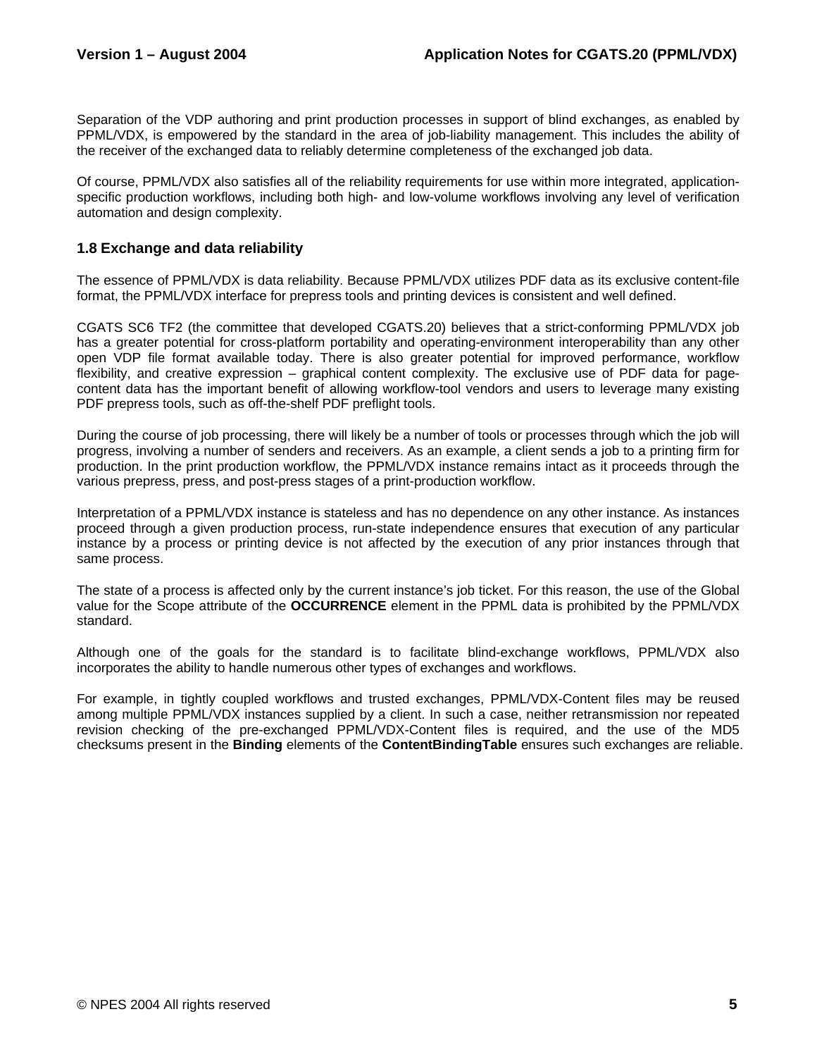Separation of the VDP authoring and print production processes in support of blind exchanges, as enabled by PPML/VDX, is empowered by the standard in the area of job-liability management. This includes the ability of the receiver of the exchanged data to reliably determine completeness of the exchanged job data.

Of course, PPML/VDX also satisfies all of the reliability requirements for use within more integrated, application-specific production workflows, including both high- and low-volume workflows involving any level of verification automation and design complexity.

### 1.8 Exchange and data reliability

The essence of PPML/VDX is data reliability. Because PPML/VDX utilizes PDF data as its exclusive content-file format, the PPML/VDX interface for prepress tools and printing devices is consistent and well defined.

CGATS SC6 TF2 (the committee that developed CGATS.20) believes that a strict-conforming PPML/VDX job has a greater potential for cross-platform portability and operating-environment interoperability than any other open VDP file format available today. There is also greater potential for improved performance, workflow flexibility, and creative expression – graphical content complexity. The exclusive use of PDF data for page-content data has the important benefit of allowing workflow-tool vendors and users to leverage many existing PDF prepress tools, such as off-the-shelf PDF preflight tools.

During the course of job processing, there will likely be a number of tools or processes through which the job will progress, involving a number of senders and receivers. As an example, a client sends a job to a printing firm for production. In the print production workflow, the PPML/VDX instance remains intact as it proceeds through the various prepress, press, and post-press stages of a print-production workflow.

Interpretation of a PPML/VDX instance is stateless and has no dependence on any other instance. As instances proceed through a given production process, run-state independence ensures that execution of any particular instance by a process or printing device is not affected by the execution of any prior instances through that same process.

The state of a process is affected only by the current instance's job ticket. For this reason, the use of the Global value for the Scope attribute of the **OCCURRENCE** element in the PPML data is prohibited by the PPML/VDX standard.

Although one of the goals for the standard is to facilitate blind-exchange workflows, PPML/VDX also incorporates the ability to handle numerous other types of exchanges and workflows.

For example, in tightly coupled workflows and trusted exchanges, PPML/VDX-Content files may be reused among multiple PPML/VDX instances supplied by a client. In such a case, neither retransmission nor repeated revision checking of the pre-exchanged PPML/VDX-Content files is required, and the use of the MD5 checksums present in the **Binding** elements of the **ContentBindingTable** ensures such exchanges are reliable.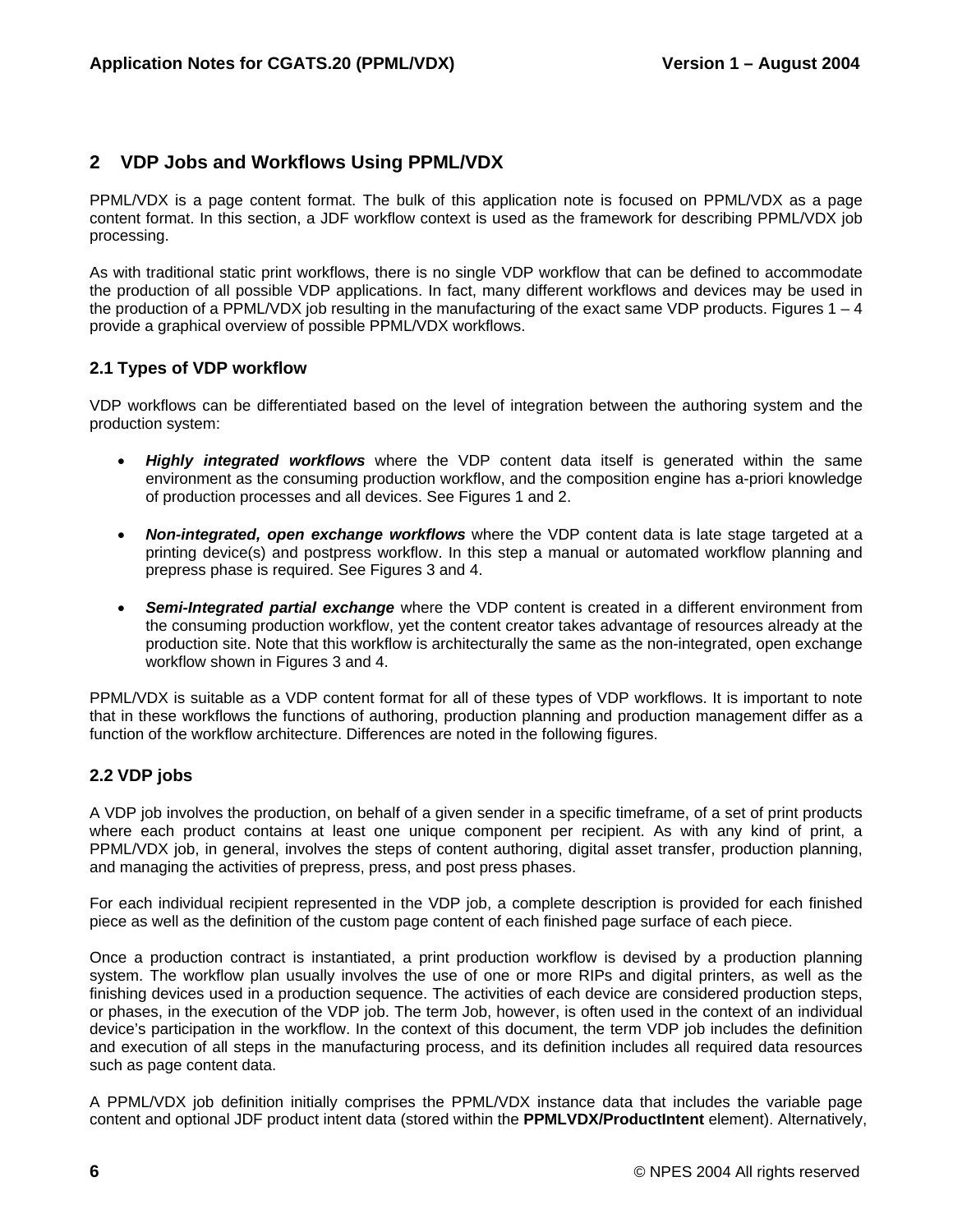## 2 VDP Jobs and Workflows Using PPML/VDX

PPML/VDX is a page content format. The bulk of this application note is focused on PPML/VDX as a page content format. In this section, a JDF workflow context is used as the framework for describing PPML/VDX job processing.

As with traditional static print workflows, there is no single VDP workflow that can be defined to accommodate the production of all possible VDP applications. In fact, many different workflows and devices may be used in the production of a PPML/VDX job resulting in the manufacturing of the exact same VDP products. Figures 1 – 4 provide a graphical overview of possible PPML/VDX workflows.

### 2.1 Types of VDP workflow

VDP workflows can be differentiated based on the level of integration between the authoring system and the production system:

- ***Highly integrated workflows*** where the VDP content data itself is generated within the same environment as the consuming production workflow, and the composition engine has a-priori knowledge of production processes and all devices. See Figures 1 and 2.

- ***Non-integrated, open exchange workflows*** where the VDP content data is late stage targeted at a printing device(s) and postpress workflow. In this step a manual or automated workflow planning and prepress phase is required. See Figures 3 and 4.

- ***Semi-Integrated partial exchange*** where the VDP content is created in a different environment from the consuming production workflow, yet the content creator takes advantage of resources already at the production site. Note that this workflow is architecturally the same as the non-integrated, open exchange workflow shown in Figures 3 and 4.

PPML/VDX is suitable as a VDP content format for all of these types of VDP workflows. It is important to note that in these workflows the functions of authoring, production planning and production management differ as a function of the workflow architecture. Differences are noted in the following figures.

### 2.2 VDP jobs

A VDP job involves the production, on behalf of a given sender in a specific timeframe, of a set of print products where each product contains at least one unique component per recipient. As with any kind of print, a PPML/VDX job, in general, involves the steps of content authoring, digital asset transfer, production planning, and managing the activities of prepress, press, and post press phases.

For each individual recipient represented in the VDP job, a complete description is provided for each finished piece as well as the definition of the custom page content of each finished page surface of each piece.

Once a production contract is instantiated, a print production workflow is devised by a production planning system. The workflow plan usually involves the use of one or more RIPs and digital printers, as well as the finishing devices used in a production sequence. The activities of each device are considered production steps, or phases, in the execution of the VDP job. The term Job, however, is often used in the context of an individual device's participation in the workflow. In the context of this document, the term VDP job includes the definition and execution of all steps in the manufacturing process, and its definition includes all required data resources such as page content data.

A PPML/VDX job definition initially comprises the PPML/VDX instance data that includes the variable page content and optional JDF product intent data (stored within the **PPMLVDX/ProductIntent** element). Alternatively,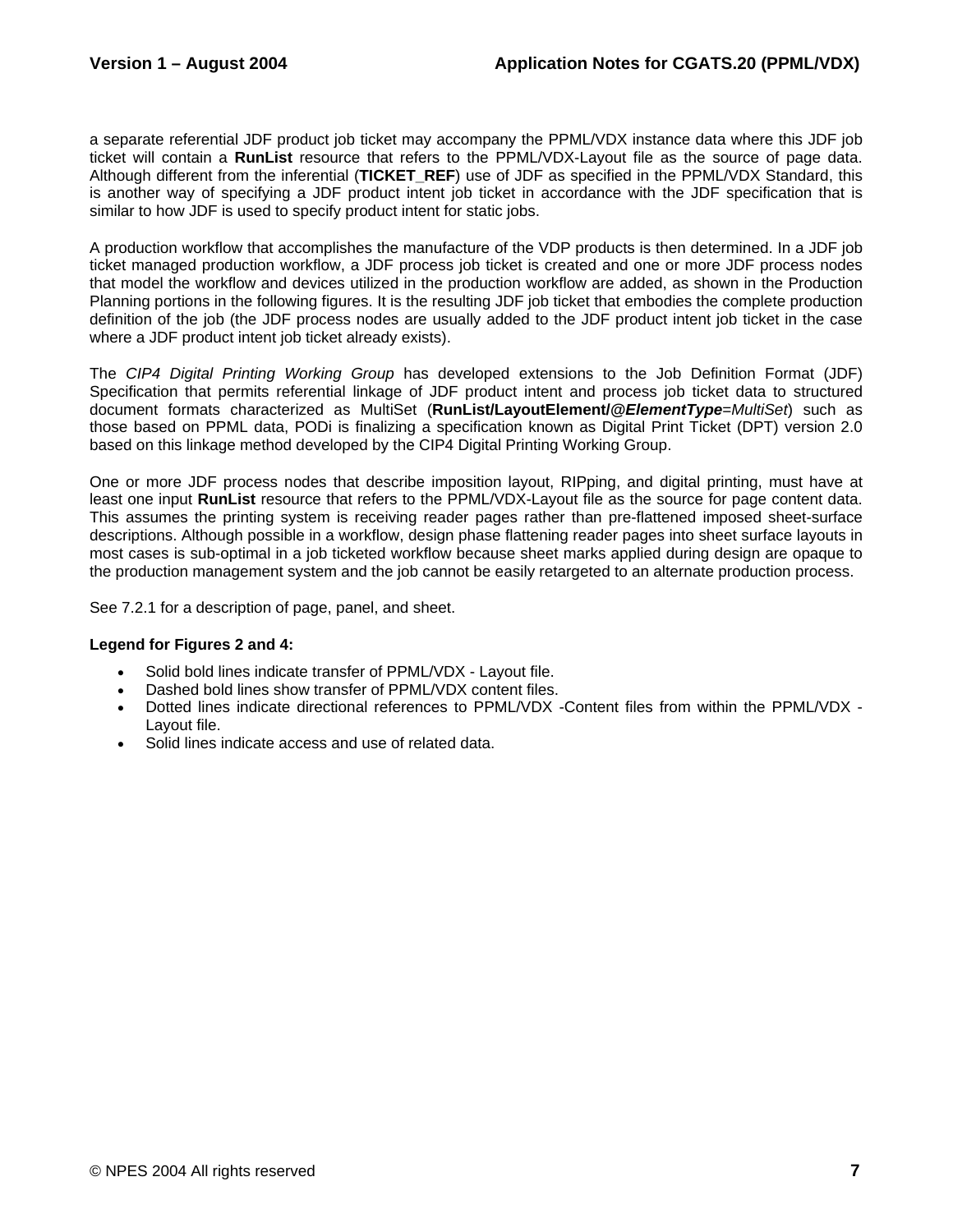a separate referential JDF product job ticket may accompany the PPML/VDX instance data where this JDF job ticket will contain a **RunList** resource that refers to the PPML/VDX-Layout file as the source of page data. Although different from the inferential (**TICKET_REF**) use of JDF as specified in the PPML/VDX Standard, this is another way of specifying a JDF product intent job ticket in accordance with the JDF specification that is similar to how JDF is used to specify product intent for static jobs.

A production workflow that accomplishes the manufacture of the VDP products is then determined. In a JDF job ticket managed production workflow, a JDF process job ticket is created and one or more JDF process nodes that model the workflow and devices utilized in the production workflow are added, as shown in the Production Planning portions in the following figures. It is the resulting JDF job ticket that embodies the complete production definition of the job (the JDF process nodes are usually added to the JDF product intent job ticket in the case where a JDF product intent job ticket already exists).

The *CIP4 Digital Printing Working Group* has developed extensions to the Job Definition Format (JDF) Specification that permits referential linkage of JDF product intent and process job ticket data to structured document formats characterized as MultiSet (**RunList/LayoutElement/@*ElementType***=*MultiSet*) such as those based on PPML data, PODi is finalizing a specification known as Digital Print Ticket (DPT) version 2.0 based on this linkage method developed by the CIP4 Digital Printing Working Group.

One or more JDF process nodes that describe imposition layout, RIPping, and digital printing, must have at least one input **RunList** resource that refers to the PPML/VDX-Layout file as the source for page content data. This assumes the printing system is receiving reader pages rather than pre-flattened imposed sheet-surface descriptions. Although possible in a workflow, design phase flattening reader pages into sheet surface layouts in most cases is sub-optimal in a job ticketed workflow because sheet marks applied during design are opaque to the production management system and the job cannot be easily retargeted to an alternate production process.

See 7.2.1 for a description of page, panel, and sheet.

**Legend for Figures 2 and 4:**

- Solid bold lines indicate transfer of PPML/VDX - Layout file.
- Dashed bold lines show transfer of PPML/VDX content files.
- Dotted lines indicate directional references to PPML/VDX -Content files from within the PPML/VDX - Layout file.
- Solid lines indicate access and use of related data.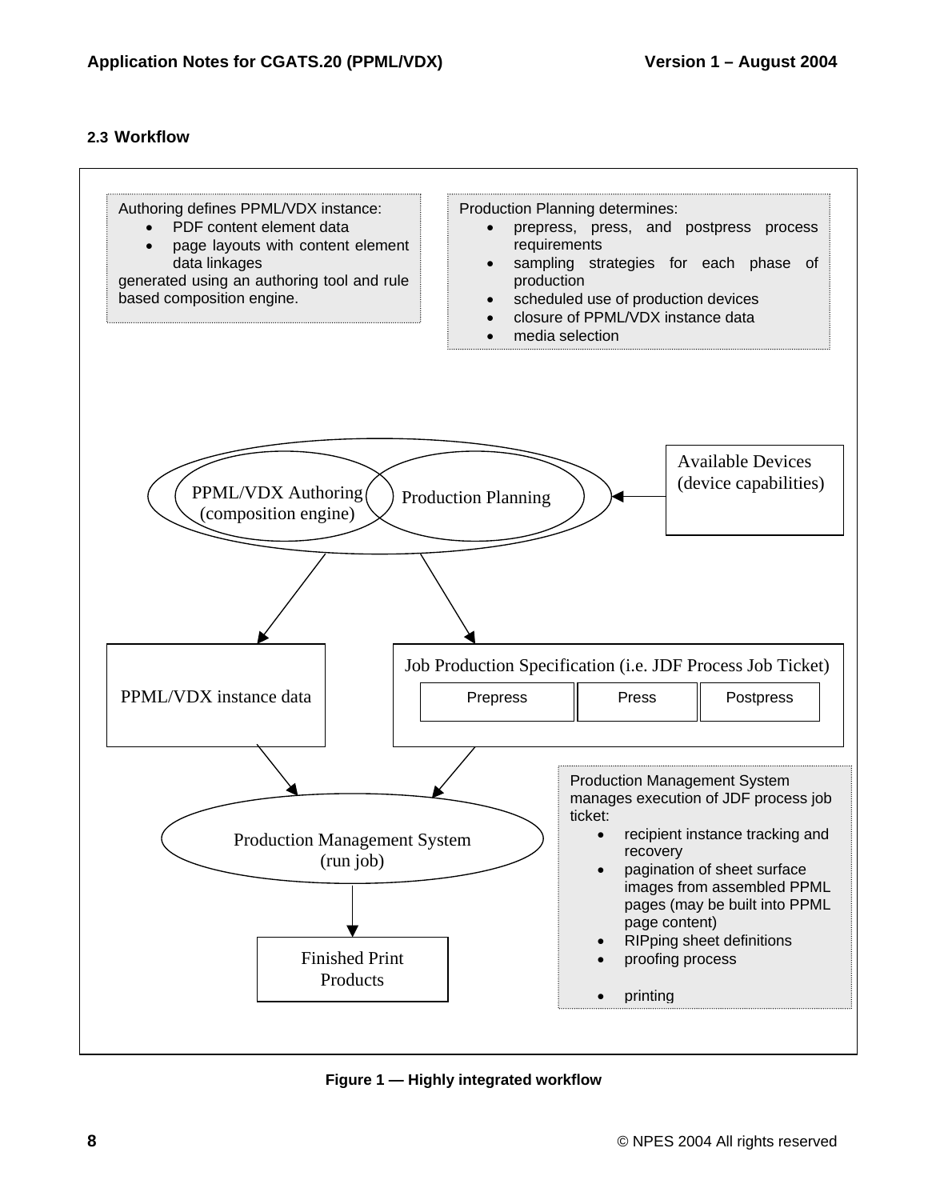### 2.3 Workflow

Authoring defines PPML/VDX instance:

- PDF content element data
- page layouts with content element data linkages

generated using an authoring tool and rule based composition engine.

Production Planning determines:

- prepress, press, and postpress process requirements
- sampling strategies for each phase of production
- scheduled use of production devices
- closure of PPML/VDX instance data
- media selection

PPML/VDX Authoring (composition engine)

Production Planning

Available Devices (device capabilities)

PPML/VDX instance data

Job Production Specification (i.e. JDF Process Job Ticket)

Prepress

Press

Postpress

Production Management System (run job)

Production Management System manages execution of JDF process job ticket:

- recipient instance tracking and recovery
- pagination of sheet surface images from assembled PPML pages (may be built into PPML page content)
- RIPping sheet definitions
- proofing process
- printing

Finished Print Products

**Figure 1 — Highly integrated workflow**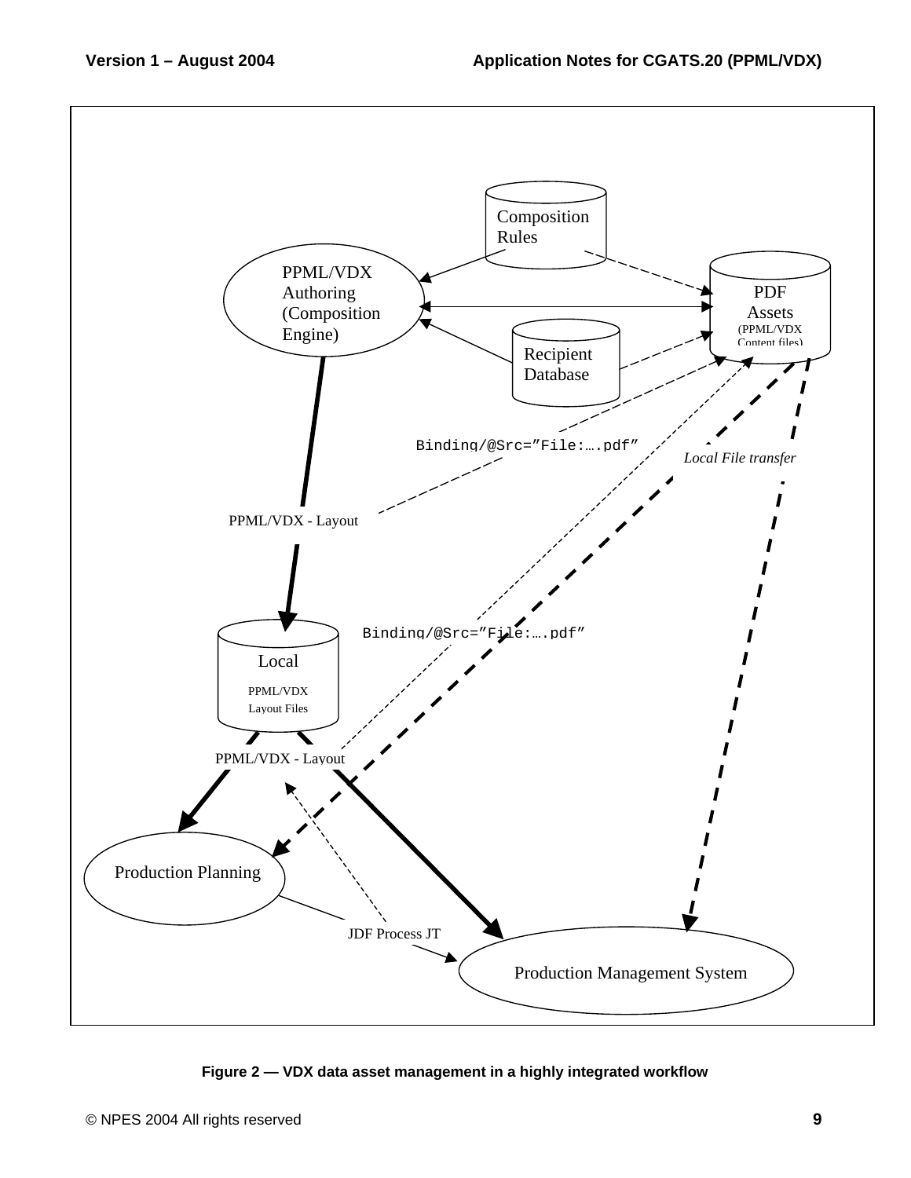Composition Rules

PPML/VDX Authoring (Composition Engine)

PDF Assets (PPML/VDX Content files)

Recipient Database

Binding/@Src="File:….pdf"

Local File transfer

PPML/VDX - Layout

Binding/@Src="File:….pdf"

Local PPML/VDX Layout Files

PPML/VDX - Layout

Production Planning

JDF Process JT

Production Management System

**Figure 2 — VDX data asset management in a highly integrated workflow**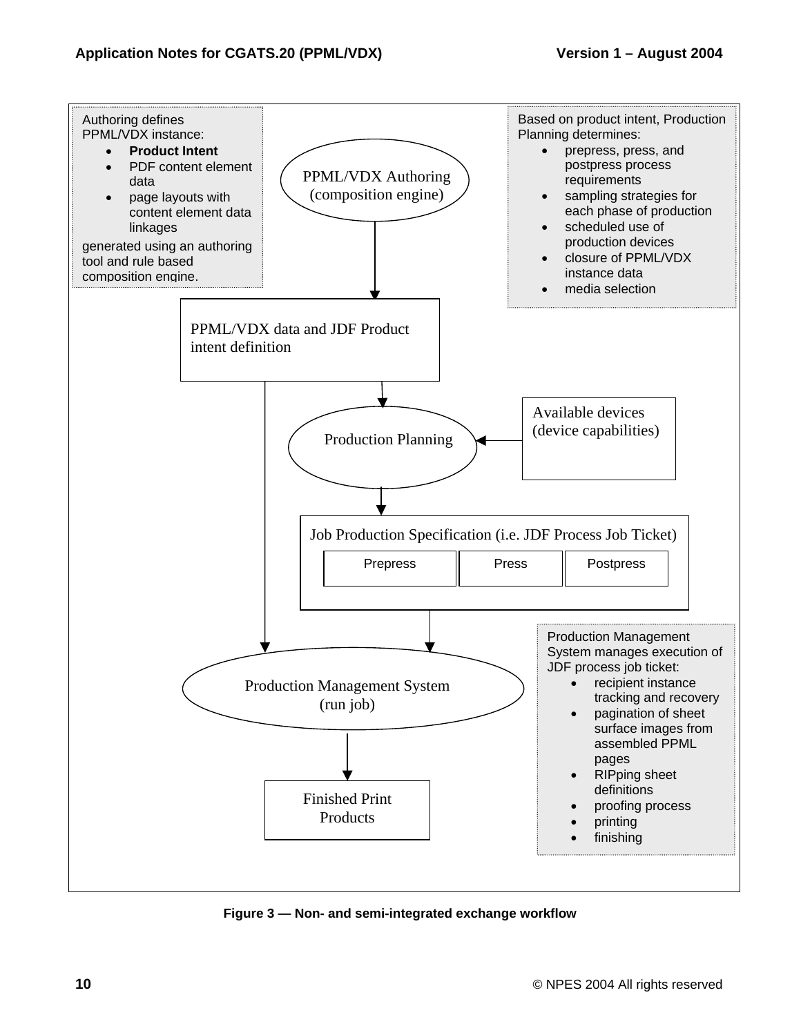Authoring defines PPML/VDX instance:

- **Product Intent**
- PDF content element data
- page layouts with content element data linkages

generated using an authoring tool and rule based composition engine.

PPML/VDX Authoring (composition engine)

Based on product intent, Production Planning determines:

- prepress, press, and postpress process requirements
- sampling strategies for each phase of production
- scheduled use of production devices
- closure of PPML/VDX instance data
- media selection

PPML/VDX data and JDF Product intent definition

Production Planning

Available devices (device capabilities)

Job Production Specification (i.e. JDF Process Job Ticket)

| Prepress | Press | Postpress |
|---|---|---|

Production Management System manages execution of JDF process job ticket:

- recipient instance tracking and recovery
- pagination of sheet surface images from assembled PPML pages
- RIPping sheet definitions
- proofing process
- printing
- finishing

Production Management System (run job)

Finished Print Products

**Figure 3 — Non- and semi-integrated exchange workflow**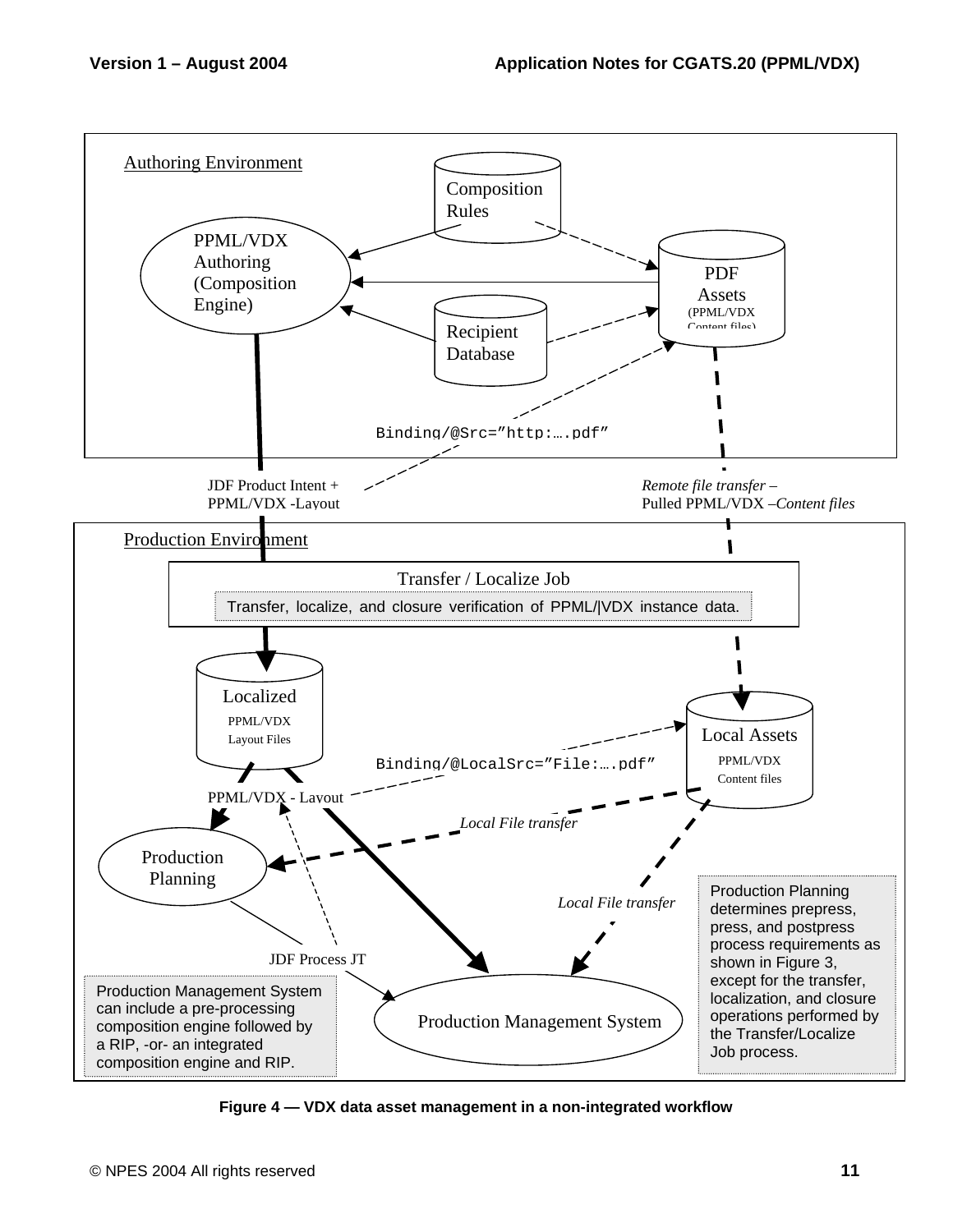Authoring Environment

Composition Rules

PPML/VDX Authoring (Composition Engine)

PDF Assets (PPML/VDX Content files)

Recipient Database

Binding/@Src="http:….pdf"

JDF Product Intent + PPML/VDX -Layout

*Remote file transfer –*
*Pulled PPML/VDX –Content files*

Production Environment

Transfer / Localize Job

Transfer, localize, and closure verification of PPML/|VDX instance data.

Localized PPML/VDX Layout Files

Local Assets PPML/VDX Content files

Binding/@LocalSrc="File:….pdf"

PPML/VDX - Layout

*Local File transfer*

Production Planning

*Local File transfer*

JDF Process JT

Production Management System

Production Management System can include a pre-processing composition engine followed by a RIP, -or- an integrated composition engine and RIP.

Production Planning determines prepress, press, and postpress process requirements as shown in Figure 3, except for the transfer, localization, and closure operations performed by the Transfer/Localize Job process.

**Figure 4 — VDX data asset management in a non-integrated workflow**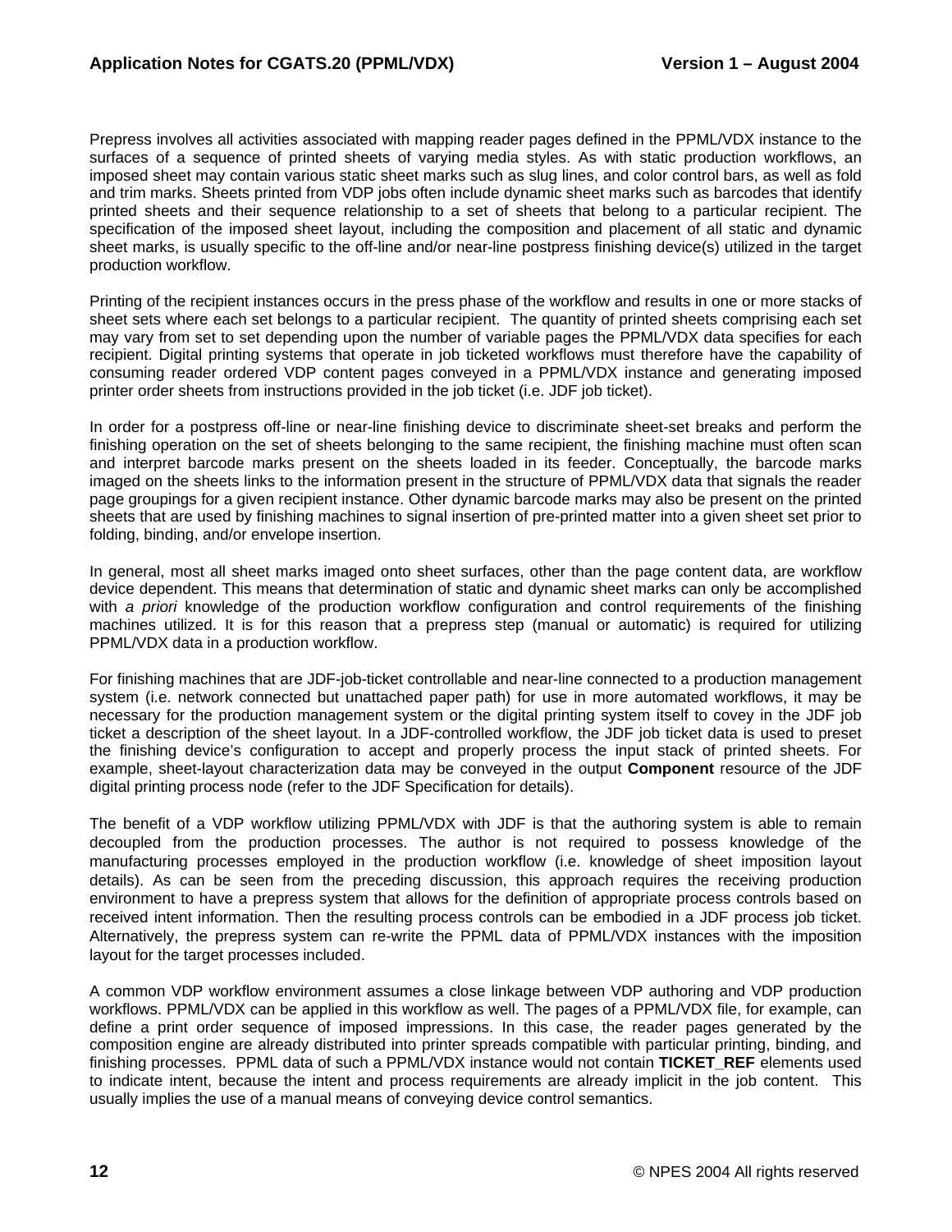Prepress involves all activities associated with mapping reader pages defined in the PPML/VDX instance to the surfaces of a sequence of printed sheets of varying media styles. As with static production workflows, an imposed sheet may contain various static sheet marks such as slug lines, and color control bars, as well as fold and trim marks. Sheets printed from VDP jobs often include dynamic sheet marks such as barcodes that identify printed sheets and their sequence relationship to a set of sheets that belong to a particular recipient. The specification of the imposed sheet layout, including the composition and placement of all static and dynamic sheet marks, is usually specific to the off-line and/or near-line postpress finishing device(s) utilized in the target production workflow.

Printing of the recipient instances occurs in the press phase of the workflow and results in one or more stacks of sheet sets where each set belongs to a particular recipient. The quantity of printed sheets comprising each set may vary from set to set depending upon the number of variable pages the PPML/VDX data specifies for each recipient. Digital printing systems that operate in job ticketed workflows must therefore have the capability of consuming reader ordered VDP content pages conveyed in a PPML/VDX instance and generating imposed printer order sheets from instructions provided in the job ticket (i.e. JDF job ticket).

In order for a postpress off-line or near-line finishing device to discriminate sheet-set breaks and perform the finishing operation on the set of sheets belonging to the same recipient, the finishing machine must often scan and interpret barcode marks present on the sheets loaded in its feeder. Conceptually, the barcode marks imaged on the sheets links to the information present in the structure of PPML/VDX data that signals the reader page groupings for a given recipient instance. Other dynamic barcode marks may also be present on the printed sheets that are used by finishing machines to signal insertion of pre-printed matter into a given sheet set prior to folding, binding, and/or envelope insertion.

In general, most all sheet marks imaged onto sheet surfaces, other than the page content data, are workflow device dependent. This means that determination of static and dynamic sheet marks can only be accomplished with *a priori* knowledge of the production workflow configuration and control requirements of the finishing machines utilized. It is for this reason that a prepress step (manual or automatic) is required for utilizing PPML/VDX data in a production workflow.

For finishing machines that are JDF-job-ticket controllable and near-line connected to a production management system (i.e. network connected but unattached paper path) for use in more automated workflows, it may be necessary for the production management system or the digital printing system itself to covey in the JDF job ticket a description of the sheet layout. In a JDF-controlled workflow, the JDF job ticket data is used to preset the finishing device's configuration to accept and properly process the input stack of printed sheets. For example, sheet-layout characterization data may be conveyed in the output **Component** resource of the JDF digital printing process node (refer to the JDF Specification for details).

The benefit of a VDP workflow utilizing PPML/VDX with JDF is that the authoring system is able to remain decoupled from the production processes. The author is not required to possess knowledge of the manufacturing processes employed in the production workflow (i.e. knowledge of sheet imposition layout details). As can be seen from the preceding discussion, this approach requires the receiving production environment to have a prepress system that allows for the definition of appropriate process controls based on received intent information. Then the resulting process controls can be embodied in a JDF process job ticket. Alternatively, the prepress system can re-write the PPML data of PPML/VDX instances with the imposition layout for the target processes included.

A common VDP workflow environment assumes a close linkage between VDP authoring and VDP production workflows. PPML/VDX can be applied in this workflow as well. The pages of a PPML/VDX file, for example, can define a print order sequence of imposed impressions. In this case, the reader pages generated by the composition engine are already distributed into printer spreads compatible with particular printing, binding, and finishing processes. PPML data of such a PPML/VDX instance would not contain **TICKET_REF** elements used to indicate intent, because the intent and process requirements are already implicit in the job content. This usually implies the use of a manual means of conveying device control semantics.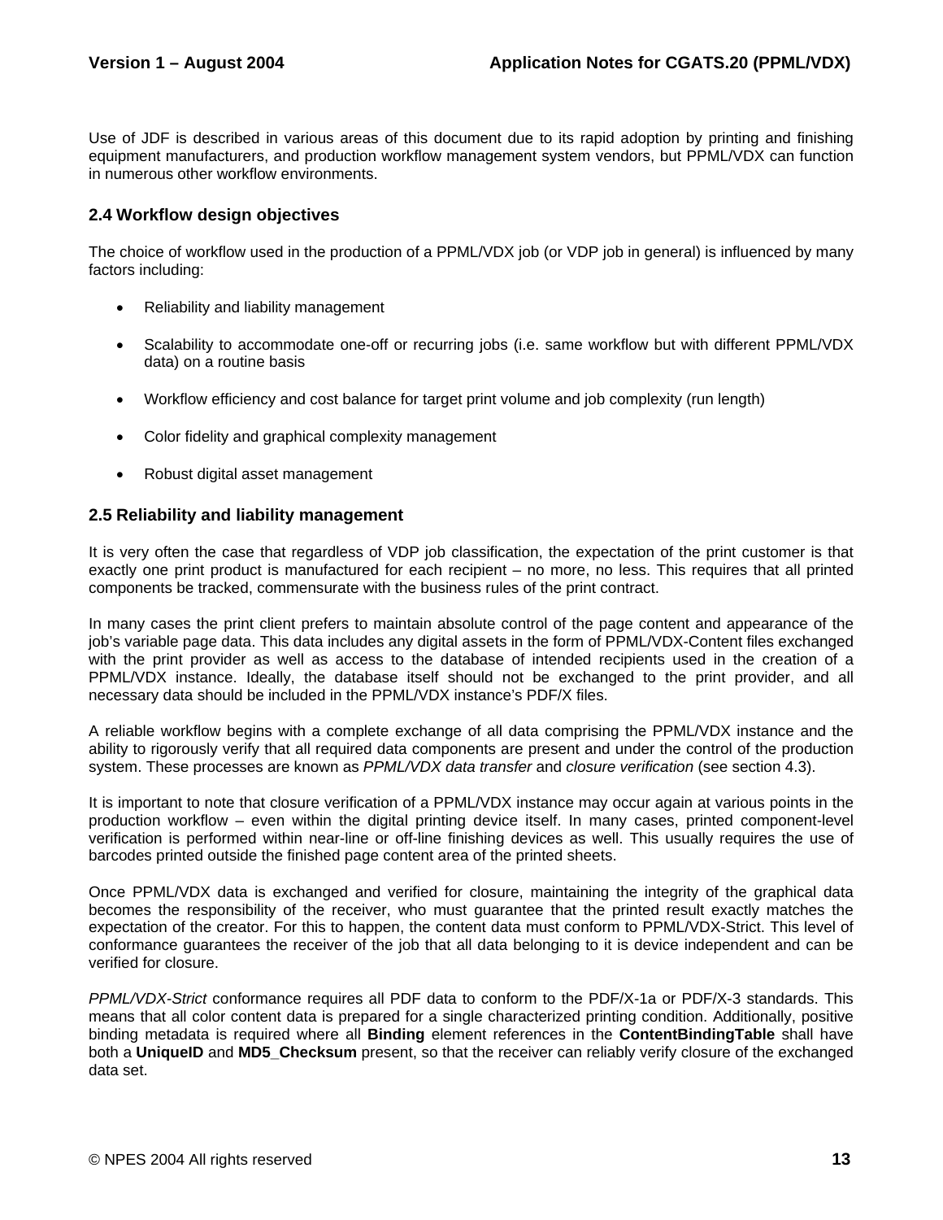Use of JDF is described in various areas of this document due to its rapid adoption by printing and finishing equipment manufacturers, and production workflow management system vendors, but PPML/VDX can function in numerous other workflow environments.

## 2.4 Workflow design objectives

The choice of workflow used in the production of a PPML/VDX job (or VDP job in general) is influenced by many factors including:

- Reliability and liability management
- Scalability to accommodate one-off or recurring jobs (i.e. same workflow but with different PPML/VDX data) on a routine basis
- Workflow efficiency and cost balance for target print volume and job complexity (run length)
- Color fidelity and graphical complexity management
- Robust digital asset management

## 2.5 Reliability and liability management

It is very often the case that regardless of VDP job classification, the expectation of the print customer is that exactly one print product is manufactured for each recipient – no more, no less. This requires that all printed components be tracked, commensurate with the business rules of the print contract.

In many cases the print client prefers to maintain absolute control of the page content and appearance of the job's variable page data. This data includes any digital assets in the form of PPML/VDX-Content files exchanged with the print provider as well as access to the database of intended recipients used in the creation of a PPML/VDX instance. Ideally, the database itself should not be exchanged to the print provider, and all necessary data should be included in the PPML/VDX instance's PDF/X files.

A reliable workflow begins with a complete exchange of all data comprising the PPML/VDX instance and the ability to rigorously verify that all required data components are present and under the control of the production system. These processes are known as *PPML/VDX data transfer* and *closure verification* (see section 4.3).

It is important to note that closure verification of a PPML/VDX instance may occur again at various points in the production workflow – even within the digital printing device itself. In many cases, printed component-level verification is performed within near-line or off-line finishing devices as well. This usually requires the use of barcodes printed outside the finished page content area of the printed sheets.

Once PPML/VDX data is exchanged and verified for closure, maintaining the integrity of the graphical data becomes the responsibility of the receiver, who must guarantee that the printed result exactly matches the expectation of the creator. For this to happen, the content data must conform to PPML/VDX-Strict. This level of conformance guarantees the receiver of the job that all data belonging to it is device independent and can be verified for closure.

*PPML/VDX-Strict* conformance requires all PDF data to conform to the PDF/X-1a or PDF/X-3 standards. This means that all color content data is prepared for a single characterized printing condition. Additionally, positive binding metadata is required where all **Binding** element references in the **ContentBindingTable** shall have both a **UniqueID** and **MD5_Checksum** present, so that the receiver can reliably verify closure of the exchanged data set.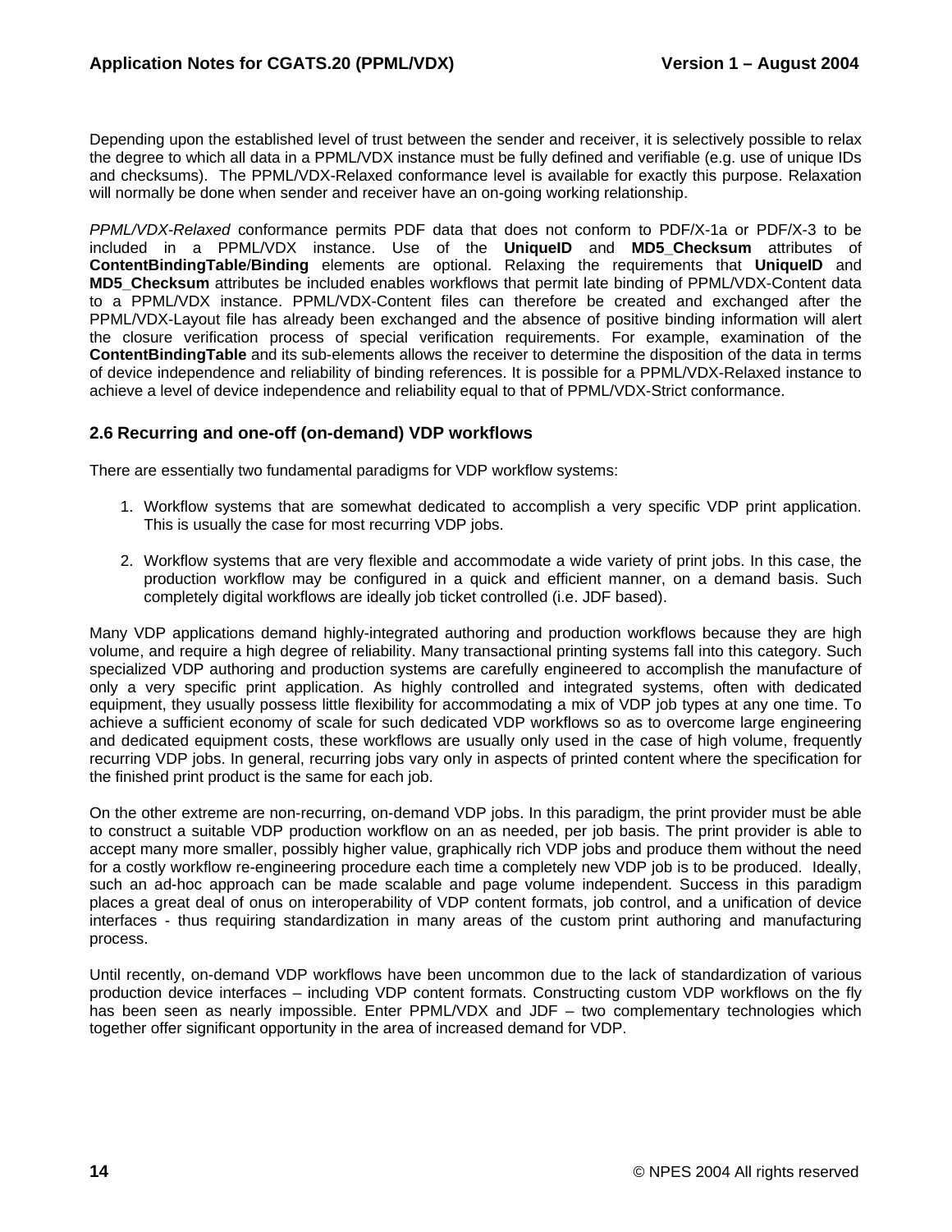Depending upon the established level of trust between the sender and receiver, it is selectively possible to relax the degree to which all data in a PPML/VDX instance must be fully defined and verifiable (e.g. use of unique IDs and checksums). The PPML/VDX-Relaxed conformance level is available for exactly this purpose. Relaxation will normally be done when sender and receiver have an on-going working relationship.

*PPML/VDX-Relaxed* conformance permits PDF data that does not conform to PDF/X-1a or PDF/X-3 to be included in a PPML/VDX instance. Use of the **UniqueID** and **MD5_Checksum** attributes of **ContentBindingTable**/**Binding** elements are optional. Relaxing the requirements that **UniqueID** and **MD5_Checksum** attributes be included enables workflows that permit late binding of PPML/VDX-Content data to a PPML/VDX instance. PPML/VDX-Content files can therefore be created and exchanged after the PPML/VDX-Layout file has already been exchanged and the absence of positive binding information will alert the closure verification process of special verification requirements. For example, examination of the **ContentBindingTable** and its sub-elements allows the receiver to determine the disposition of the data in terms of device independence and reliability of binding references. It is possible for a PPML/VDX-Relaxed instance to achieve a level of device independence and reliability equal to that of PPML/VDX-Strict conformance.

## 2.6 Recurring and one-off (on-demand) VDP workflows

There are essentially two fundamental paradigms for VDP workflow systems:

1. Workflow systems that are somewhat dedicated to accomplish a very specific VDP print application. This is usually the case for most recurring VDP jobs.

2. Workflow systems that are very flexible and accommodate a wide variety of print jobs. In this case, the production workflow may be configured in a quick and efficient manner, on a demand basis. Such completely digital workflows are ideally job ticket controlled (i.e. JDF based).

Many VDP applications demand highly-integrated authoring and production workflows because they are high volume, and require a high degree of reliability. Many transactional printing systems fall into this category. Such specialized VDP authoring and production systems are carefully engineered to accomplish the manufacture of only a very specific print application. As highly controlled and integrated systems, often with dedicated equipment, they usually possess little flexibility for accommodating a mix of VDP job types at any one time. To achieve a sufficient economy of scale for such dedicated VDP workflows so as to overcome large engineering and dedicated equipment costs, these workflows are usually only used in the case of high volume, frequently recurring VDP jobs. In general, recurring jobs vary only in aspects of printed content where the specification for the finished print product is the same for each job.

On the other extreme are non-recurring, on-demand VDP jobs. In this paradigm, the print provider must be able to construct a suitable VDP production workflow on an as needed, per job basis. The print provider is able to accept many more smaller, possibly higher value, graphically rich VDP jobs and produce them without the need for a costly workflow re-engineering procedure each time a completely new VDP job is to be produced. Ideally, such an ad-hoc approach can be made scalable and page volume independent. Success in this paradigm places a great deal of onus on interoperability of VDP content formats, job control, and a unification of device interfaces - thus requiring standardization in many areas of the custom print authoring and manufacturing process.

Until recently, on-demand VDP workflows have been uncommon due to the lack of standardization of various production device interfaces – including VDP content formats. Constructing custom VDP workflows on the fly has been seen as nearly impossible. Enter PPML/VDX and JDF – two complementary technologies which together offer significant opportunity in the area of increased demand for VDP.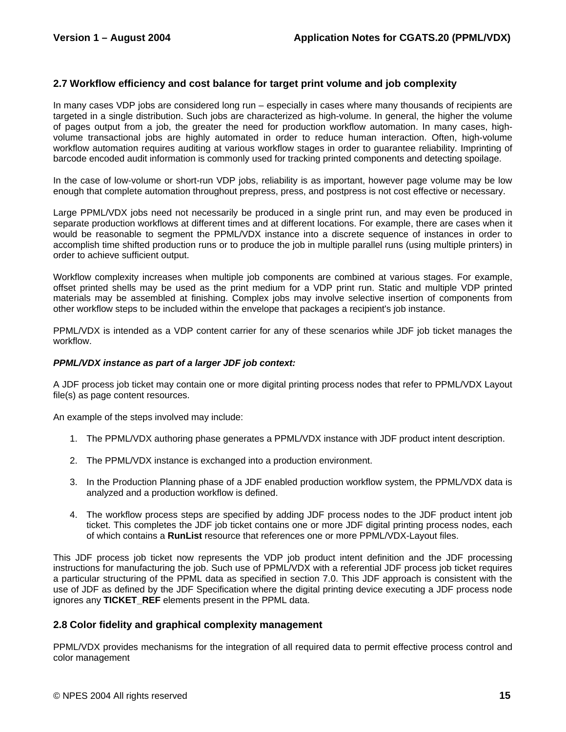## 2.7 Workflow efficiency and cost balance for target print volume and job complexity

In many cases VDP jobs are considered long run – especially in cases where many thousands of recipients are targeted in a single distribution. Such jobs are characterized as high-volume. In general, the higher the volume of pages output from a job, the greater the need for production workflow automation. In many cases, high-volume transactional jobs are highly automated in order to reduce human interaction. Often, high-volume workflow automation requires auditing at various workflow stages in order to guarantee reliability. Imprinting of barcode encoded audit information is commonly used for tracking printed components and detecting spoilage.

In the case of low-volume or short-run VDP jobs, reliability is as important, however page volume may be low enough that complete automation throughout prepress, press, and postpress is not cost effective or necessary.

Large PPML/VDX jobs need not necessarily be produced in a single print run, and may even be produced in separate production workflows at different times and at different locations. For example, there are cases when it would be reasonable to segment the PPML/VDX instance into a discrete sequence of instances in order to accomplish time shifted production runs or to produce the job in multiple parallel runs (using multiple printers) in order to achieve sufficient output.

Workflow complexity increases when multiple job components are combined at various stages. For example, offset printed shells may be used as the print medium for a VDP print run. Static and multiple VDP printed materials may be assembled at finishing. Complex jobs may involve selective insertion of components from other workflow steps to be included within the envelope that packages a recipient's job instance.

PPML/VDX is intended as a VDP content carrier for any of these scenarios while JDF job ticket manages the workflow.

***PPML/VDX instance as part of a larger JDF job context:***

A JDF process job ticket may contain one or more digital printing process nodes that refer to PPML/VDX Layout file(s) as page content resources.

An example of the steps involved may include:

1. The PPML/VDX authoring phase generates a PPML/VDX instance with JDF product intent description.

2. The PPML/VDX instance is exchanged into a production environment.

3. In the Production Planning phase of a JDF enabled production workflow system, the PPML/VDX data is analyzed and a production workflow is defined.

4. The workflow process steps are specified by adding JDF process nodes to the JDF product intent job ticket. This completes the JDF job ticket contains one or more JDF digital printing process nodes, each of which contains a **RunList** resource that references one or more PPML/VDX-Layout files.

This JDF process job ticket now represents the VDP job product intent definition and the JDF processing instructions for manufacturing the job. Such use of PPML/VDX with a referential JDF process job ticket requires a particular structuring of the PPML data as specified in section 7.0. This JDF approach is consistent with the use of JDF as defined by the JDF Specification where the digital printing device executing a JDF process node ignores any **TICKET_REF** elements present in the PPML data.

## 2.8 Color fidelity and graphical complexity management

PPML/VDX provides mechanisms for the integration of all required data to permit effective process control and color management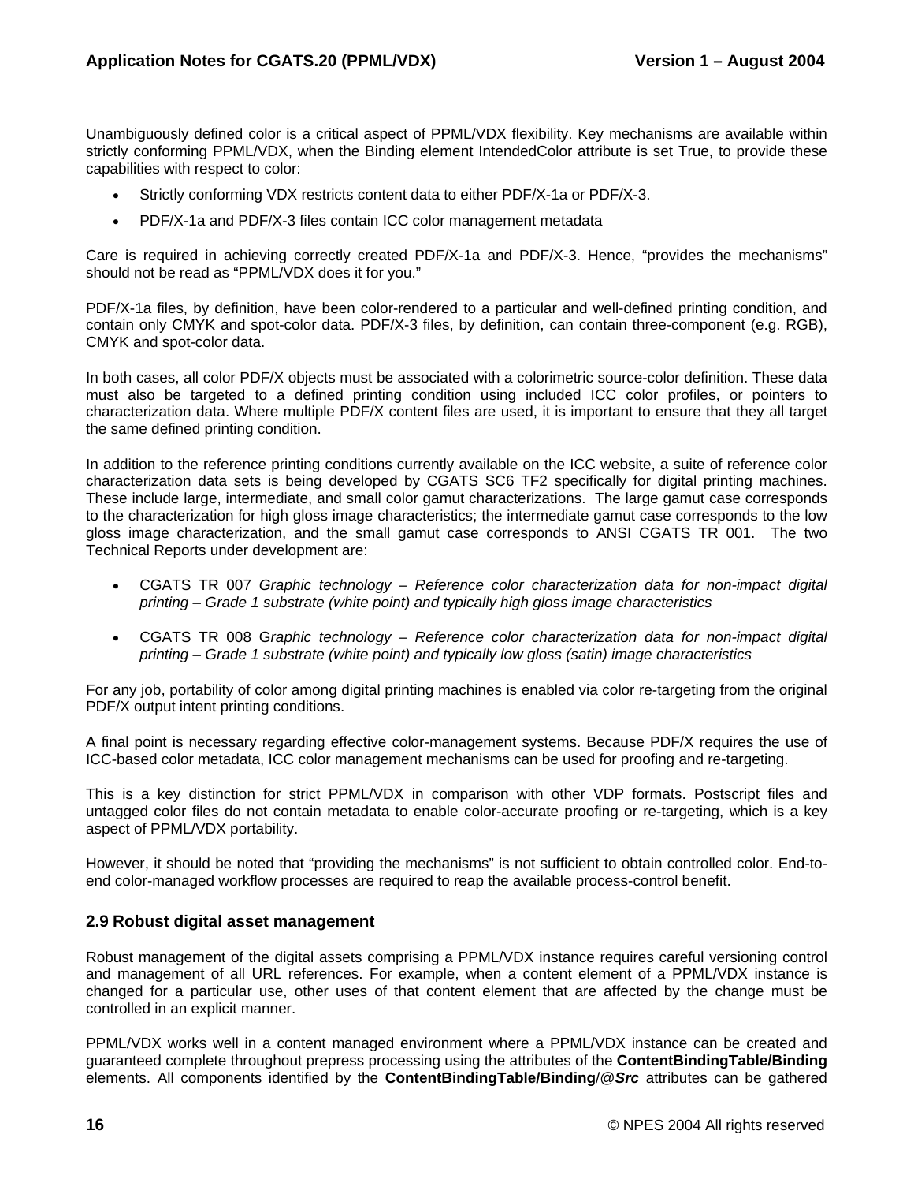Unambiguously defined color is a critical aspect of PPML/VDX flexibility. Key mechanisms are available within strictly conforming PPML/VDX, when the Binding element IntendedColor attribute is set True, to provide these capabilities with respect to color:

- Strictly conforming VDX restricts content data to either PDF/X-1a or PDF/X-3.
- PDF/X-1a and PDF/X-3 files contain ICC color management metadata

Care is required in achieving correctly created PDF/X-1a and PDF/X-3. Hence, “provides the mechanisms” should not be read as “PPML/VDX does it for you.”

PDF/X-1a files, by definition, have been color-rendered to a particular and well-defined printing condition, and contain only CMYK and spot-color data. PDF/X-3 files, by definition, can contain three-component (e.g. RGB), CMYK and spot-color data.

In both cases, all color PDF/X objects must be associated with a colorimetric source-color definition. These data must also be targeted to a defined printing condition using included ICC color profiles, or pointers to characterization data. Where multiple PDF/X content files are used, it is important to ensure that they all target the same defined printing condition.

In addition to the reference printing conditions currently available on the ICC website, a suite of reference color characterization data sets is being developed by CGATS SC6 TF2 specifically for digital printing machines. These include large, intermediate, and small color gamut characterizations. The large gamut case corresponds to the characterization for high gloss image characteristics; the intermediate gamut case corresponds to the low gloss image characterization, and the small gamut case corresponds to ANSI CGATS TR 001. The two Technical Reports under development are:

- CGATS TR 007 *Graphic technology – Reference color characterization data for non-impact digital printing – Grade 1 substrate (white point) and typically high gloss image characteristics*
- CGATS TR 008 G*raphic technology – Reference color characterization data for non-impact digital printing – Grade 1 substrate (white point) and typically low gloss (satin) image characteristics*

For any job, portability of color among digital printing machines is enabled via color re-targeting from the original PDF/X output intent printing conditions.

A final point is necessary regarding effective color-management systems. Because PDF/X requires the use of ICC-based color metadata, ICC color management mechanisms can be used for proofing and re-targeting.

This is a key distinction for strict PPML/VDX in comparison with other VDP formats. Postscript files and untagged color files do not contain metadata to enable color-accurate proofing or re-targeting, which is a key aspect of PPML/VDX portability.

However, it should be noted that “providing the mechanisms” is not sufficient to obtain controlled color. End-to-end color-managed workflow processes are required to reap the available process-control benefit.

### 2.9 Robust digital asset management

Robust management of the digital assets comprising a PPML/VDX instance requires careful versioning control and management of all URL references. For example, when a content element of a PPML/VDX instance is changed for a particular use, other uses of that content element that are affected by the change must be controlled in an explicit manner.

PPML/VDX works well in a content managed environment where a PPML/VDX instance can be created and guaranteed complete throughout prepress processing using the attributes of the **ContentBindingTable/Binding** elements. All components identified by the **ContentBindingTable/Binding/@*Src*** attributes can be gathered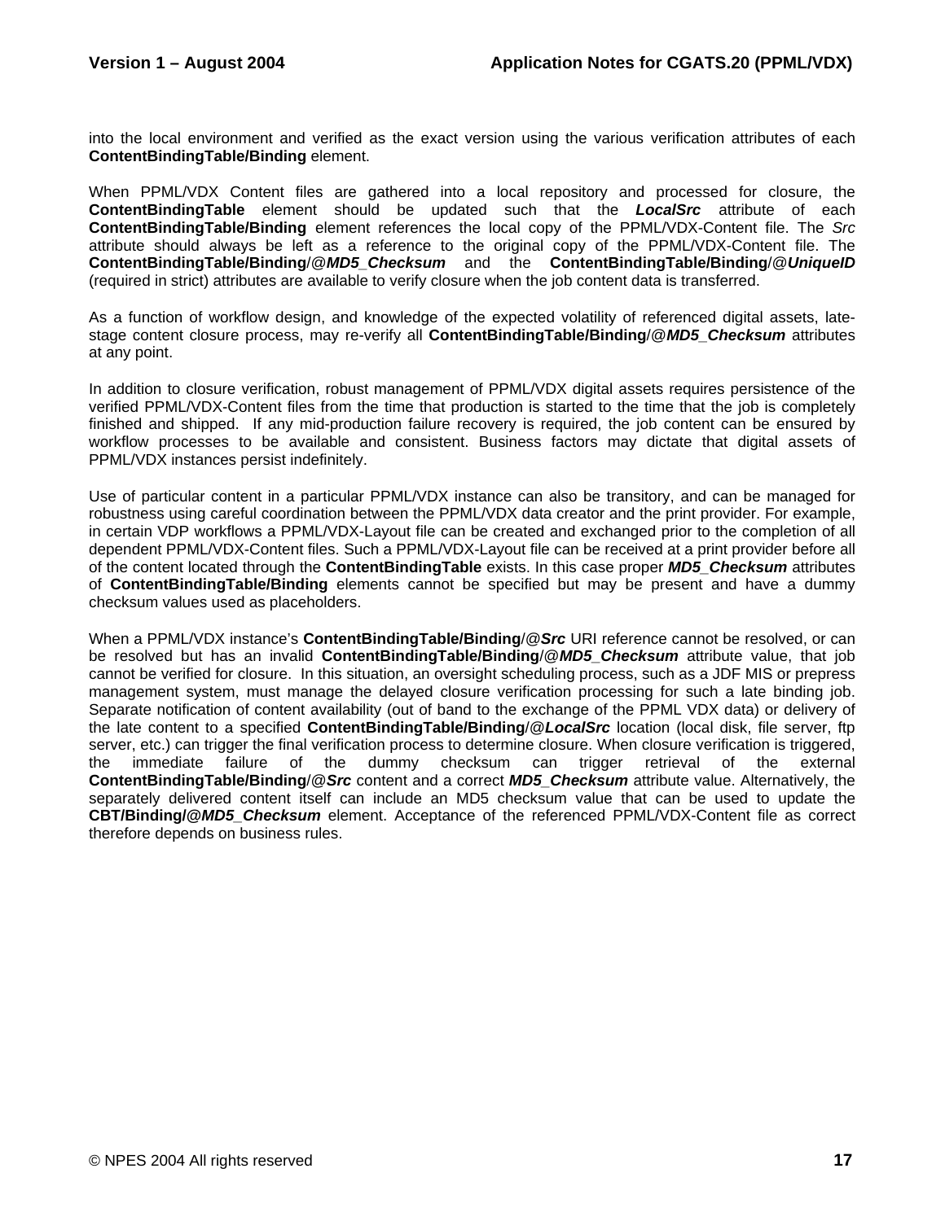into the local environment and verified as the exact version using the various verification attributes of each **ContentBindingTable/Binding** element.

When PPML/VDX Content files are gathered into a local repository and processed for closure, the **ContentBindingTable** element should be updated such that the ***LocalSrc*** attribute of each **ContentBindingTable/Binding** element references the local copy of the PPML/VDX-Content file. The *Src* attribute should always be left as a reference to the original copy of the PPML/VDX-Content file. The **ContentBindingTable/Binding**/@***MD5_Checksum*** and the **ContentBindingTable/Binding**/@***UniqueID*** (required in strict) attributes are available to verify closure when the job content data is transferred.

As a function of workflow design, and knowledge of the expected volatility of referenced digital assets, late-stage content closure process, may re-verify all **ContentBindingTable/Binding**/@***MD5_Checksum*** attributes at any point.

In addition to closure verification, robust management of PPML/VDX digital assets requires persistence of the verified PPML/VDX-Content files from the time that production is started to the time that the job is completely finished and shipped. If any mid-production failure recovery is required, the job content can be ensured by workflow processes to be available and consistent. Business factors may dictate that digital assets of PPML/VDX instances persist indefinitely.

Use of particular content in a particular PPML/VDX instance can also be transitory, and can be managed for robustness using careful coordination between the PPML/VDX data creator and the print provider. For example, in certain VDP workflows a PPML/VDX-Layout file can be created and exchanged prior to the completion of all dependent PPML/VDX-Content files. Such a PPML/VDX-Layout file can be received at a print provider before all of the content located through the **ContentBindingTable** exists. In this case proper ***MD5_Checksum*** attributes of **ContentBindingTable/Binding** elements cannot be specified but may be present and have a dummy checksum values used as placeholders.

When a PPML/VDX instance's **ContentBindingTable/Binding**/@***Src*** URI reference cannot be resolved, or can be resolved but has an invalid **ContentBindingTable/Binding**/@***MD5_Checksum*** attribute value, that job cannot be verified for closure. In this situation, an oversight scheduling process, such as a JDF MIS or prepress management system, must manage the delayed closure verification processing for such a late binding job. Separate notification of content availability (out of band to the exchange of the PPML VDX data) or delivery of the late content to a specified **ContentBindingTable/Binding**/@***LocalSrc*** location (local disk, file server, ftp server, etc.) can trigger the final verification process to determine closure. When closure verification is triggered, the immediate failure of the dummy checksum can trigger retrieval of the external **ContentBindingTable/Binding**/@***Src*** content and a correct ***MD5_Checksum*** attribute value. Alternatively, the separately delivered content itself can include an MD5 checksum value that can be used to update the **CBT/Binding/@*MD5_Checksum*** element. Acceptance of the referenced PPML/VDX-Content file as correct therefore depends on business rules.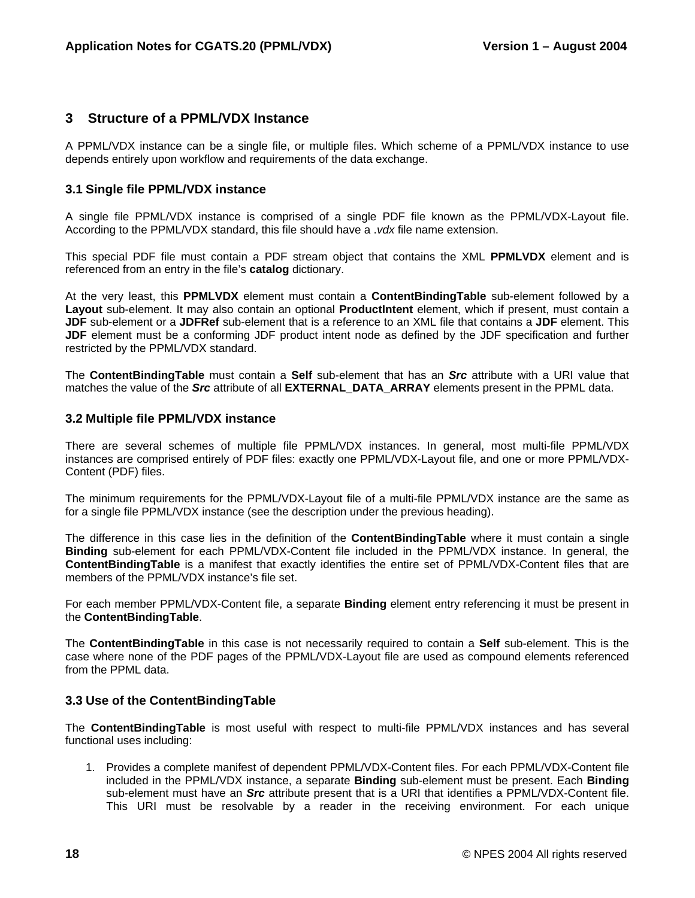# 3 Structure of a PPML/VDX Instance

A PPML/VDX instance can be a single file, or multiple files. Which scheme of a PPML/VDX instance to use depends entirely upon workflow and requirements of the data exchange.

## 3.1 Single file PPML/VDX instance

A single file PPML/VDX instance is comprised of a single PDF file known as the PPML/VDX-Layout file. According to the PPML/VDX standard, this file should have a *.vdx* file name extension.

This special PDF file must contain a PDF stream object that contains the XML **PPMLVDX** element and is referenced from an entry in the file's **catalog** dictionary.

At the very least, this **PPMLVDX** element must contain a **ContentBindingTable** sub-element followed by a **Layout** sub-element. It may also contain an optional **ProductIntent** element, which if present, must contain a **JDF** sub-element or a **JDFRef** sub-element that is a reference to an XML file that contains a **JDF** element. This **JDF** element must be a conforming JDF product intent node as defined by the JDF specification and further restricted by the PPML/VDX standard.

The **ContentBindingTable** must contain a **Self** sub-element that has an ***Src*** attribute with a URI value that matches the value of the ***Src*** attribute of all **EXTERNAL_DATA_ARRAY** elements present in the PPML data.

## 3.2 Multiple file PPML/VDX instance

There are several schemes of multiple file PPML/VDX instances. In general, most multi-file PPML/VDX instances are comprised entirely of PDF files: exactly one PPML/VDX-Layout file, and one or more PPML/VDX-Content (PDF) files.

The minimum requirements for the PPML/VDX-Layout file of a multi-file PPML/VDX instance are the same as for a single file PPML/VDX instance (see the description under the previous heading).

The difference in this case lies in the definition of the **ContentBindingTable** where it must contain a single **Binding** sub-element for each PPML/VDX-Content file included in the PPML/VDX instance. In general, the **ContentBindingTable** is a manifest that exactly identifies the entire set of PPML/VDX-Content files that are members of the PPML/VDX instance's file set.

For each member PPML/VDX-Content file, a separate **Binding** element entry referencing it must be present in the **ContentBindingTable**.

The **ContentBindingTable** in this case is not necessarily required to contain a **Self** sub-element. This is the case where none of the PDF pages of the PPML/VDX-Layout file are used as compound elements referenced from the PPML data.

## 3.3 Use of the ContentBindingTable

The **ContentBindingTable** is most useful with respect to multi-file PPML/VDX instances and has several functional uses including:

1. Provides a complete manifest of dependent PPML/VDX-Content files. For each PPML/VDX-Content file included in the PPML/VDX instance, a separate **Binding** sub-element must be present. Each **Binding** sub-element must have an ***Src*** attribute present that is a URI that identifies a PPML/VDX-Content file. This URI must be resolvable by a reader in the receiving environment. For each unique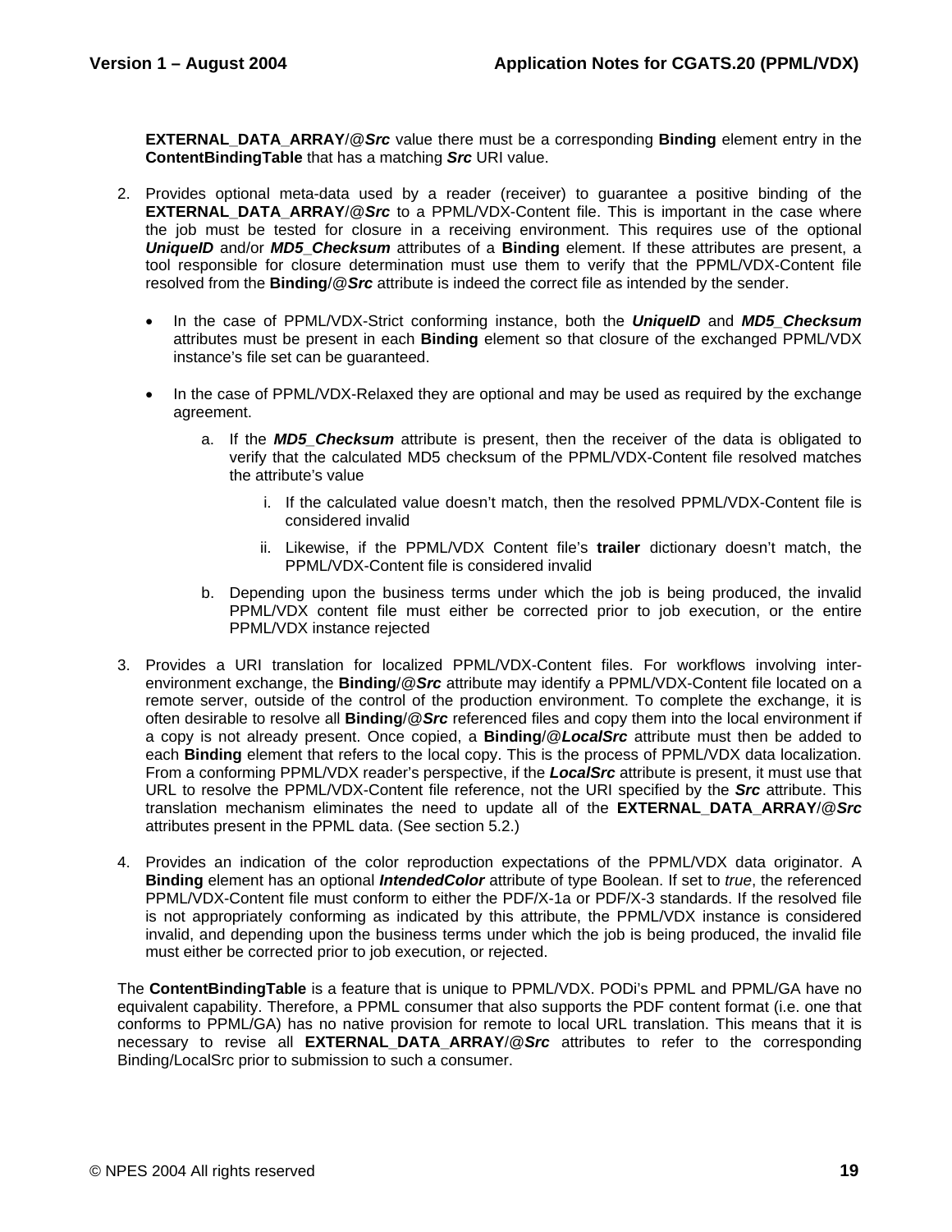**EXTERNAL_DATA_ARRAY**/@***Src*** value there must be a corresponding **Binding** element entry in the **ContentBindingTable** that has a matching ***Src*** URI value.

2. Provides optional meta-data used by a reader (receiver) to guarantee a positive binding of the **EXTERNAL_DATA_ARRAY**/@***Src*** to a PPML/VDX-Content file. This is important in the case where the job must be tested for closure in a receiving environment. This requires use of the optional ***UniqueID*** and/or ***MD5_Checksum*** attributes of a **Binding** element. If these attributes are present, a tool responsible for closure determination must use them to verify that the PPML/VDX-Content file resolved from the **Binding**/@***Src*** attribute is indeed the correct file as intended by the sender.

   - In the case of PPML/VDX-Strict conforming instance, both the ***UniqueID*** and ***MD5_Checksum*** attributes must be present in each **Binding** element so that closure of the exchanged PPML/VDX instance's file set can be guaranteed.

   - In the case of PPML/VDX-Relaxed they are optional and may be used as required by the exchange agreement.

     a. If the ***MD5_Checksum*** attribute is present, then the receiver of the data is obligated to verify that the calculated MD5 checksum of the PPML/VDX-Content file resolved matches the attribute's value

        i. If the calculated value doesn't match, then the resolved PPML/VDX-Content file is considered invalid

        ii. Likewise, if the PPML/VDX Content file's **trailer** dictionary doesn't match, the PPML/VDX-Content file is considered invalid

     b. Depending upon the business terms under which the job is being produced, the invalid PPML/VDX content file must either be corrected prior to job execution, or the entire PPML/VDX instance rejected

3. Provides a URI translation for localized PPML/VDX-Content files. For workflows involving inter-environment exchange, the **Binding**/@***Src*** attribute may identify a PPML/VDX-Content file located on a remote server, outside of the control of the production environment. To complete the exchange, it is often desirable to resolve all **Binding**/@***Src*** referenced files and copy them into the local environment if a copy is not already present. Once copied, a **Binding**/@***LocalSrc*** attribute must then be added to each **Binding** element that refers to the local copy. This is the process of PPML/VDX data localization. From a conforming PPML/VDX reader's perspective, if the ***LocalSrc*** attribute is present, it must use that URL to resolve the PPML/VDX-Content file reference, not the URI specified by the ***Src*** attribute. This translation mechanism eliminates the need to update all of the **EXTERNAL_DATA_ARRAY**/@***Src*** attributes present in the PPML data. (See section 5.2.)

4. Provides an indication of the color reproduction expectations of the PPML/VDX data originator. A **Binding** element has an optional ***IntendedColor*** attribute of type Boolean. If set to *true*, the referenced PPML/VDX-Content file must conform to either the PDF/X-1a or PDF/X-3 standards. If the resolved file is not appropriately conforming as indicated by this attribute, the PPML/VDX instance is considered invalid, and depending upon the business terms under which the job is being produced, the invalid file must either be corrected prior to job execution, or rejected.

The **ContentBindingTable** is a feature that is unique to PPML/VDX. PODi's PPML and PPML/GA have no equivalent capability. Therefore, a PPML consumer that also supports the PDF content format (i.e. one that conforms to PPML/GA) has no native provision for remote to local URL translation. This means that it is necessary to revise all **EXTERNAL_DATA_ARRAY**/@***Src*** attributes to refer to the corresponding Binding/LocalSrc prior to submission to such a consumer.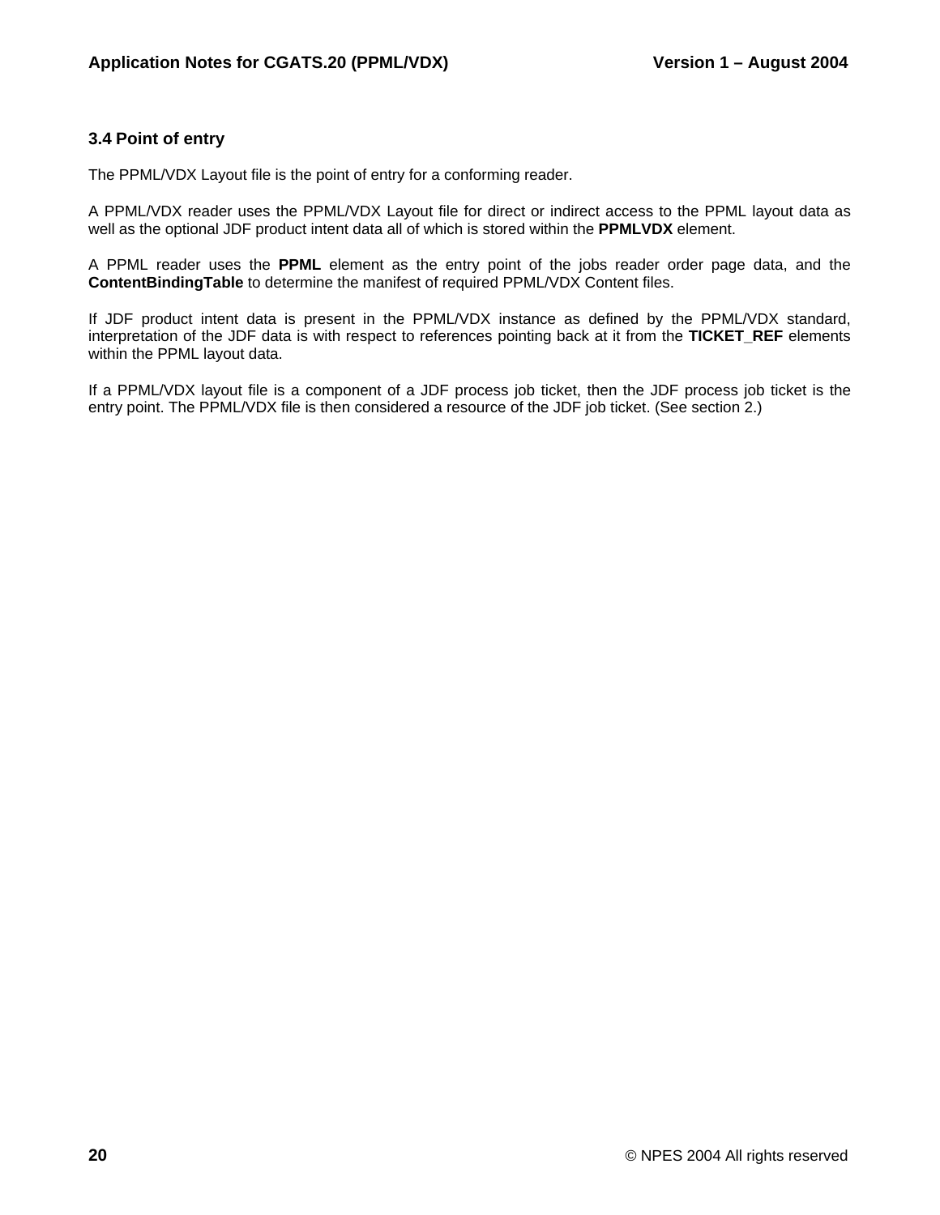### 3.4 Point of entry

The PPML/VDX Layout file is the point of entry for a conforming reader.

A PPML/VDX reader uses the PPML/VDX Layout file for direct or indirect access to the PPML layout data as well as the optional JDF product intent data all of which is stored within the **PPMLVDX** element.

A PPML reader uses the **PPML** element as the entry point of the jobs reader order page data, and the **ContentBindingTable** to determine the manifest of required PPML/VDX Content files.

If JDF product intent data is present in the PPML/VDX instance as defined by the PPML/VDX standard, interpretation of the JDF data is with respect to references pointing back at it from the **TICKET_REF** elements within the PPML layout data.

If a PPML/VDX layout file is a component of a JDF process job ticket, then the JDF process job ticket is the entry point. The PPML/VDX file is then considered a resource of the JDF job ticket. (See section 2.)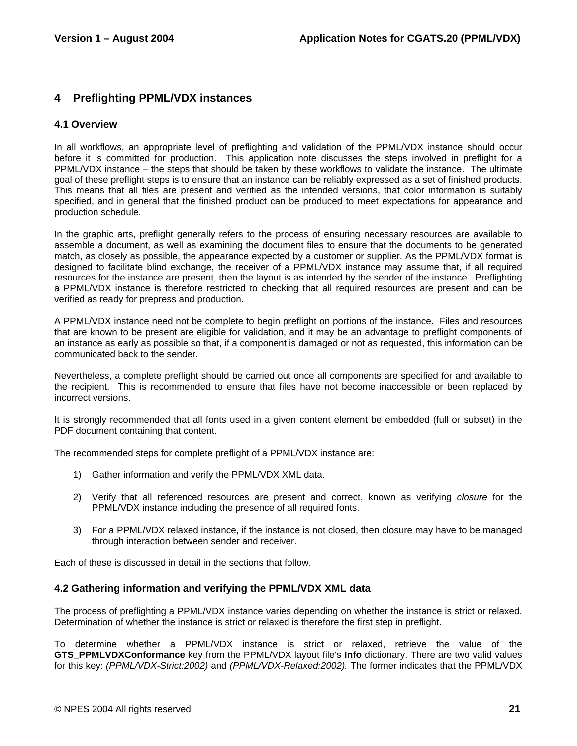# 4 Preflighting PPML/VDX instances

## 4.1 Overview

In all workflows, an appropriate level of preflighting and validation of the PPML/VDX instance should occur before it is committed for production. This application note discusses the steps involved in preflight for a PPML/VDX instance – the steps that should be taken by these workflows to validate the instance. The ultimate goal of these preflight steps is to ensure that an instance can be reliably expressed as a set of finished products. This means that all files are present and verified as the intended versions, that color information is suitably specified, and in general that the finished product can be produced to meet expectations for appearance and production schedule.

In the graphic arts, preflight generally refers to the process of ensuring necessary resources are available to assemble a document, as well as examining the document files to ensure that the documents to be generated match, as closely as possible, the appearance expected by a customer or supplier. As the PPML/VDX format is designed to facilitate blind exchange, the receiver of a PPML/VDX instance may assume that, if all required resources for the instance are present, then the layout is as intended by the sender of the instance. Preflighting a PPML/VDX instance is therefore restricted to checking that all required resources are present and can be verified as ready for prepress and production.

A PPML/VDX instance need not be complete to begin preflight on portions of the instance. Files and resources that are known to be present are eligible for validation, and it may be an advantage to preflight components of an instance as early as possible so that, if a component is damaged or not as requested, this information can be communicated back to the sender.

Nevertheless, a complete preflight should be carried out once all components are specified for and available to the recipient. This is recommended to ensure that files have not become inaccessible or been replaced by incorrect versions.

It is strongly recommended that all fonts used in a given content element be embedded (full or subset) in the PDF document containing that content.

The recommended steps for complete preflight of a PPML/VDX instance are:

1) Gather information and verify the PPML/VDX XML data.

2) Verify that all referenced resources are present and correct, known as verifying *closure* for the PPML/VDX instance including the presence of all required fonts.

3) For a PPML/VDX relaxed instance, if the instance is not closed, then closure may have to be managed through interaction between sender and receiver.

Each of these is discussed in detail in the sections that follow.

## 4.2 Gathering information and verifying the PPML/VDX XML data

The process of preflighting a PPML/VDX instance varies depending on whether the instance is strict or relaxed. Determination of whether the instance is strict or relaxed is therefore the first step in preflight.

To determine whether a PPML/VDX instance is strict or relaxed, retrieve the value of the **GTS_PPMLVDXConformance** key from the PPML/VDX layout file's **Info** dictionary. There are two valid values for this key: *(PPML/VDX-Strict:2002)* and *(PPML/VDX-Relaxed:2002).* The former indicates that the PPML/VDX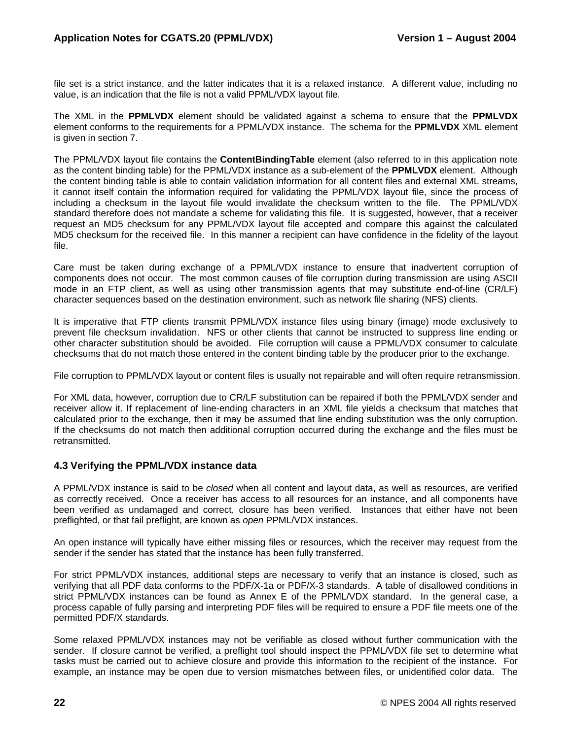file set is a strict instance, and the latter indicates that it is a relaxed instance. A different value, including no value, is an indication that the file is not a valid PPML/VDX layout file.

The XML in the **PPMLVDX** element should be validated against a schema to ensure that the **PPMLVDX** element conforms to the requirements for a PPML/VDX instance. The schema for the **PPMLVDX** XML element is given in section 7.

The PPML/VDX layout file contains the **ContentBindingTable** element (also referred to in this application note as the content binding table) for the PPML/VDX instance as a sub-element of the **PPMLVDX** element. Although the content binding table is able to contain validation information for all content files and external XML streams, it cannot itself contain the information required for validating the PPML/VDX layout file, since the process of including a checksum in the layout file would invalidate the checksum written to the file. The PPML/VDX standard therefore does not mandate a scheme for validating this file. It is suggested, however, that a receiver request an MD5 checksum for any PPML/VDX layout file accepted and compare this against the calculated MD5 checksum for the received file. In this manner a recipient can have confidence in the fidelity of the layout file.

Care must be taken during exchange of a PPML/VDX instance to ensure that inadvertent corruption of components does not occur. The most common causes of file corruption during transmission are using ASCII mode in an FTP client, as well as using other transmission agents that may substitute end-of-line (CR/LF) character sequences based on the destination environment, such as network file sharing (NFS) clients.

It is imperative that FTP clients transmit PPML/VDX instance files using binary (image) mode exclusively to prevent file checksum invalidation. NFS or other clients that cannot be instructed to suppress line ending or other character substitution should be avoided. File corruption will cause a PPML/VDX consumer to calculate checksums that do not match those entered in the content binding table by the producer prior to the exchange.

File corruption to PPML/VDX layout or content files is usually not repairable and will often require retransmission.

For XML data, however, corruption due to CR/LF substitution can be repaired if both the PPML/VDX sender and receiver allow it. If replacement of line-ending characters in an XML file yields a checksum that matches that calculated prior to the exchange, then it may be assumed that line ending substitution was the only corruption. If the checksums do not match then additional corruption occurred during the exchange and the files must be retransmitted.

### 4.3 Verifying the PPML/VDX instance data

A PPML/VDX instance is said to be *closed* when all content and layout data, as well as resources, are verified as correctly received. Once a receiver has access to all resources for an instance, and all components have been verified as undamaged and correct, closure has been verified. Instances that either have not been preflighted, or that fail preflight, are known as *open* PPML/VDX instances.

An open instance will typically have either missing files or resources, which the receiver may request from the sender if the sender has stated that the instance has been fully transferred.

For strict PPML/VDX instances, additional steps are necessary to verify that an instance is closed, such as verifying that all PDF data conforms to the PDF/X-1a or PDF/X-3 standards. A table of disallowed conditions in strict PPML/VDX instances can be found as Annex E of the PPML/VDX standard. In the general case, a process capable of fully parsing and interpreting PDF files will be required to ensure a PDF file meets one of the permitted PDF/X standards.

Some relaxed PPML/VDX instances may not be verifiable as closed without further communication with the sender. If closure cannot be verified, a preflight tool should inspect the PPML/VDX file set to determine what tasks must be carried out to achieve closure and provide this information to the recipient of the instance. For example, an instance may be open due to version mismatches between files, or unidentified color data. The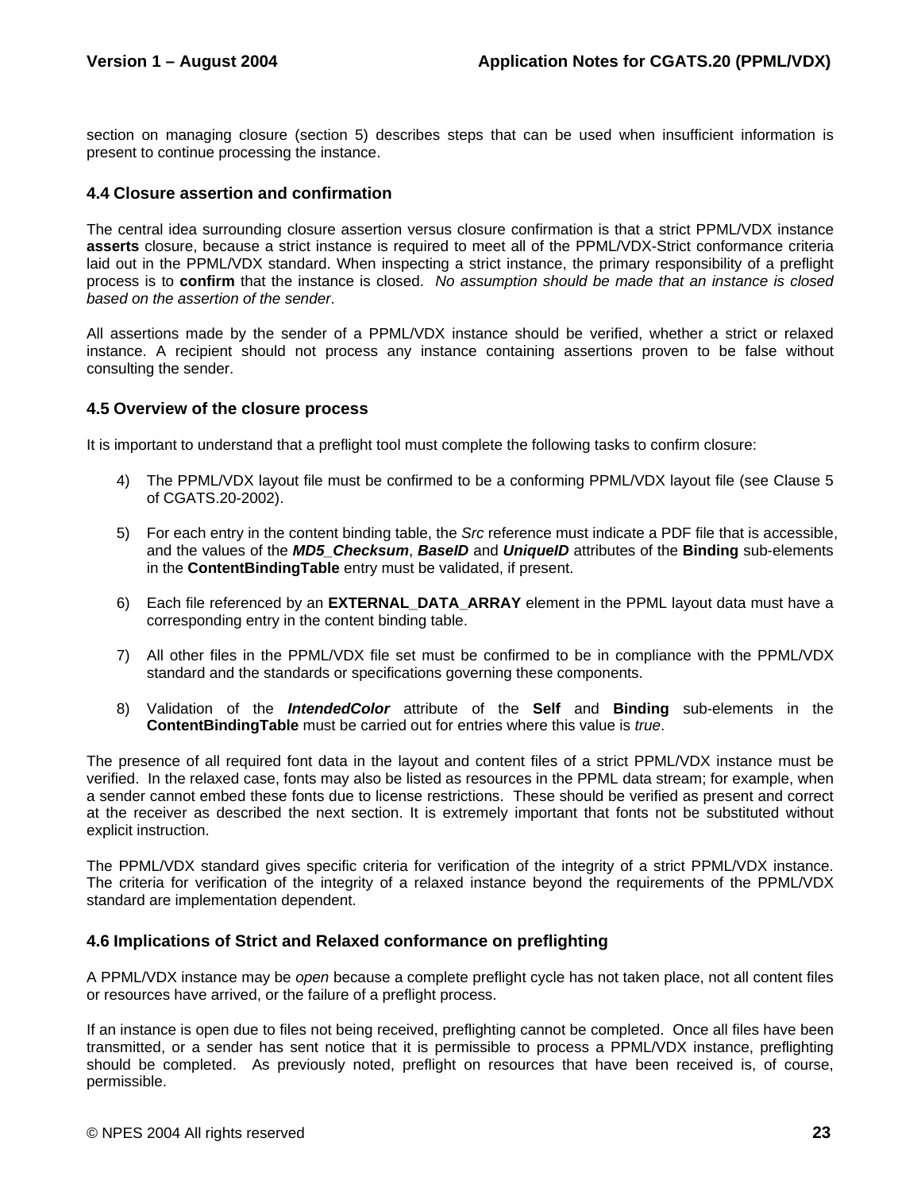section on managing closure (section 5) describes steps that can be used when insufficient information is present to continue processing the instance.

### 4.4 Closure assertion and confirmation

The central idea surrounding closure assertion versus closure confirmation is that a strict PPML/VDX instance **asserts** closure, because a strict instance is required to meet all of the PPML/VDX-Strict conformance criteria laid out in the PPML/VDX standard. When inspecting a strict instance, the primary responsibility of a preflight process is to **confirm** that the instance is closed. *No assumption should be made that an instance is closed based on the assertion of the sender*.

All assertions made by the sender of a PPML/VDX instance should be verified, whether a strict or relaxed instance. A recipient should not process any instance containing assertions proven to be false without consulting the sender.

### 4.5 Overview of the closure process

It is important to understand that a preflight tool must complete the following tasks to confirm closure:

4) The PPML/VDX layout file must be confirmed to be a conforming PPML/VDX layout file (see Clause 5 of CGATS.20-2002).

5) For each entry in the content binding table, the *Src* reference must indicate a PDF file that is accessible, and the values of the ***MD5_Checksum***, ***BaseID*** and ***UniqueID*** attributes of the **Binding** sub-elements in the **ContentBindingTable** entry must be validated, if present.

6) Each file referenced by an **EXTERNAL_DATA_ARRAY** element in the PPML layout data must have a corresponding entry in the content binding table.

7) All other files in the PPML/VDX file set must be confirmed to be in compliance with the PPML/VDX standard and the standards or specifications governing these components.

8) Validation of the ***IntendedColor*** attribute of the **Self** and **Binding** sub-elements in the **ContentBindingTable** must be carried out for entries where this value is *true*.

The presence of all required font data in the layout and content files of a strict PPML/VDX instance must be verified. In the relaxed case, fonts may also be listed as resources in the PPML data stream; for example, when a sender cannot embed these fonts due to license restrictions. These should be verified as present and correct at the receiver as described the next section. It is extremely important that fonts not be substituted without explicit instruction.

The PPML/VDX standard gives specific criteria for verification of the integrity of a strict PPML/VDX instance. The criteria for verification of the integrity of a relaxed instance beyond the requirements of the PPML/VDX standard are implementation dependent.

### 4.6 Implications of Strict and Relaxed conformance on preflighting

A PPML/VDX instance may be *open* because a complete preflight cycle has not taken place, not all content files or resources have arrived, or the failure of a preflight process.

If an instance is open due to files not being received, preflighting cannot be completed. Once all files have been transmitted, or a sender has sent notice that it is permissible to process a PPML/VDX instance, preflighting should be completed. As previously noted, preflight on resources that have been received is, of course, permissible.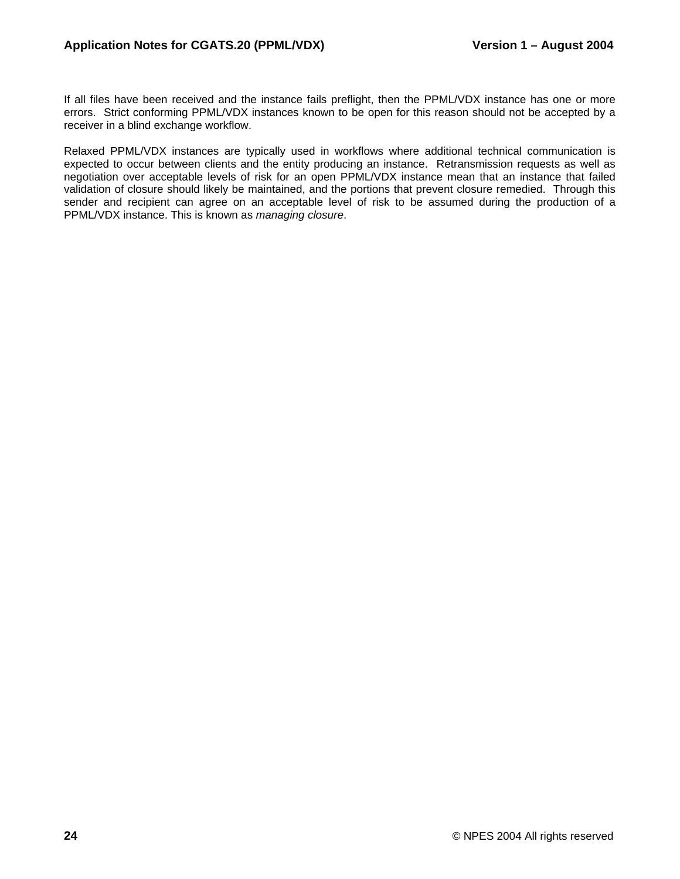If all files have been received and the instance fails preflight, then the PPML/VDX instance has one or more errors. Strict conforming PPML/VDX instances known to be open for this reason should not be accepted by a receiver in a blind exchange workflow.

Relaxed PPML/VDX instances are typically used in workflows where additional technical communication is expected to occur between clients and the entity producing an instance. Retransmission requests as well as negotiation over acceptable levels of risk for an open PPML/VDX instance mean that an instance that failed validation of closure should likely be maintained, and the portions that prevent closure remedied. Through this sender and recipient can agree on an acceptable level of risk to be assumed during the production of a PPML/VDX instance. This is known as *managing closure*.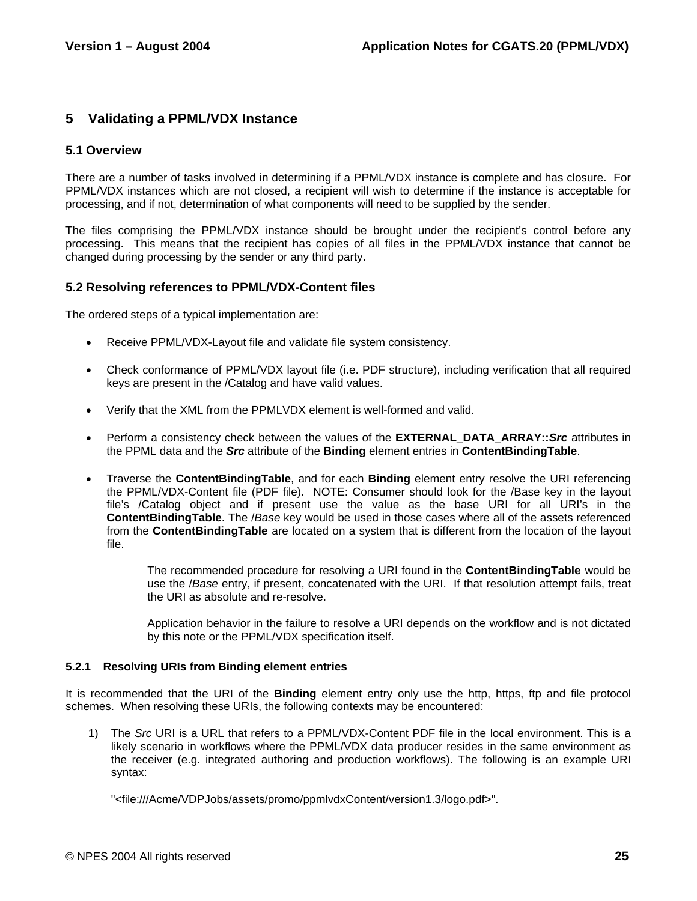# 5 Validating a PPML/VDX Instance

## 5.1 Overview

There are a number of tasks involved in determining if a PPML/VDX instance is complete and has closure. For PPML/VDX instances which are not closed, a recipient will wish to determine if the instance is acceptable for processing, and if not, determination of what components will need to be supplied by the sender.

The files comprising the PPML/VDX instance should be brought under the recipient's control before any processing. This means that the recipient has copies of all files in the PPML/VDX instance that cannot be changed during processing by the sender or any third party.

## 5.2 Resolving references to PPML/VDX-Content files

The ordered steps of a typical implementation are:

- Receive PPML/VDX-Layout file and validate file system consistency.
- Check conformance of PPML/VDX layout file (i.e. PDF structure), including verification that all required keys are present in the /Catalog and have valid values.
- Verify that the XML from the PPMLVDX element is well-formed and valid.
- Perform a consistency check between the values of the **EXTERNAL_DATA_ARRAY::*Src*** attributes in the PPML data and the ***Src*** attribute of the **Binding** element entries in **ContentBindingTable**.
- Traverse the **ContentBindingTable**, and for each **Binding** element entry resolve the URI referencing the PPML/VDX-Content file (PDF file). NOTE: Consumer should look for the /Base key in the layout file's /Catalog object and if present use the value as the base URI for all URI's in the **ContentBindingTable**. The /*Base* key would be used in those cases where all of the assets referenced from the **ContentBindingTable** are located on a system that is different from the location of the layout file.

  The recommended procedure for resolving a URI found in the **ContentBindingTable** would be use the /*Base* entry, if present, concatenated with the URI. If that resolution attempt fails, treat the URI as absolute and re-resolve.

  Application behavior in the failure to resolve a URI depends on the workflow and is not dictated by this note or the PPML/VDX specification itself.

### 5.2.1 Resolving URIs from Binding element entries

It is recommended that the URI of the **Binding** element entry only use the http, https, ftp and file protocol schemes. When resolving these URIs, the following contexts may be encountered:

1) The *Src* URI is a URL that refers to a PPML/VDX-Content PDF file in the local environment. This is a likely scenario in workflows where the PPML/VDX data producer resides in the same environment as the receiver (e.g. integrated authoring and production workflows). The following is an example URI syntax:

   "<file:///Acme/VDPJobs/assets/promo/ppmlvdxContent/version1.3/logo.pdf>".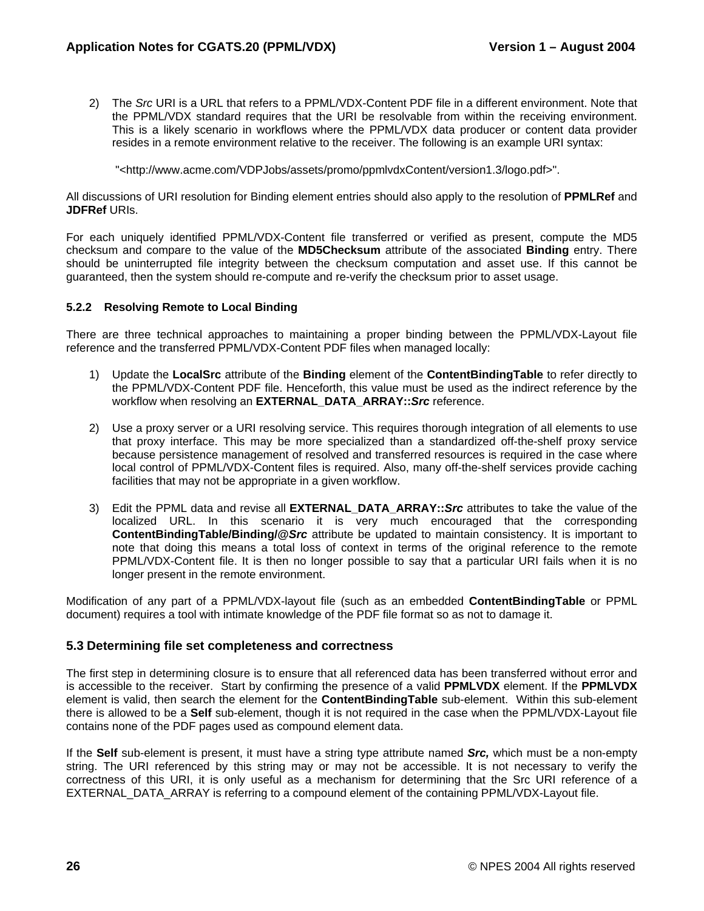2) The *Src* URI is a URL that refers to a PPML/VDX-Content PDF file in a different environment. Note that the PPML/VDX standard requires that the URI be resolvable from within the receiving environment. This is a likely scenario in workflows where the PPML/VDX data producer or content data provider resides in a remote environment relative to the receiver. The following is an example URI syntax:

   "<http://www.acme.com/VDPJobs/assets/promo/ppmlvdxContent/version1.3/logo.pdf>".

All discussions of URI resolution for Binding element entries should also apply to the resolution of **PPMLRef** and **JDFRef** URIs.

For each uniquely identified PPML/VDX-Content file transferred or verified as present, compute the MD5 checksum and compare to the value of the **MD5Checksum** attribute of the associated **Binding** entry. There should be uninterrupted file integrity between the checksum computation and asset use. If this cannot be guaranteed, then the system should re-compute and re-verify the checksum prior to asset usage.

#### 5.2.2 Resolving Remote to Local Binding

There are three technical approaches to maintaining a proper binding between the PPML/VDX-Layout file reference and the transferred PPML/VDX-Content PDF files when managed locally:

1) Update the **LocalSrc** attribute of the **Binding** element of the **ContentBindingTable** to refer directly to the PPML/VDX-Content PDF file. Henceforth, this value must be used as the indirect reference by the workflow when resolving an **EXTERNAL_DATA_ARRAY::*Src*** reference.

2) Use a proxy server or a URI resolving service. This requires thorough integration of all elements to use that proxy interface. This may be more specialized than a standardized off-the-shelf proxy service because persistence management of resolved and transferred resources is required in the case where local control of PPML/VDX-Content files is required. Also, many off-the-shelf services provide caching facilities that may not be appropriate in a given workflow.

3) Edit the PPML data and revise all **EXTERNAL_DATA_ARRAY::*Src*** attributes to take the value of the localized URL. In this scenario it is very much encouraged that the corresponding **ContentBindingTable/Binding/@*Src*** attribute be updated to maintain consistency. It is important to note that doing this means a total loss of context in terms of the original reference to the remote PPML/VDX-Content file. It is then no longer possible to say that a particular URI fails when it is no longer present in the remote environment.

Modification of any part of a PPML/VDX-layout file (such as an embedded **ContentBindingTable** or PPML document) requires a tool with intimate knowledge of the PDF file format so as not to damage it.

### 5.3 Determining file set completeness and correctness

The first step in determining closure is to ensure that all referenced data has been transferred without error and is accessible to the receiver. Start by confirming the presence of a valid **PPMLVDX** element. If the **PPMLVDX** element is valid, then search the element for the **ContentBindingTable** sub-element. Within this sub-element there is allowed to be a **Self** sub-element, though it is not required in the case when the PPML/VDX-Layout file contains none of the PDF pages used as compound element data.

If the **Self** sub-element is present, it must have a string type attribute named ***Src,*** which must be a non-empty string. The URI referenced by this string may or may not be accessible. It is not necessary to verify the correctness of this URI, it is only useful as a mechanism for determining that the Src URI reference of a EXTERNAL_DATA_ARRAY is referring to a compound element of the containing PPML/VDX-Layout file.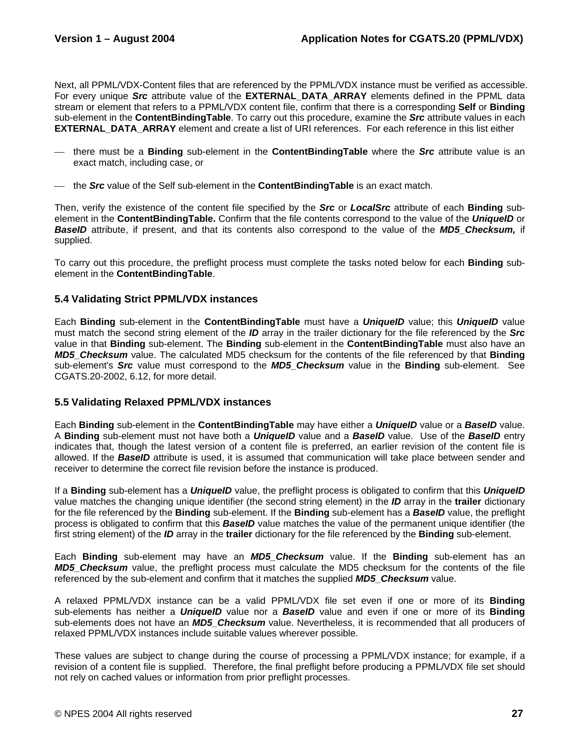Next, all PPML/VDX-Content files that are referenced by the PPML/VDX instance must be verified as accessible. For every unique ***Src*** attribute value of the **EXTERNAL_DATA_ARRAY** elements defined in the PPML data stream or element that refers to a PPML/VDX content file, confirm that there is a corresponding **Self** or **Binding** sub-element in the **ContentBindingTable**. To carry out this procedure, examine the ***Src*** attribute values in each **EXTERNAL_DATA_ARRAY** element and create a list of URI references. For each reference in this list either

- there must be a **Binding** sub-element in the **ContentBindingTable** where the ***Src*** attribute value is an exact match, including case, or

- the ***Src*** value of the Self sub-element in the **ContentBindingTable** is an exact match.

Then, verify the existence of the content file specified by the ***Src*** or ***LocalSrc*** attribute of each **Binding** sub-element in the **ContentBindingTable.** Confirm that the file contents correspond to the value of the ***UniqueID*** or ***BaseID*** attribute, if present, and that its contents also correspond to the value of the ***MD5_Checksum,*** if supplied.

To carry out this procedure, the preflight process must complete the tasks noted below for each **Binding** sub-element in the **ContentBindingTable**.

### 5.4 Validating Strict PPML/VDX instances

Each **Binding** sub-element in the **ContentBindingTable** must have a ***UniqueID*** value; this ***UniqueID*** value must match the second string element of the ***ID*** array in the trailer dictionary for the file referenced by the ***Src*** value in that **Binding** sub-element. The **Binding** sub-element in the **ContentBindingTable** must also have an ***MD5_Checksum*** value. The calculated MD5 checksum for the contents of the file referenced by that **Binding** sub-element's ***Src*** value must correspond to the ***MD5_Checksum*** value in the **Binding** sub-element. See CGATS.20-2002, 6.12, for more detail.

### 5.5 Validating Relaxed PPML/VDX instances

Each **Binding** sub-element in the **ContentBindingTable** may have either a ***UniqueID*** value or a ***BaseID*** value. A **Binding** sub-element must not have both a ***UniqueID*** value and a ***BaseID*** value. Use of the ***BaseID*** entry indicates that, though the latest version of a content file is preferred, an earlier revision of the content file is allowed. If the ***BaseID*** attribute is used, it is assumed that communication will take place between sender and receiver to determine the correct file revision before the instance is produced.

If a **Binding** sub-element has a ***UniqueID*** value, the preflight process is obligated to confirm that this ***UniqueID*** value matches the changing unique identifier (the second string element) in the ***ID*** array in the **trailer** dictionary for the file referenced by the **Binding** sub-element. If the **Binding** sub-element has a ***BaseID*** value, the preflight process is obligated to confirm that this ***BaseID*** value matches the value of the permanent unique identifier (the first string element) of the ***ID*** array in the **trailer** dictionary for the file referenced by the **Binding** sub-element.

Each **Binding** sub-element may have an ***MD5_Checksum*** value. If the **Binding** sub-element has an ***MD5_Checksum*** value, the preflight process must calculate the MD5 checksum for the contents of the file referenced by the sub-element and confirm that it matches the supplied ***MD5_Checksum*** value.

A relaxed PPML/VDX instance can be a valid PPML/VDX file set even if one or more of its **Binding** sub-elements has neither a ***UniqueID*** value nor a ***BaseID*** value and even if one or more of its **Binding** sub-elements does not have an ***MD5_Checksum*** value. Nevertheless, it is recommended that all producers of relaxed PPML/VDX instances include suitable values wherever possible.

These values are subject to change during the course of processing a PPML/VDX instance; for example, if a revision of a content file is supplied. Therefore, the final preflight before producing a PPML/VDX file set should not rely on cached values or information from prior preflight processes.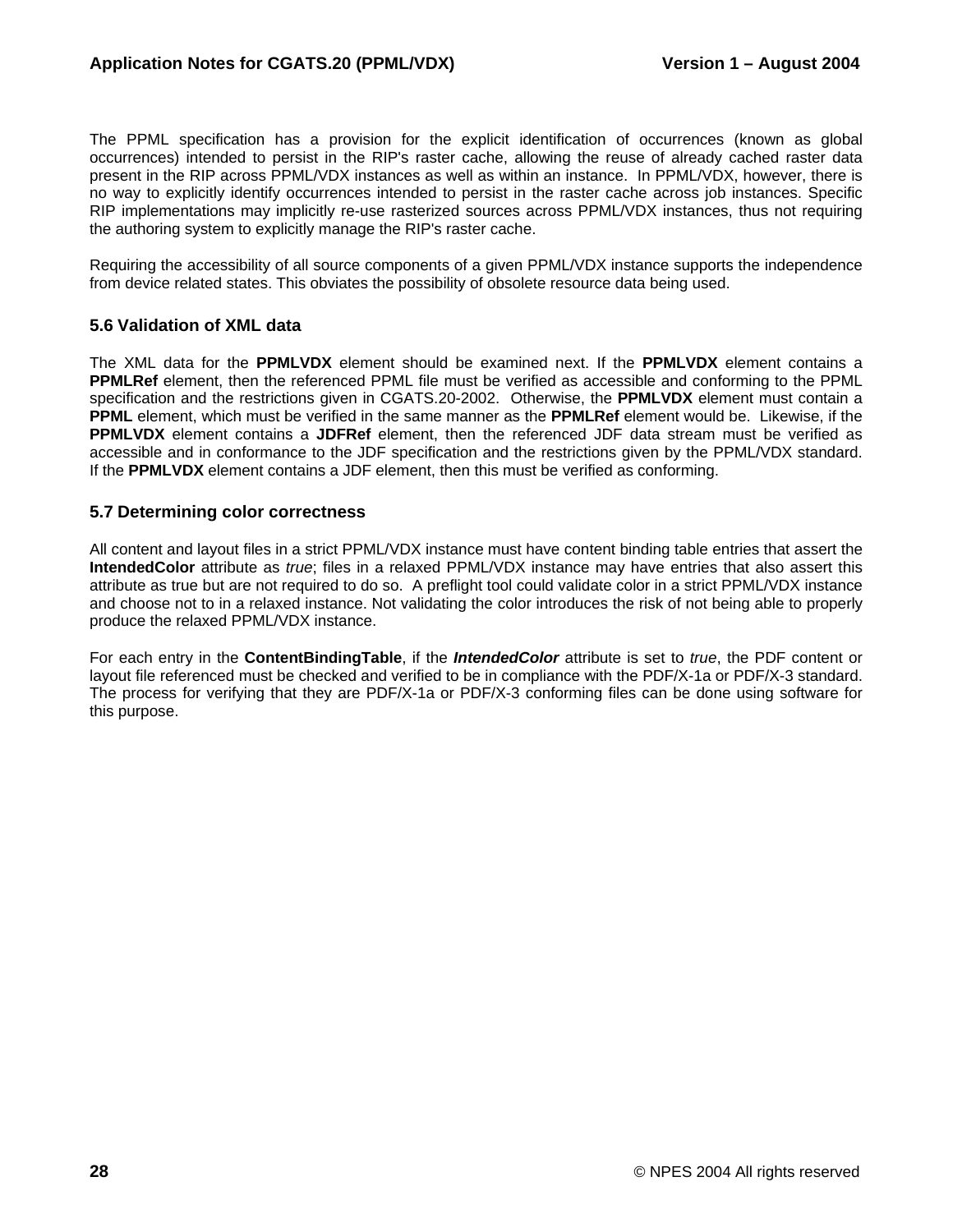The PPML specification has a provision for the explicit identification of occurrences (known as global occurrences) intended to persist in the RIP's raster cache, allowing the reuse of already cached raster data present in the RIP across PPML/VDX instances as well as within an instance. In PPML/VDX, however, there is no way to explicitly identify occurrences intended to persist in the raster cache across job instances. Specific RIP implementations may implicitly re-use rasterized sources across PPML/VDX instances, thus not requiring the authoring system to explicitly manage the RIP's raster cache.

Requiring the accessibility of all source components of a given PPML/VDX instance supports the independence from device related states. This obviates the possibility of obsolete resource data being used.

### 5.6 Validation of XML data

The XML data for the **PPMLVDX** element should be examined next. If the **PPMLVDX** element contains a **PPMLRef** element, then the referenced PPML file must be verified as accessible and conforming to the PPML specification and the restrictions given in CGATS.20-2002. Otherwise, the **PPMLVDX** element must contain a **PPML** element, which must be verified in the same manner as the **PPMLRef** element would be. Likewise, if the **PPMLVDX** element contains a **JDFRef** element, then the referenced JDF data stream must be verified as accessible and in conformance to the JDF specification and the restrictions given by the PPML/VDX standard. If the **PPMLVDX** element contains a JDF element, then this must be verified as conforming.

### 5.7 Determining color correctness

All content and layout files in a strict PPML/VDX instance must have content binding table entries that assert the **IntendedColor** attribute as *true*; files in a relaxed PPML/VDX instance may have entries that also assert this attribute as true but are not required to do so. A preflight tool could validate color in a strict PPML/VDX instance and choose not to in a relaxed instance. Not validating the color introduces the risk of not being able to properly produce the relaxed PPML/VDX instance.

For each entry in the **ContentBindingTable**, if the ***IntendedColor*** attribute is set to *true*, the PDF content or layout file referenced must be checked and verified to be in compliance with the PDF/X-1a or PDF/X-3 standard. The process for verifying that they are PDF/X-1a or PDF/X-3 conforming files can be done using software for this purpose.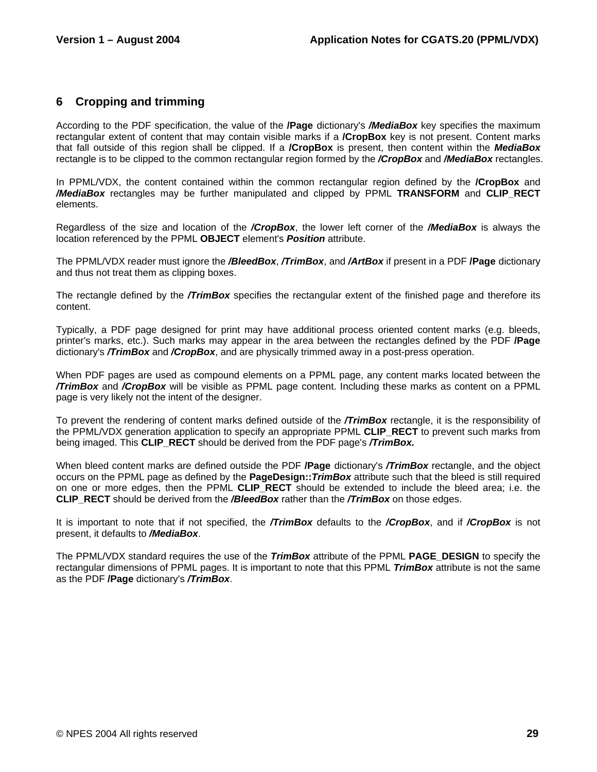## 6 Cropping and trimming

According to the PDF specification, the value of the **/Page** dictionary's ***/MediaBox*** key specifies the maximum rectangular extent of content that may contain visible marks if a **/CropBox** key is not present. Content marks that fall outside of this region shall be clipped. If a **/CropBox** is present, then content within the ***MediaBox*** rectangle is to be clipped to the common rectangular region formed by the ***/CropBox*** and ***/MediaBox*** rectangles.

In PPML/VDX, the content contained within the common rectangular region defined by the **/CropBox** and ***/MediaBox*** rectangles may be further manipulated and clipped by PPML **TRANSFORM** and **CLIP_RECT** elements.

Regardless of the size and location of the ***/CropBox***, the lower left corner of the ***/MediaBox*** is always the location referenced by the PPML **OBJECT** element's ***Position*** attribute.

The PPML/VDX reader must ignore the ***/BleedBox***, ***/TrimBox***, and ***/ArtBox*** if present in a PDF **/Page** dictionary and thus not treat them as clipping boxes.

The rectangle defined by the ***/TrimBox*** specifies the rectangular extent of the finished page and therefore its content.

Typically, a PDF page designed for print may have additional process oriented content marks (e.g. bleeds, printer's marks, etc.). Such marks may appear in the area between the rectangles defined by the PDF **/Page** dictionary's ***/TrimBox*** and ***/CropBox***, and are physically trimmed away in a post-press operation.

When PDF pages are used as compound elements on a PPML page, any content marks located between the ***/TrimBox*** and ***/CropBox*** will be visible as PPML page content. Including these marks as content on a PPML page is very likely not the intent of the designer.

To prevent the rendering of content marks defined outside of the ***/TrimBox*** rectangle, it is the responsibility of the PPML/VDX generation application to specify an appropriate PPML **CLIP_RECT** to prevent such marks from being imaged. This **CLIP_RECT** should be derived from the PDF page's ***/TrimBox.***

When bleed content marks are defined outside the PDF **/Page** dictionary's ***/TrimBox*** rectangle, and the object occurs on the PPML page as defined by the **PageDesign::*TrimBox*** attribute such that the bleed is still required on one or more edges, then the PPML **CLIP_RECT** should be extended to include the bleed area; i.e. the **CLIP_RECT** should be derived from the ***/BleedBox*** rather than the ***/TrimBox*** on those edges.

It is important to note that if not specified, the ***/TrimBox*** defaults to the ***/CropBox***, and if ***/CropBox*** is not present, it defaults to ***/MediaBox***.

The PPML/VDX standard requires the use of the ***TrimBox*** attribute of the PPML **PAGE_DESIGN** to specify the rectangular dimensions of PPML pages. It is important to note that this PPML ***TrimBox*** attribute is not the same as the PDF **/Page** dictionary's ***/TrimBox***.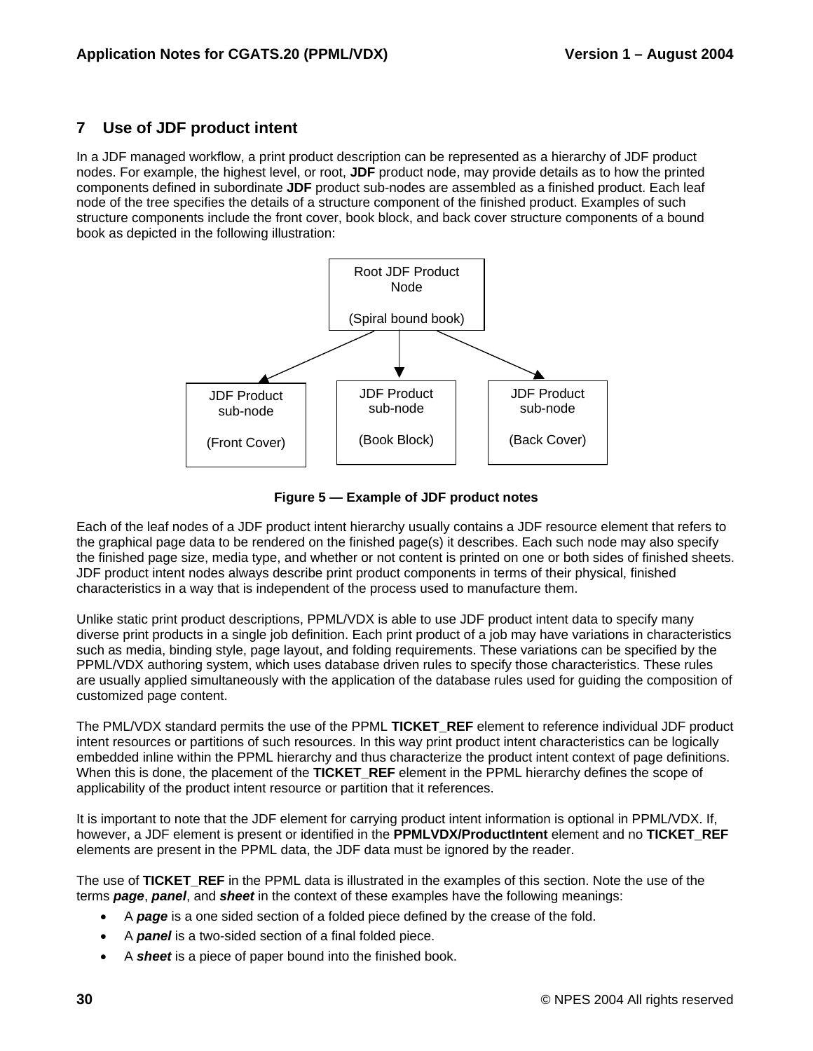## 7 Use of JDF product intent

In a JDF managed workflow, a print product description can be represented as a hierarchy of JDF product nodes. For example, the highest level, or root, **JDF** product node, may provide details as to how the printed components defined in subordinate **JDF** product sub-nodes are assembled as a finished product. Each leaf node of the tree specifies the details of a structure component of the finished product. Examples of such structure components include the front cover, book block, and back cover structure components of a bound book as depicted in the following illustration:

Root JDF Product Node

(Spiral bound book)

JDF Product sub-node

(Front Cover)

JDF Product sub-node

(Book Block)

JDF Product sub-node

(Back Cover)

**Figure 5 — Example of JDF product notes**

Each of the leaf nodes of a JDF product intent hierarchy usually contains a JDF resource element that refers to the graphical page data to be rendered on the finished page(s) it describes. Each such node may also specify the finished page size, media type, and whether or not content is printed on one or both sides of finished sheets. JDF product intent nodes always describe print product components in terms of their physical, finished characteristics in a way that is independent of the process used to manufacture them.

Unlike static print product descriptions, PPML/VDX is able to use JDF product intent data to specify many diverse print products in a single job definition. Each print product of a job may have variations in characteristics such as media, binding style, page layout, and folding requirements. These variations can be specified by the PPML/VDX authoring system, which uses database driven rules to specify those characteristics. These rules are usually applied simultaneously with the application of the database rules used for guiding the composition of customized page content.

The PML/VDX standard permits the use of the PPML **TICKET_REF** element to reference individual JDF product intent resources or partitions of such resources. In this way print product intent characteristics can be logically embedded inline within the PPML hierarchy and thus characterize the product intent context of page definitions. When this is done, the placement of the **TICKET_REF** element in the PPML hierarchy defines the scope of applicability of the product intent resource or partition that it references.

It is important to note that the JDF element for carrying product intent information is optional in PPML/VDX. If, however, a JDF element is present or identified in the **PPMLVDX/ProductIntent** element and no **TICKET_REF** elements are present in the PPML data, the JDF data must be ignored by the reader.

The use of **TICKET_REF** in the PPML data is illustrated in the examples of this section. Note the use of the terms ***page***, ***panel***, and ***sheet*** in the context of these examples have the following meanings:

- A ***page*** is a one sided section of a folded piece defined by the crease of the fold.
- A ***panel*** is a two-sided section of a final folded piece.
- A ***sheet*** is a piece of paper bound into the finished book.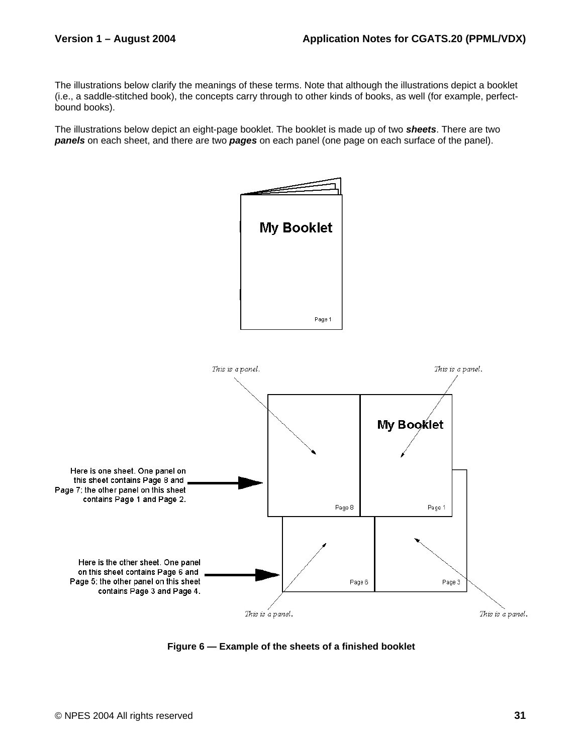The illustrations below clarify the meanings of these terms. Note that although the illustrations depict a booklet (i.e., a saddle-stitched book), the concepts carry through to other kinds of books, as well (for example, perfect-bound books).

The illustrations below depict an eight-page booklet. The booklet is made up of two ***sheets***. There are two ***panels*** on each sheet, and there are two ***pages*** on each panel (one page on each surface of the panel).

**Figure 6 — Example of the sheets of a finished booklet**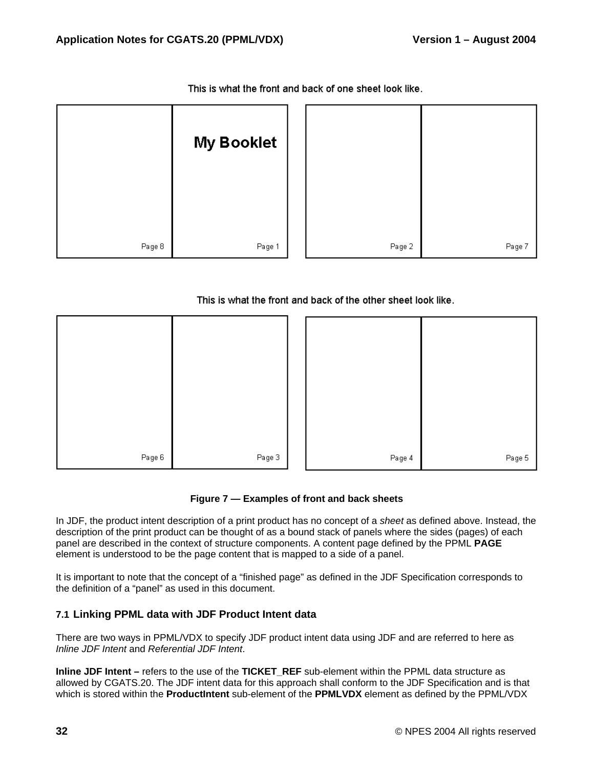This is what the front and back of one sheet look like.

My Booklet

Page 8 Page 1 Page 2 Page 7

This is what the front and back of the other sheet look like.

Page 6 Page 3 Page 4 Page 5

**Figure 7 — Examples of front and back sheets**

In JDF, the product intent description of a print product has no concept of a *sheet* as defined above. Instead, the description of the print product can be thought of as a bound stack of panels where the sides (pages) of each panel are described in the context of structure components. A content page defined by the PPML **PAGE** element is understood to be the page content that is mapped to a side of a panel.

It is important to note that the concept of a "finished page" as defined in the JDF Specification corresponds to the definition of a "panel" as used in this document.

### 7.1 Linking PPML data with JDF Product Intent data

There are two ways in PPML/VDX to specify JDF product intent data using JDF and are referred to here as *Inline JDF Intent* and *Referential JDF Intent*.

**Inline JDF Intent –** refers to the use of the **TICKET_REF** sub-element within the PPML data structure as allowed by CGATS.20. The JDF intent data for this approach shall conform to the JDF Specification and is that which is stored within the **ProductIntent** sub-element of the **PPMLVDX** element as defined by the PPML/VDX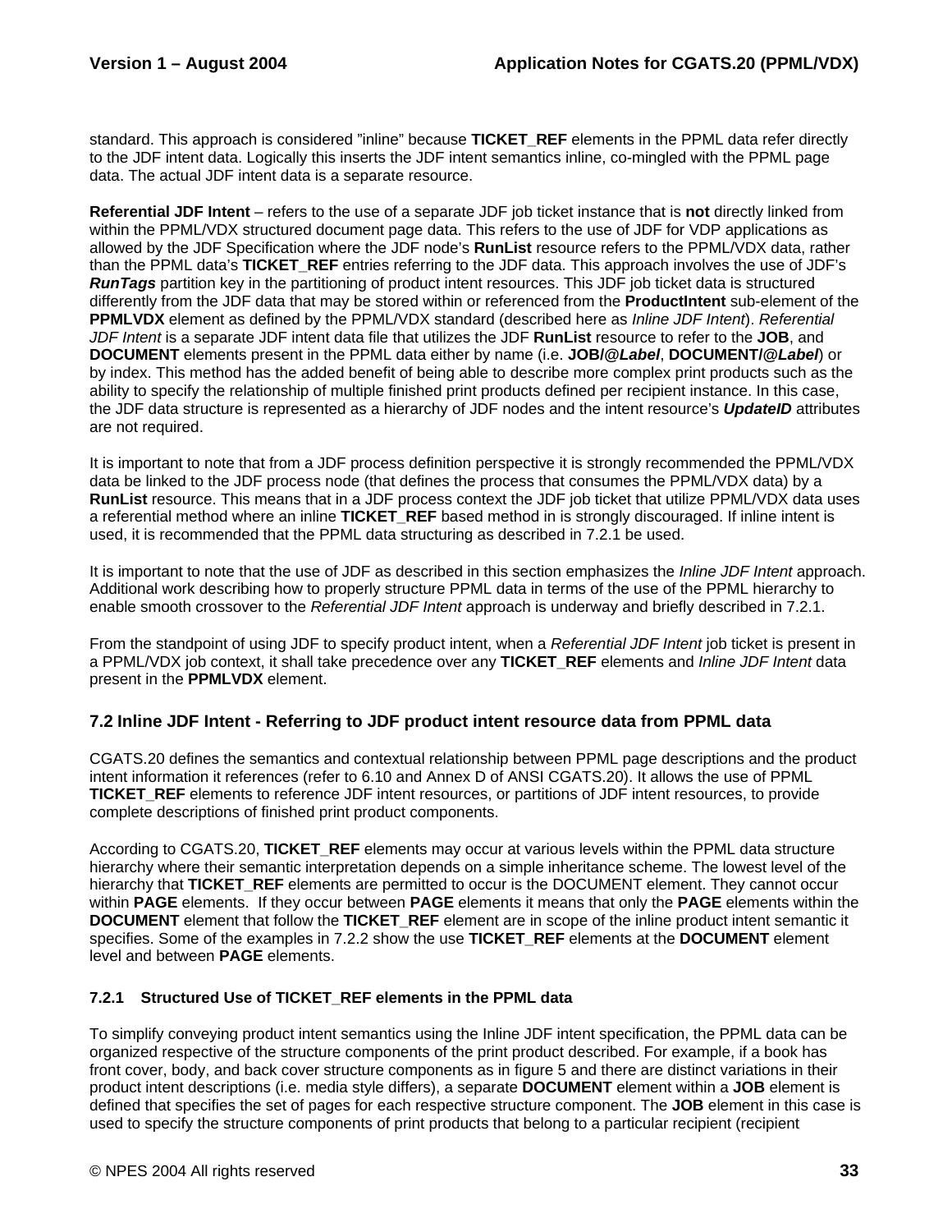standard. This approach is considered "inline" because **TICKET_REF** elements in the PPML data refer directly to the JDF intent data. Logically this inserts the JDF intent semantics inline, co-mingled with the PPML page data. The actual JDF intent data is a separate resource.

**Referential JDF Intent** – refers to the use of a separate JDF job ticket instance that is **not** directly linked from within the PPML/VDX structured document page data. This refers to the use of JDF for VDP applications as allowed by the JDF Specification where the JDF node's **RunList** resource refers to the PPML/VDX data, rather than the PPML data's **TICKET_REF** entries referring to the JDF data. This approach involves the use of JDF's ***RunTags*** partition key in the partitioning of product intent resources. This JDF job ticket data is structured differently from the JDF data that may be stored within or referenced from the **ProductIntent** sub-element of the **PPMLVDX** element as defined by the PPML/VDX standard (described here as *Inline JDF Intent*). *Referential JDF Intent* is a separate JDF intent data file that utilizes the JDF **RunList** resource to refer to the **JOB**, and **DOCUMENT** elements present in the PPML data either by name (i.e. **JOB/@*Label***, **DOCUMENT/@*Label***) or by index. This method has the added benefit of being able to describe more complex print products such as the ability to specify the relationship of multiple finished print products defined per recipient instance. In this case, the JDF data structure is represented as a hierarchy of JDF nodes and the intent resource's ***UpdateID*** attributes are not required.

It is important to note that from a JDF process definition perspective it is strongly recommended the PPML/VDX data be linked to the JDF process node (that defines the process that consumes the PPML/VDX data) by a **RunList** resource. This means that in a JDF process context the JDF job ticket that utilize PPML/VDX data uses a referential method where an inline **TICKET_REF** based method in is strongly discouraged. If inline intent is used, it is recommended that the PPML data structuring as described in 7.2.1 be used.

It is important to note that the use of JDF as described in this section emphasizes the *Inline JDF Intent* approach. Additional work describing how to properly structure PPML data in terms of the use of the PPML hierarchy to enable smooth crossover to the *Referential JDF Intent* approach is underway and briefly described in 7.2.1.

From the standpoint of using JDF to specify product intent, when a *Referential JDF Intent* job ticket is present in a PPML/VDX job context, it shall take precedence over any **TICKET_REF** elements and *Inline JDF Intent* data present in the **PPMLVDX** element.

## 7.2 Inline JDF Intent - Referring to JDF product intent resource data from PPML data

CGATS.20 defines the semantics and contextual relationship between PPML page descriptions and the product intent information it references (refer to 6.10 and Annex D of ANSI CGATS.20). It allows the use of PPML **TICKET_REF** elements to reference JDF intent resources, or partitions of JDF intent resources, to provide complete descriptions of finished print product components.

According to CGATS.20, **TICKET_REF** elements may occur at various levels within the PPML data structure hierarchy where their semantic interpretation depends on a simple inheritance scheme. The lowest level of the hierarchy that **TICKET_REF** elements are permitted to occur is the DOCUMENT element. They cannot occur within **PAGE** elements. If they occur between **PAGE** elements it means that only the **PAGE** elements within the **DOCUMENT** element that follow the **TICKET_REF** element are in scope of the inline product intent semantic it specifies. Some of the examples in 7.2.2 show the use **TICKET_REF** elements at the **DOCUMENT** element level and between **PAGE** elements.

### 7.2.1 Structured Use of TICKET_REF elements in the PPML data

To simplify conveying product intent semantics using the Inline JDF intent specification, the PPML data can be organized respective of the structure components of the print product described. For example, if a book has front cover, body, and back cover structure components as in figure 5 and there are distinct variations in their product intent descriptions (i.e. media style differs), a separate **DOCUMENT** element within a **JOB** element is defined that specifies the set of pages for each respective structure component. The **JOB** element in this case is used to specify the structure components of print products that belong to a particular recipient (recipient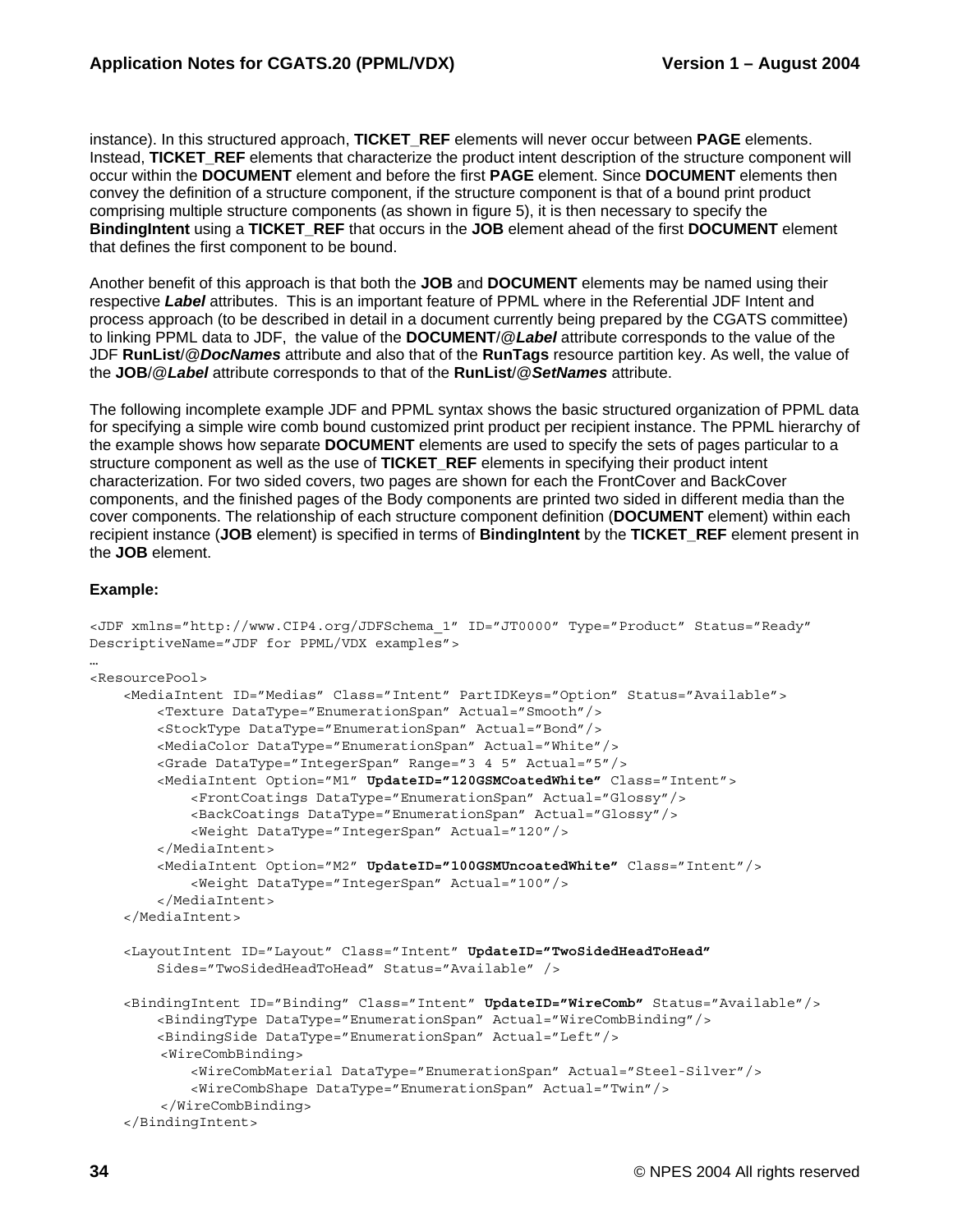instance). In this structured approach, **TICKET_REF** elements will never occur between **PAGE** elements. Instead, **TICKET_REF** elements that characterize the product intent description of the structure component will occur within the **DOCUMENT** element and before the first **PAGE** element. Since **DOCUMENT** elements then convey the definition of a structure component, if the structure component is that of a bound print product comprising multiple structure components (as shown in figure 5), it is then necessary to specify the **BindingIntent** using a **TICKET_REF** that occurs in the **JOB** element ahead of the first **DOCUMENT** element that defines the first component to be bound.

Another benefit of this approach is that both the **JOB** and **DOCUMENT** elements may be named using their respective ***Label*** attributes. This is an important feature of PPML where in the Referential JDF Intent and process approach (to be described in detail in a document currently being prepared by the CGATS committee) to linking PPML data to JDF, the value of the **DOCUMENT/@*Label*** attribute corresponds to the value of the JDF **RunList/@*DocNames*** attribute and also that of the **RunTags** resource partition key. As well, the value of the **JOB/@*Label*** attribute corresponds to that of the **RunList/@*SetNames*** attribute.

The following incomplete example JDF and PPML syntax shows the basic structured organization of PPML data for specifying a simple wire comb bound customized print product per recipient instance. The PPML hierarchy of the example shows how separate **DOCUMENT** elements are used to specify the sets of pages particular to a structure component as well as the use of **TICKET_REF** elements in specifying their product intent characterization. For two sided covers, two pages are shown for each the FrontCover and BackCover components, and the finished pages of the Body components are printed two sided in different media than the cover components. The relationship of each structure component definition (**DOCUMENT** element) within each recipient instance (**JOB** element) is specified in terms of **BindingIntent** by the **TICKET_REF** element present in the **JOB** element.

**Example:**

```
<JDF xmlns="http://www.CIP4.org/JDFSchema_1" ID="JT0000" Type="Product" Status="Ready"
DescriptiveName="JDF for PPML/VDX examples">
…
<ResourcePool>
    <MediaIntent ID="Medias" Class="Intent" PartIDKeys="Option" Status="Available">
        <Texture DataType="EnumerationSpan" Actual="Smooth"/>
        <StockType DataType="EnumerationSpan" Actual="Bond"/>
        <MediaColor DataType="EnumerationSpan" Actual="White"/>
        <Grade DataType="IntegerSpan" Range="3 4 5" Actual="5"/>
        <MediaIntent Option="M1" UpdateID="120GSMCoatedWhite" Class="Intent">
            <FrontCoatings DataType="EnumerationSpan" Actual="Glossy"/>
            <BackCoatings DataType="EnumerationSpan" Actual="Glossy"/>
            <Weight DataType="IntegerSpan" Actual="120"/>
        </MediaIntent>
        <MediaIntent Option="M2" UpdateID="100GSMUncoatedWhite" Class="Intent"/>
            <Weight DataType="IntegerSpan" Actual="100"/>
        </MediaIntent>
    </MediaIntent>

    <LayoutIntent ID="Layout" Class="Intent" UpdateID="TwoSidedHeadToHead"
        Sides="TwoSidedHeadToHead" Status="Available" />

    <BindingIntent ID="Binding" Class="Intent" UpdateID="WireComb" Status="Available"/>
        <BindingType DataType="EnumerationSpan" Actual="WireCombBinding"/>
        <BindingSide DataType="EnumerationSpan" Actual="Left"/>
         <WireCombBinding>
            <WireCombMaterial DataType="EnumerationSpan" Actual="Steel-Silver"/>
            <WireCombShape DataType="EnumerationSpan" Actual="Twin"/>
         </WireCombBinding>
    </BindingIntent>
```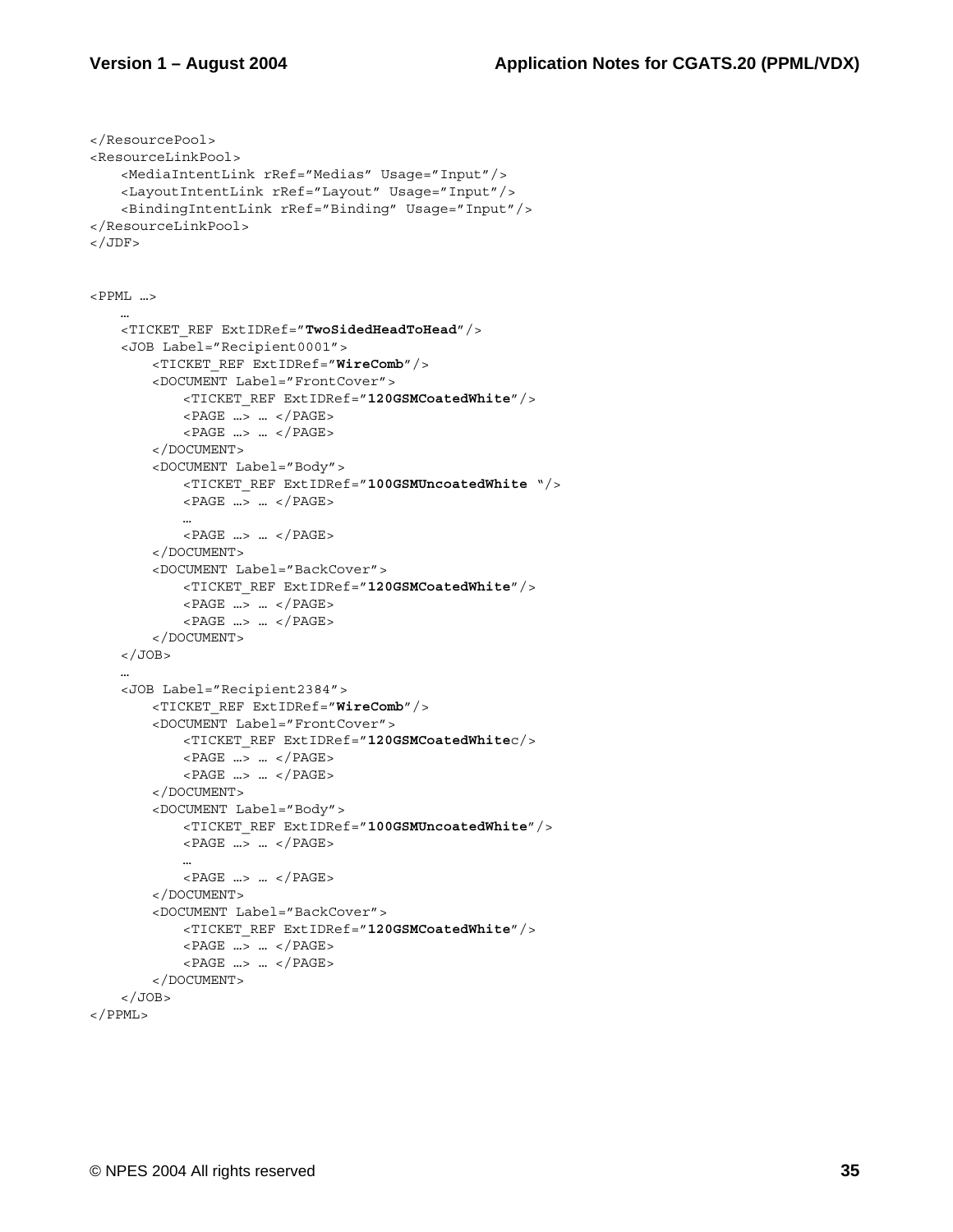```
</ResourcePool>
<ResourceLinkPool>
    <MediaIntentLink rRef="Medias" Usage="Input"/>
    <LayoutIntentLink rRef="Layout" Usage="Input"/>
    <BindingIntentLink rRef="Binding" Usage="Input"/>
</ResourceLinkPool>
</JDF>


<PPML …>
    …
    <TICKET_REF ExtIDRef="TwoSidedHeadToHead"/>
    <JOB Label="Recipient0001">
        <TICKET_REF ExtIDRef="WireComb"/>
        <DOCUMENT Label="FrontCover">
            <TICKET_REF ExtIDRef="120GSMCoatedWhite"/>
            <PAGE …> … </PAGE>
            <PAGE …> … </PAGE>
        </DOCUMENT>
        <DOCUMENT Label="Body">
            <TICKET_REF ExtIDRef="100GSMUncoatedWhite "/>
            <PAGE …> … </PAGE>
            …
            <PAGE …> … </PAGE>
        </DOCUMENT>
        <DOCUMENT Label="BackCover">
            <TICKET_REF ExtIDRef="120GSMCoatedWhite"/>
            <PAGE …> … </PAGE>
            <PAGE …> … </PAGE>
        </DOCUMENT>
    </JOB>
    …
    <JOB Label="Recipient2384">
        <TICKET_REF ExtIDRef="WireComb"/>
        <DOCUMENT Label="FrontCover">
            <TICKET_REF ExtIDRef="120GSMCoatedWhitec/>
            <PAGE …> … </PAGE>
            <PAGE …> … </PAGE>
        </DOCUMENT>
        <DOCUMENT Label="Body">
            <TICKET_REF ExtIDRef="100GSMUncoatedWhite"/>
            <PAGE …> … </PAGE>
            …
            <PAGE …> … </PAGE>
        </DOCUMENT>
        <DOCUMENT Label="BackCover">
            <TICKET_REF ExtIDRef="120GSMCoatedWhite"/>
            <PAGE …> … </PAGE>
            <PAGE …> … </PAGE>
        </DOCUMENT>
    </JOB>
</PPML>
```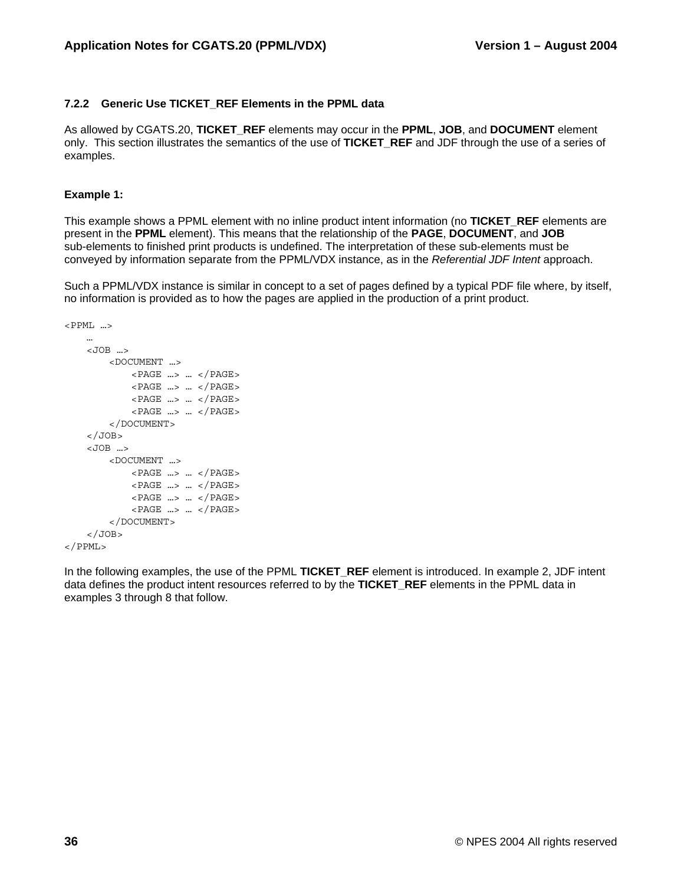### 7.2.2 Generic Use TICKET_REF Elements in the PPML data

As allowed by CGATS.20, **TICKET_REF** elements may occur in the **PPML**, **JOB**, and **DOCUMENT** element only. This section illustrates the semantics of the use of **TICKET_REF** and JDF through the use of a series of examples.

**Example 1:**

This example shows a PPML element with no inline product intent information (no **TICKET_REF** elements are present in the **PPML** element). This means that the relationship of the **PAGE**, **DOCUMENT**, and **JOB** sub-elements to finished print products is undefined. The interpretation of these sub-elements must be conveyed by information separate from the PPML/VDX instance, as in the *Referential JDF Intent* approach.

Such a PPML/VDX instance is similar in concept to a set of pages defined by a typical PDF file where, by itself, no information is provided as to how the pages are applied in the production of a print product.

```
<PPML …>
    …
    <JOB …>
        <DOCUMENT …>
            <PAGE …> … </PAGE>
            <PAGE …> … </PAGE>
            <PAGE …> … </PAGE>
            <PAGE …> … </PAGE>
        </DOCUMENT>
    </JOB>
    <JOB …>
        <DOCUMENT …>
            <PAGE …> … </PAGE>
            <PAGE …> … </PAGE>
            <PAGE …> … </PAGE>
            <PAGE …> … </PAGE>
        </DOCUMENT>
    </JOB>
</PPML>
```

In the following examples, the use of the PPML **TICKET_REF** element is introduced. In example 2, JDF intent data defines the product intent resources referred to by the **TICKET_REF** elements in the PPML data in examples 3 through 8 that follow.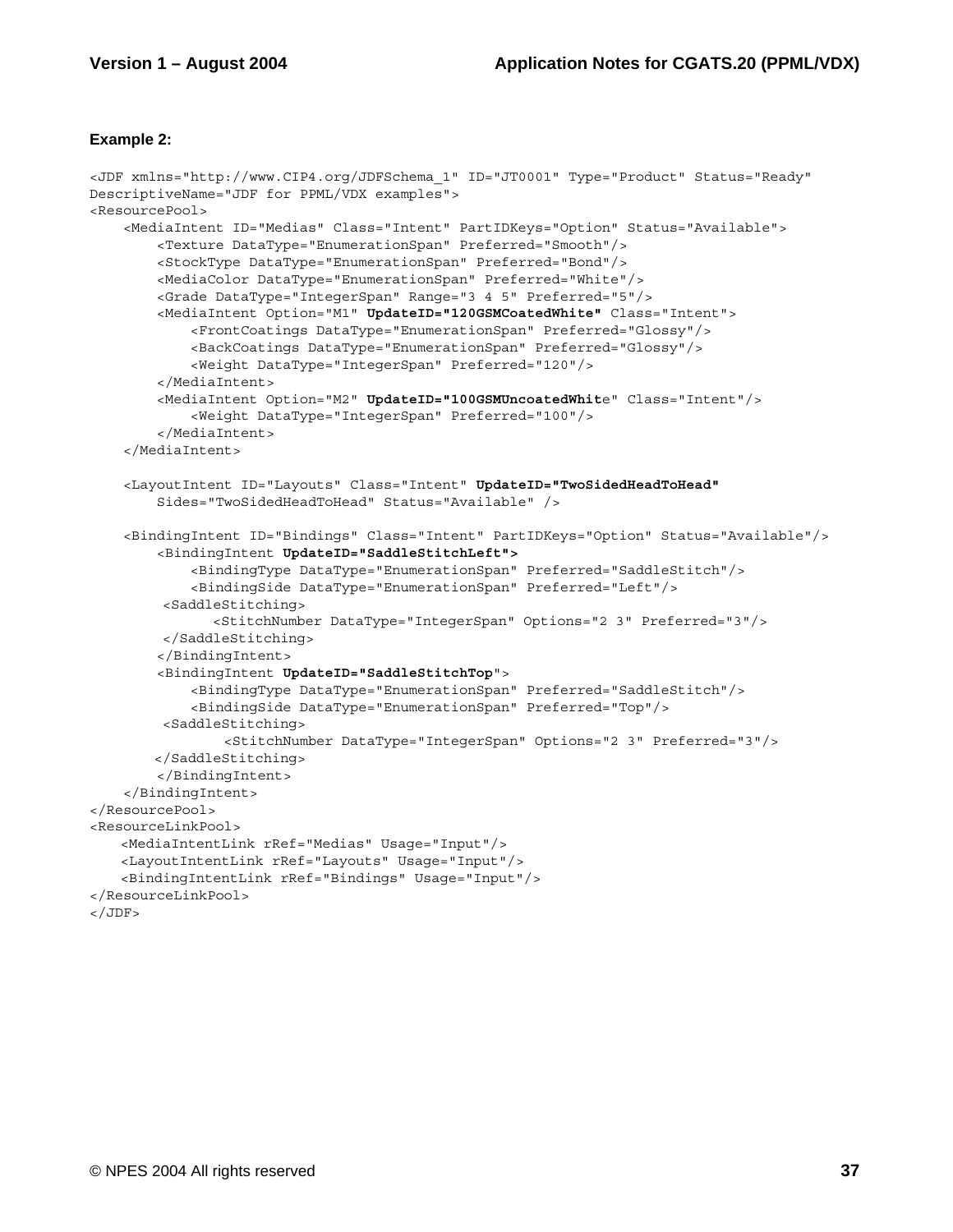**Example 2:**

```
<JDF xmlns="http://www.CIP4.org/JDFSchema_1" ID="JT0001" Type="Product" Status="Ready"
DescriptiveName="JDF for PPML/VDX examples">
<ResourcePool>
    <MediaIntent ID="Medias" Class="Intent" PartIDKeys="Option" Status="Available">
        <Texture DataType="EnumerationSpan" Preferred="Smooth"/>
        <StockType DataType="EnumerationSpan" Preferred="Bond"/>
        <MediaColor DataType="EnumerationSpan" Preferred="White"/>
        <Grade DataType="IntegerSpan" Range="3 4 5" Preferred="5"/>
        <MediaIntent Option="M1" UpdateID="120GSMCoatedWhite" Class="Intent">
            <FrontCoatings DataType="EnumerationSpan" Preferred="Glossy"/>
            <BackCoatings DataType="EnumerationSpan" Preferred="Glossy"/>
            <Weight DataType="IntegerSpan" Preferred="120"/>
        </MediaIntent>
        <MediaIntent Option="M2" UpdateID="100GSMUncoatedWhite" Class="Intent"/>
            <Weight DataType="IntegerSpan" Preferred="100"/>
        </MediaIntent>
    </MediaIntent>

    <LayoutIntent ID="Layouts" Class="Intent" UpdateID="TwoSidedHeadToHead"
        Sides="TwoSidedHeadToHead" Status="Available" />

    <BindingIntent ID="Bindings" Class="Intent" PartIDKeys="Option" Status="Available"/>
        <BindingIntent UpdateID="SaddleStitchLeft">
            <BindingType DataType="EnumerationSpan" Preferred="SaddleStitch"/>
            <BindingSide DataType="EnumerationSpan" Preferred="Left"/>
         <SaddleStitching>
              <StitchNumber DataType="IntegerSpan" Options="2 3" Preferred="3"/>
         </SaddleStitching>
        </BindingIntent>
        <BindingIntent UpdateID="SaddleStitchTop">
            <BindingType DataType="EnumerationSpan" Preferred="SaddleStitch"/>
            <BindingSide DataType="EnumerationSpan" Preferred="Top"/>
         <SaddleStitching>
               <StitchNumber DataType="IntegerSpan" Options="2 3" Preferred="3"/>
        </SaddleStitching>
        </BindingIntent>
    </BindingIntent>
</ResourcePool>
<ResourceLinkPool>
    <MediaIntentLink rRef="Medias" Usage="Input"/>
    <LayoutIntentLink rRef="Layouts" Usage="Input"/>
    <BindingIntentLink rRef="Bindings" Usage="Input"/>
</ResourceLinkPool>
</JDF>
```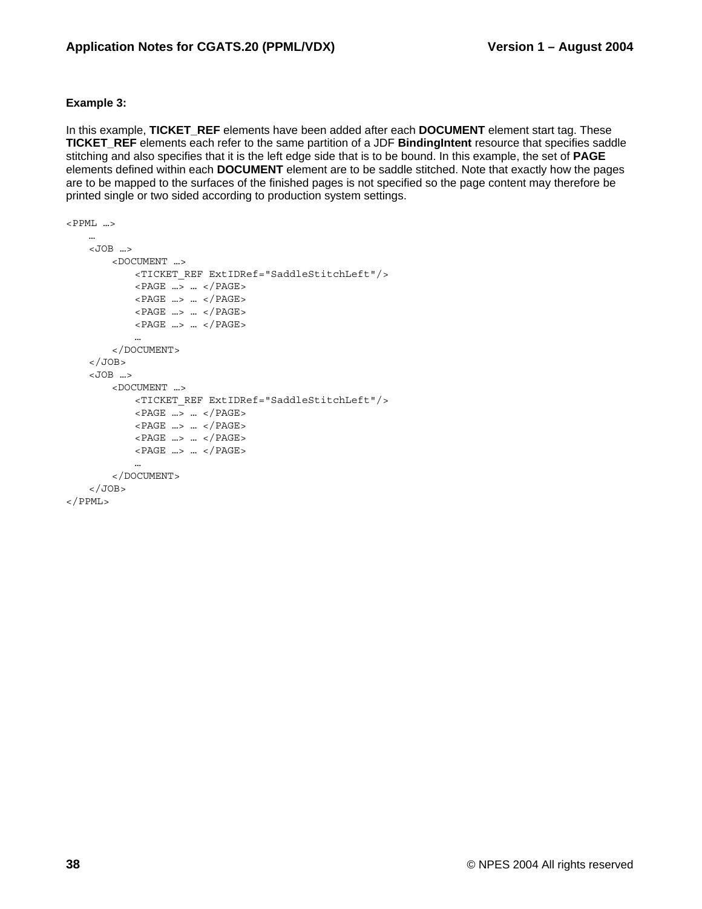**Example 3:**

In this example, **TICKET_REF** elements have been added after each **DOCUMENT** element start tag. These **TICKET_REF** elements each refer to the same partition of a JDF **BindingIntent** resource that specifies saddle stitching and also specifies that it is the left edge side that is to be bound. In this example, the set of **PAGE** elements defined within each **DOCUMENT** element are to be saddle stitched. Note that exactly how the pages are to be mapped to the surfaces of the finished pages is not specified so the page content may therefore be printed single or two sided according to production system settings.

```
<PPML …>
    …
    <JOB …>
        <DOCUMENT …>
            <TICKET_REF ExtIDRef="SaddleStitchLeft"/>
            <PAGE …> … </PAGE>
            <PAGE …> … </PAGE>
            <PAGE …> … </PAGE>
            <PAGE …> … </PAGE>
            …
        </DOCUMENT>
    </JOB>
    <JOB …>
        <DOCUMENT …>
            <TICKET_REF ExtIDRef="SaddleStitchLeft"/>
            <PAGE …> … </PAGE>
            <PAGE …> … </PAGE>
            <PAGE …> … </PAGE>
            <PAGE …> … </PAGE>
            …
        </DOCUMENT>
    </JOB>
</PPML>
```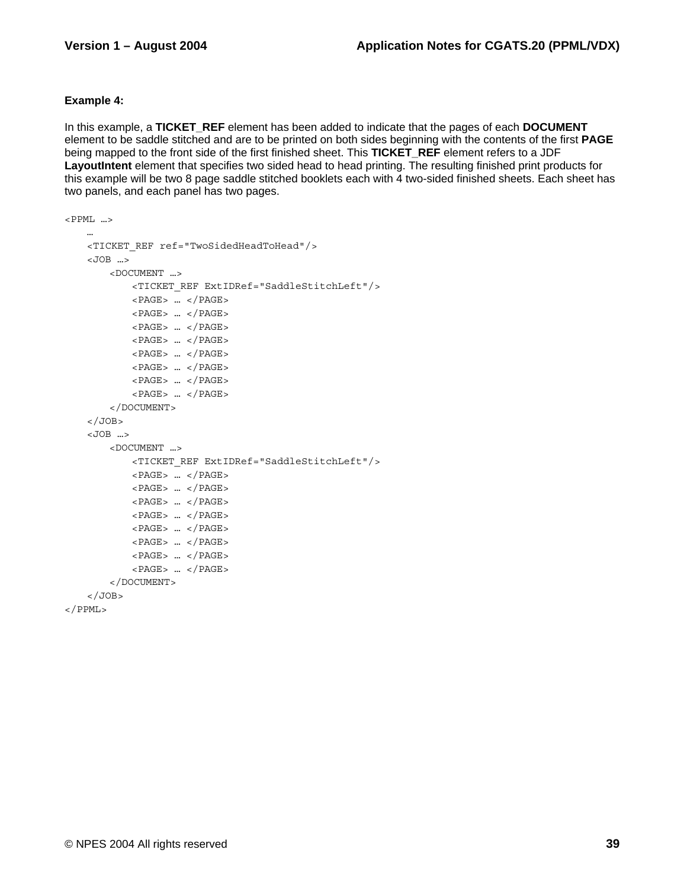**Example 4:**

In this example, a **TICKET_REF** element has been added to indicate that the pages of each **DOCUMENT** element to be saddle stitched and are to be printed on both sides beginning with the contents of the first **PAGE** being mapped to the front side of the first finished sheet. This **TICKET_REF** element refers to a JDF **LayoutIntent** element that specifies two sided head to head printing. The resulting finished print products for this example will be two 8 page saddle stitched booklets each with 4 two-sided finished sheets. Each sheet has two panels, and each panel has two pages.

```
<PPML …>
    …
    <TICKET_REF ref="TwoSidedHeadToHead"/>
    <JOB …>
        <DOCUMENT …>
            <TICKET_REF ExtIDRef="SaddleStitchLeft"/>
            <PAGE> … </PAGE>
            <PAGE> … </PAGE>
            <PAGE> … </PAGE>
            <PAGE> … </PAGE>
            <PAGE> … </PAGE>
            <PAGE> … </PAGE>
            <PAGE> … </PAGE>
            <PAGE> … </PAGE>
        </DOCUMENT>
    </JOB>
    <JOB …>
        <DOCUMENT …>
            <TICKET_REF ExtIDRef="SaddleStitchLeft"/>
            <PAGE> … </PAGE>
            <PAGE> … </PAGE>
            <PAGE> … </PAGE>
            <PAGE> … </PAGE>
            <PAGE> … </PAGE>
            <PAGE> … </PAGE>
            <PAGE> … </PAGE>
            <PAGE> … </PAGE>
        </DOCUMENT>
    </JOB>
</PPML>
```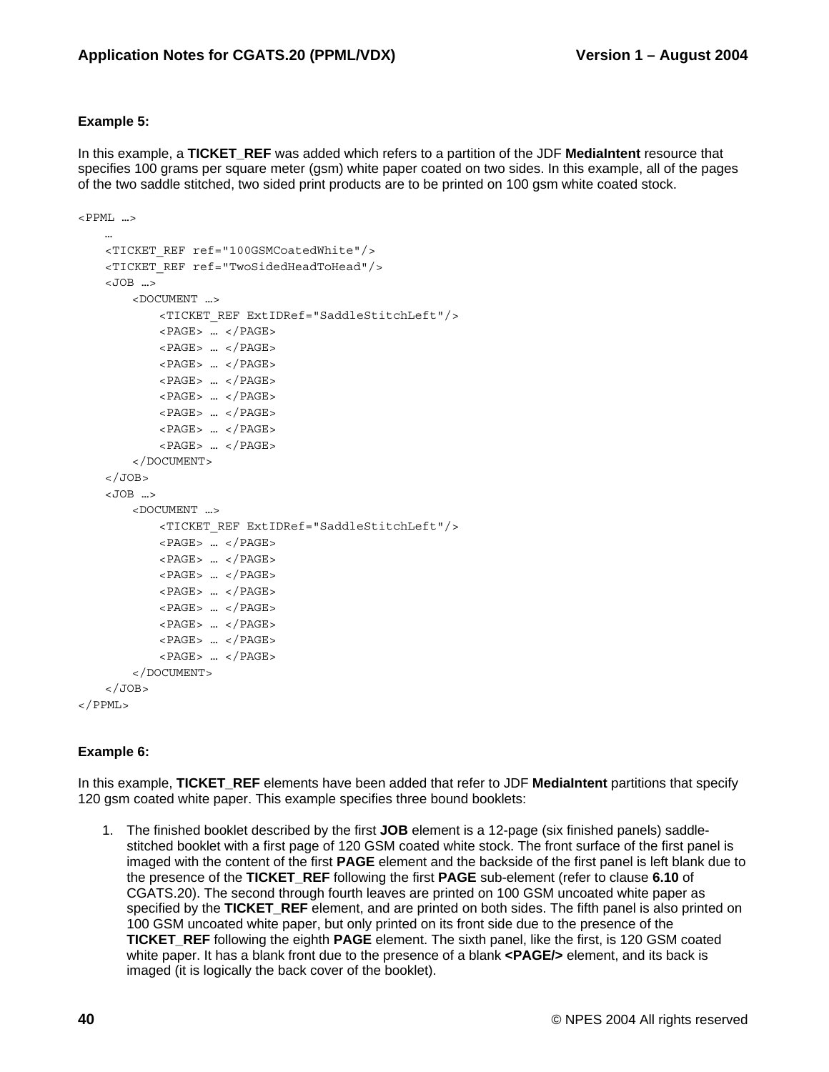**Example 5:**

In this example, a **TICKET_REF** was added which refers to a partition of the JDF **MediaIntent** resource that specifies 100 grams per square meter (gsm) white paper coated on two sides. In this example, all of the pages of the two saddle stitched, two sided print products are to be printed on 100 gsm white coated stock.

```
<PPML …>
    …
    <TICKET_REF ref="100GSMCoatedWhite"/>
    <TICKET_REF ref="TwoSidedHeadToHead"/>
    <JOB …>
        <DOCUMENT …>
            <TICKET_REF ExtIDRef="SaddleStitchLeft"/>
            <PAGE> … </PAGE>
            <PAGE> … </PAGE>
            <PAGE> … </PAGE>
            <PAGE> … </PAGE>
            <PAGE> … </PAGE>
            <PAGE> … </PAGE>
            <PAGE> … </PAGE>
            <PAGE> … </PAGE>
        </DOCUMENT>
    </JOB>
    <JOB …>
        <DOCUMENT …>
            <TICKET_REF ExtIDRef="SaddleStitchLeft"/>
            <PAGE> … </PAGE>
            <PAGE> … </PAGE>
            <PAGE> … </PAGE>
            <PAGE> … </PAGE>
            <PAGE> … </PAGE>
            <PAGE> … </PAGE>
            <PAGE> … </PAGE>
            <PAGE> … </PAGE>
        </DOCUMENT>
    </JOB>
</PPML>
```

**Example 6:**

In this example, **TICKET_REF** elements have been added that refer to JDF **MediaIntent** partitions that specify 120 gsm coated white paper. This example specifies three bound booklets:

1. The finished booklet described by the first **JOB** element is a 12-page (six finished panels) saddle-stitched booklet with a first page of 120 GSM coated white stock. The front surface of the first panel is imaged with the content of the first **PAGE** element and the backside of the first panel is left blank due to the presence of the **TICKET_REF** following the first **PAGE** sub-element (refer to clause **6.10** of CGATS.20). The second through fourth leaves are printed on 100 GSM uncoated white paper as specified by the **TICKET_REF** element, and are printed on both sides. The fifth panel is also printed on 100 GSM uncoated white paper, but only printed on its front side due to the presence of the **TICKET_REF** following the eighth **PAGE** element. The sixth panel, like the first, is 120 GSM coated white paper. It has a blank front due to the presence of a blank **<PAGE/>** element, and its back is imaged (it is logically the back cover of the booklet).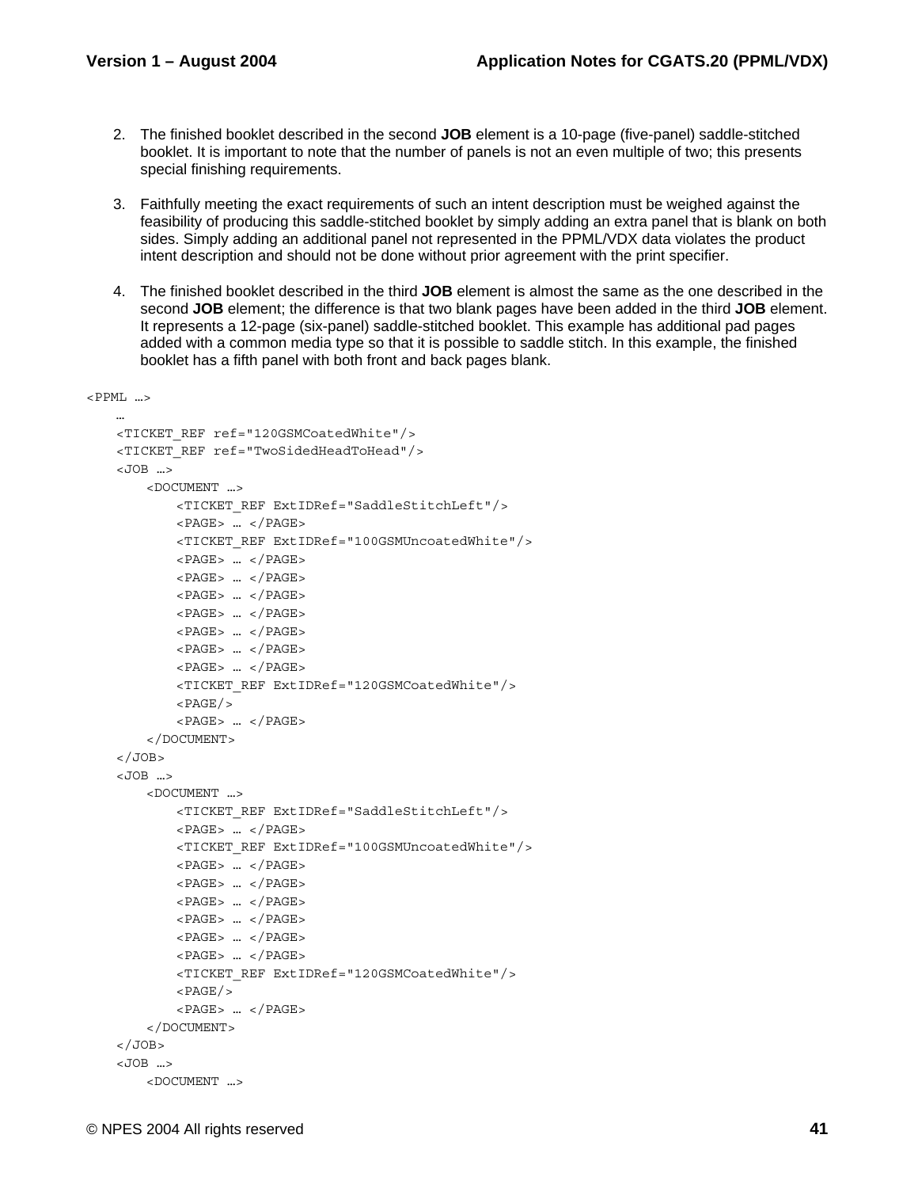2. The finished booklet described in the second **JOB** element is a 10-page (five-panel) saddle-stitched booklet. It is important to note that the number of panels is not an even multiple of two; this presents special finishing requirements.

3. Faithfully meeting the exact requirements of such an intent description must be weighed against the feasibility of producing this saddle-stitched booklet by simply adding an extra panel that is blank on both sides. Simply adding an additional panel not represented in the PPML/VDX data violates the product intent description and should not be done without prior agreement with the print specifier.

4. The finished booklet described in the third **JOB** element is almost the same as the one described in the second **JOB** element; the difference is that two blank pages have been added in the third **JOB** element. It represents a 12-page (six-panel) saddle-stitched booklet. This example has additional pad pages added with a common media type so that it is possible to saddle stitch. In this example, the finished booklet has a fifth panel with both front and back pages blank.

```
<PPML …>
    …
    <TICKET_REF ref="120GSMCoatedWhite"/>
    <TICKET_REF ref="TwoSidedHeadToHead"/>
    <JOB …>
        <DOCUMENT …>
            <TICKET_REF ExtIDRef="SaddleStitchLeft"/>
            <PAGE> … </PAGE>
            <TICKET_REF ExtIDRef="100GSMUncoatedWhite"/>
            <PAGE> … </PAGE>
            <PAGE> … </PAGE>
            <PAGE> … </PAGE>
            <PAGE> … </PAGE>
            <PAGE> … </PAGE>
            <PAGE> … </PAGE>
            <PAGE> … </PAGE>
            <TICKET_REF ExtIDRef="120GSMCoatedWhite"/>
            <PAGE/>
            <PAGE> … </PAGE>
        </DOCUMENT>
    </JOB>
    <JOB …>
        <DOCUMENT …>
            <TICKET_REF ExtIDRef="SaddleStitchLeft"/>
            <PAGE> … </PAGE>
            <TICKET_REF ExtIDRef="100GSMUncoatedWhite"/>
            <PAGE> … </PAGE>
            <PAGE> … </PAGE>
            <PAGE> … </PAGE>
            <PAGE> … </PAGE>
            <PAGE> … </PAGE>
            <PAGE> … </PAGE>
            <TICKET_REF ExtIDRef="120GSMCoatedWhite"/>
            <PAGE/>
            <PAGE> … </PAGE>
        </DOCUMENT>
    </JOB>
    <JOB …>
        <DOCUMENT …>
```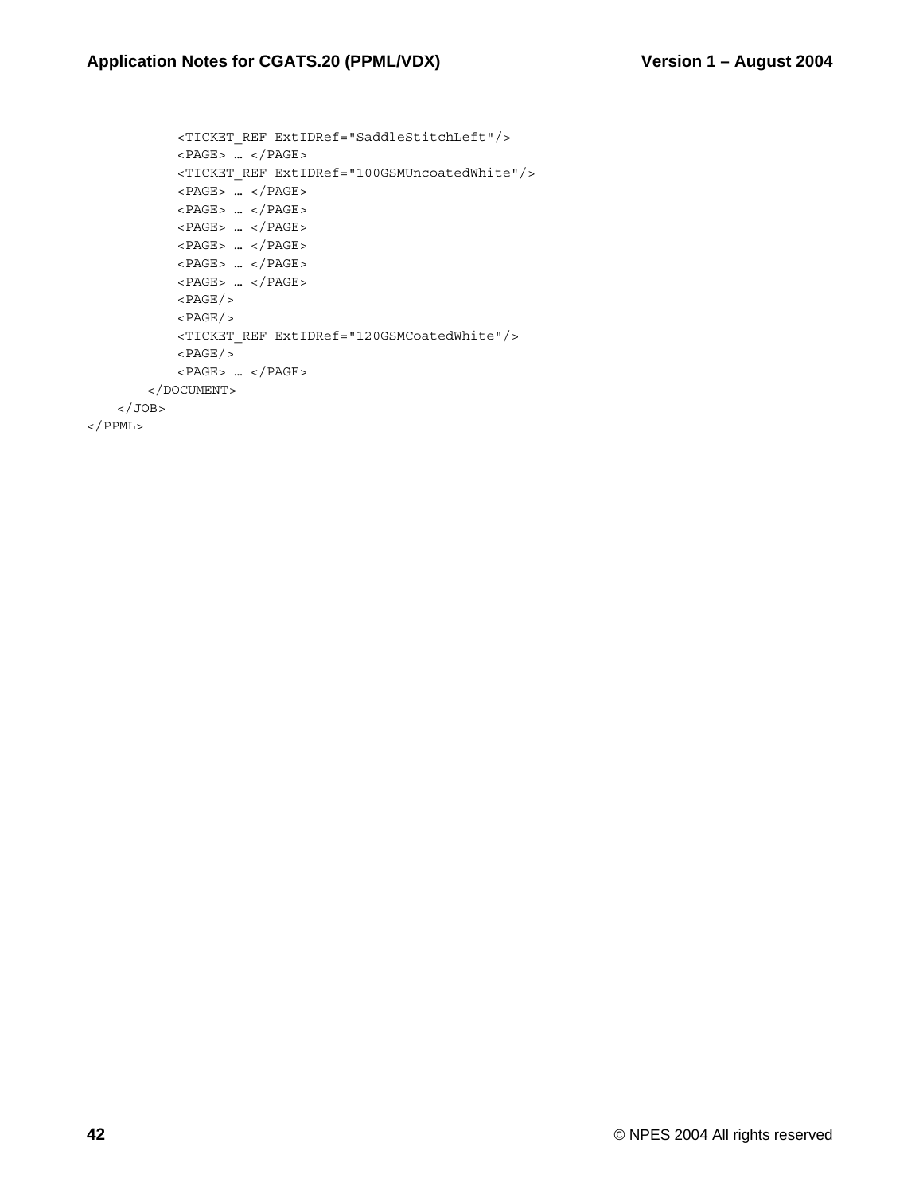```
            <TICKET_REF ExtIDRef="SaddleStitchLeft"/>
            <PAGE> … </PAGE>
            <TICKET_REF ExtIDRef="100GSMUncoatedWhite"/>
            <PAGE> … </PAGE>
            <PAGE> … </PAGE>
            <PAGE> … </PAGE>
            <PAGE> … </PAGE>
            <PAGE> … </PAGE>
            <PAGE> … </PAGE>
            <PAGE/>
            <PAGE/>
            <TICKET_REF ExtIDRef="120GSMCoatedWhite"/>
            <PAGE/>
            <PAGE> … </PAGE>
        </DOCUMENT>
    </JOB>
</PPML>
```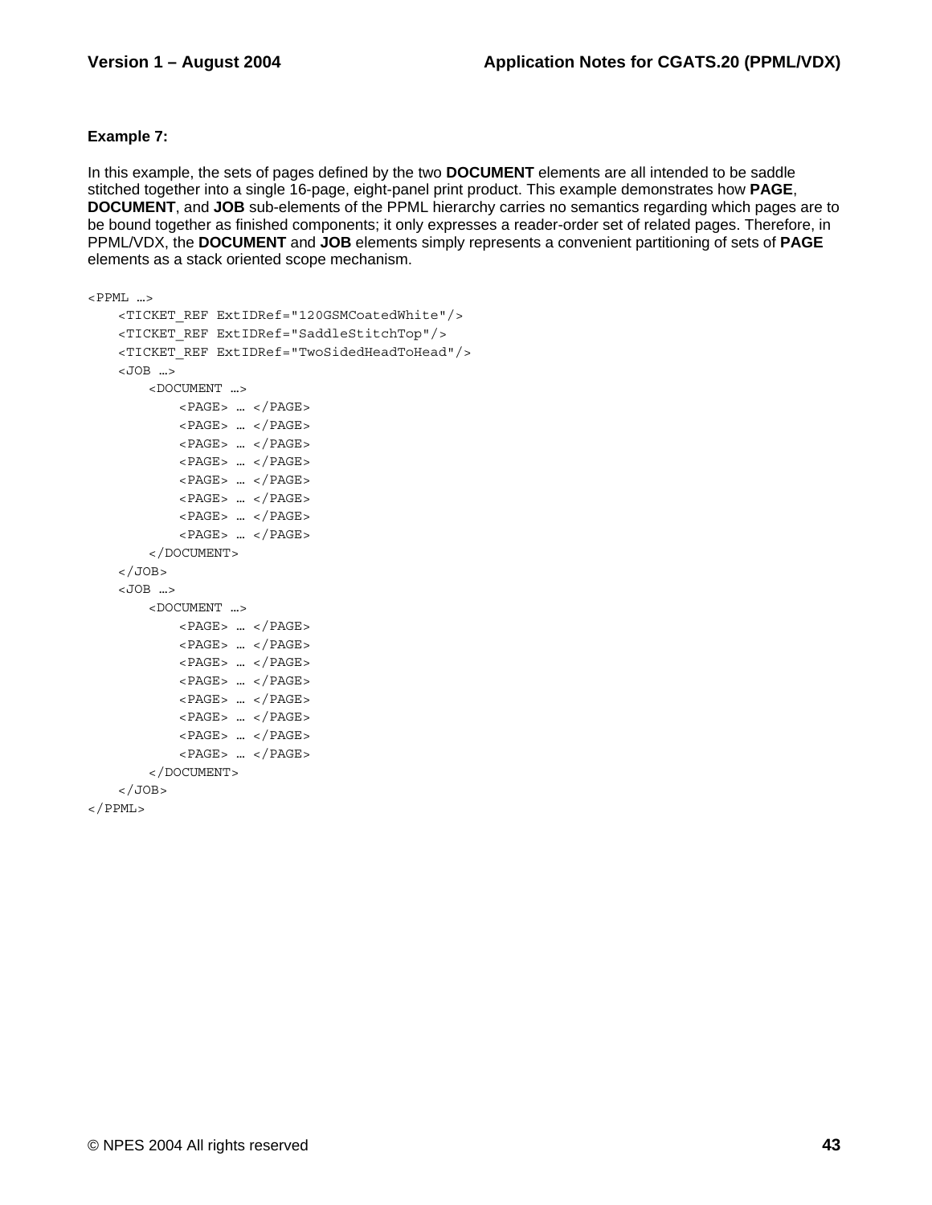**Example 7:**

In this example, the sets of pages defined by the two **DOCUMENT** elements are all intended to be saddle stitched together into a single 16-page, eight-panel print product. This example demonstrates how **PAGE**, **DOCUMENT**, and **JOB** sub-elements of the PPML hierarchy carries no semantics regarding which pages are to be bound together as finished components; it only expresses a reader-order set of related pages. Therefore, in PPML/VDX, the **DOCUMENT** and **JOB** elements simply represents a convenient partitioning of sets of **PAGE** elements as a stack oriented scope mechanism.

```
<PPML …>
    <TICKET_REF ExtIDRef="120GSMCoatedWhite"/>
    <TICKET_REF ExtIDRef="SaddleStitchTop"/>
    <TICKET_REF ExtIDRef="TwoSidedHeadToHead"/>
    <JOB …>
        <DOCUMENT …>
            <PAGE> … </PAGE>
            <PAGE> … </PAGE>
            <PAGE> … </PAGE>
            <PAGE> … </PAGE>
            <PAGE> … </PAGE>
            <PAGE> … </PAGE>
            <PAGE> … </PAGE>
            <PAGE> … </PAGE>
        </DOCUMENT>
    </JOB>
    <JOB …>
        <DOCUMENT …>
            <PAGE> … </PAGE>
            <PAGE> … </PAGE>
            <PAGE> … </PAGE>
            <PAGE> … </PAGE>
            <PAGE> … </PAGE>
            <PAGE> … </PAGE>
            <PAGE> … </PAGE>
            <PAGE> … </PAGE>
        </DOCUMENT>
    </JOB>
</PPML>
```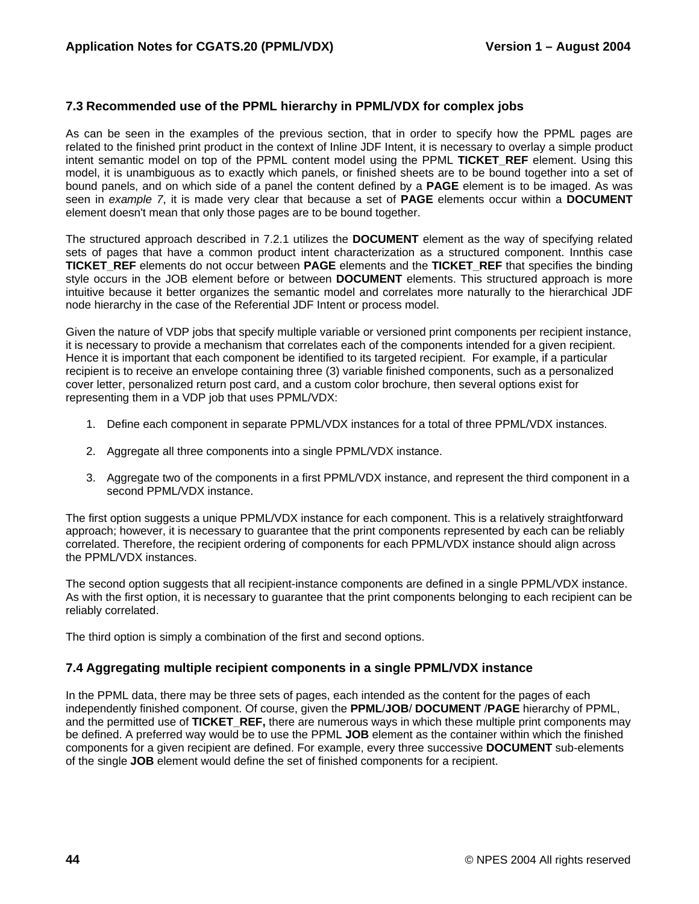## 7.3 Recommended use of the PPML hierarchy in PPML/VDX for complex jobs

As can be seen in the examples of the previous section, that in order to specify how the PPML pages are related to the finished print product in the context of Inline JDF Intent, it is necessary to overlay a simple product intent semantic model on top of the PPML content model using the PPML **TICKET_REF** element. Using this model, it is unambiguous as to exactly which panels, or finished sheets are to be bound together into a set of bound panels, and on which side of a panel the content defined by a **PAGE** element is to be imaged. As was seen in *example 7*, it is made very clear that because a set of **PAGE** elements occur within a **DOCUMENT** element doesn't mean that only those pages are to be bound together.

The structured approach described in 7.2.1 utilizes the **DOCUMENT** element as the way of specifying related sets of pages that have a common product intent characterization as a structured component. Innthis case **TICKET_REF** elements do not occur between **PAGE** elements and the **TICKET_REF** that specifies the binding style occurs in the JOB element before or between **DOCUMENT** elements. This structured approach is more intuitive because it better organizes the semantic model and correlates more naturally to the hierarchical JDF node hierarchy in the case of the Referential JDF Intent or process model.

Given the nature of VDP jobs that specify multiple variable or versioned print components per recipient instance, it is necessary to provide a mechanism that correlates each of the components intended for a given recipient. Hence it is important that each component be identified to its targeted recipient. For example, if a particular recipient is to receive an envelope containing three (3) variable finished components, such as a personalized cover letter, personalized return post card, and a custom color brochure, then several options exist for representing them in a VDP job that uses PPML/VDX:

1. Define each component in separate PPML/VDX instances for a total of three PPML/VDX instances.

2. Aggregate all three components into a single PPML/VDX instance.

3. Aggregate two of the components in a first PPML/VDX instance, and represent the third component in a second PPML/VDX instance.

The first option suggests a unique PPML/VDX instance for each component. This is a relatively straightforward approach; however, it is necessary to guarantee that the print components represented by each can be reliably correlated. Therefore, the recipient ordering of components for each PPML/VDX instance should align across the PPML/VDX instances.

The second option suggests that all recipient-instance components are defined in a single PPML/VDX instance. As with the first option, it is necessary to guarantee that the print components belonging to each recipient can be reliably correlated.

The third option is simply a combination of the first and second options.

## 7.4 Aggregating multiple recipient components in a single PPML/VDX instance

In the PPML data, there may be three sets of pages, each intended as the content for the pages of each independently finished component. Of course, given the **PPML**/**JOB**/ **DOCUMENT** /**PAGE** hierarchy of PPML, and the permitted use of **TICKET_REF,** there are numerous ways in which these multiple print components may be defined. A preferred way would be to use the PPML **JOB** element as the container within which the finished components for a given recipient are defined. For example, every three successive **DOCUMENT** sub-elements of the single **JOB** element would define the set of finished components for a recipient.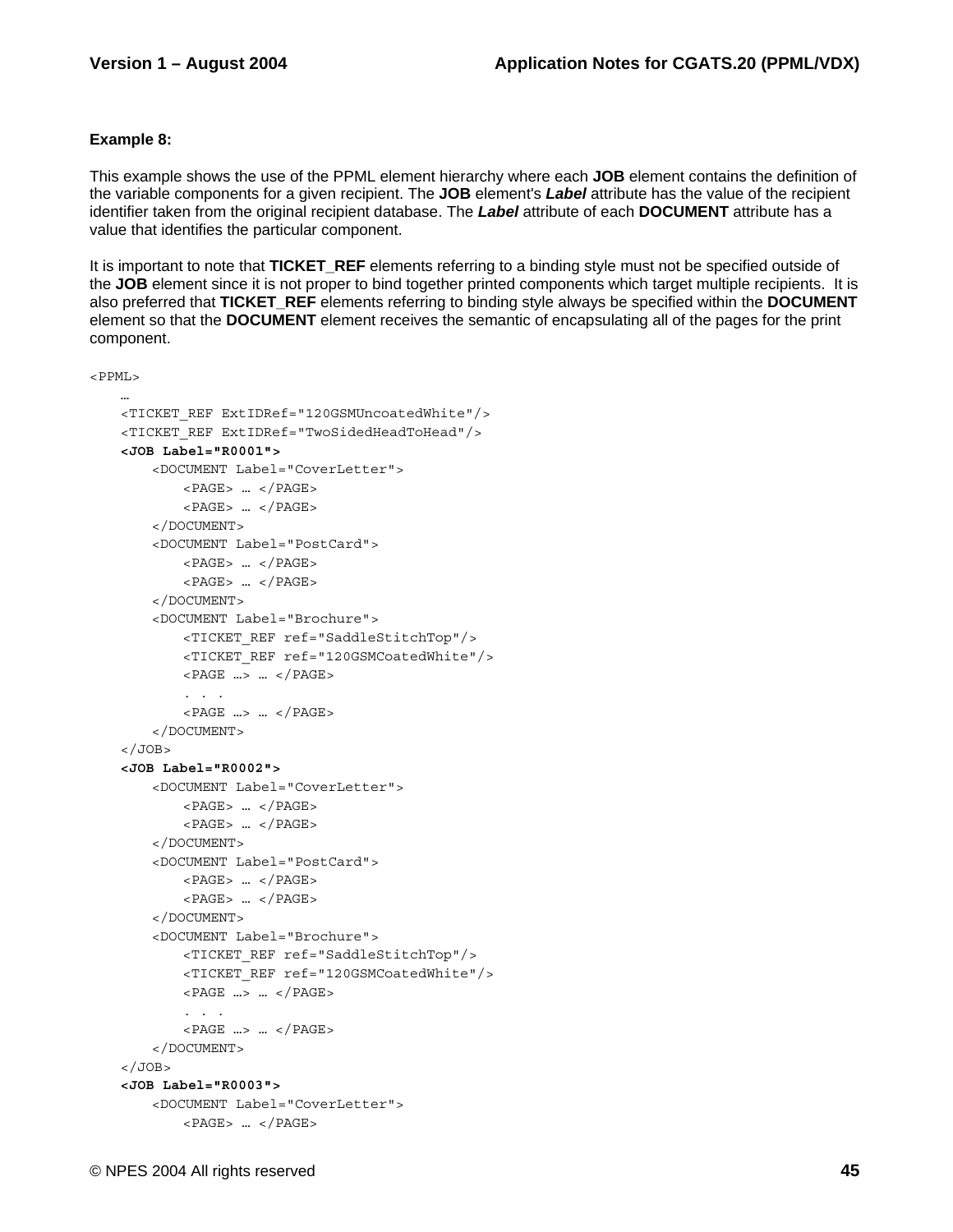**Example 8:**

This example shows the use of the PPML element hierarchy where each **JOB** element contains the definition of the variable components for a given recipient. The **JOB** element's ***Label*** attribute has the value of the recipient identifier taken from the original recipient database. The ***Label*** attribute of each **DOCUMENT** attribute has a value that identifies the particular component.

It is important to note that **TICKET_REF** elements referring to a binding style must not be specified outside of the **JOB** element since it is not proper to bind together printed components which target multiple recipients. It is also preferred that **TICKET_REF** elements referring to binding style always be specified within the **DOCUMENT** element so that the **DOCUMENT** element receives the semantic of encapsulating all of the pages for the print component.

```
<PPML>
    …
    <TICKET_REF ExtIDRef="120GSMUncoatedWhite"/>
    <TICKET_REF ExtIDRef="TwoSidedHeadToHead"/>
    <JOB Label="R0001">
        <DOCUMENT Label="CoverLetter">
            <PAGE> … </PAGE>
            <PAGE> … </PAGE>
        </DOCUMENT>
        <DOCUMENT Label="PostCard">
            <PAGE> … </PAGE>
            <PAGE> … </PAGE>
        </DOCUMENT>
        <DOCUMENT Label="Brochure">
            <TICKET_REF ref="SaddleStitchTop"/>
            <TICKET_REF ref="120GSMCoatedWhite"/>
            <PAGE …> … </PAGE>
            . . .
            <PAGE …> … </PAGE>
        </DOCUMENT>
    </JOB>
    <JOB Label="R0002">
        <DOCUMENT Label="CoverLetter">
            <PAGE> … </PAGE>
            <PAGE> … </PAGE>
        </DOCUMENT>
        <DOCUMENT Label="PostCard">
            <PAGE> … </PAGE>
            <PAGE> … </PAGE>
        </DOCUMENT>
        <DOCUMENT Label="Brochure">
            <TICKET_REF ref="SaddleStitchTop"/>
            <TICKET_REF ref="120GSMCoatedWhite"/>
            <PAGE …> … </PAGE>
            . . .
            <PAGE …> … </PAGE>
        </DOCUMENT>
    </JOB>
    <JOB Label="R0003">
        <DOCUMENT Label="CoverLetter">
            <PAGE> … </PAGE>
```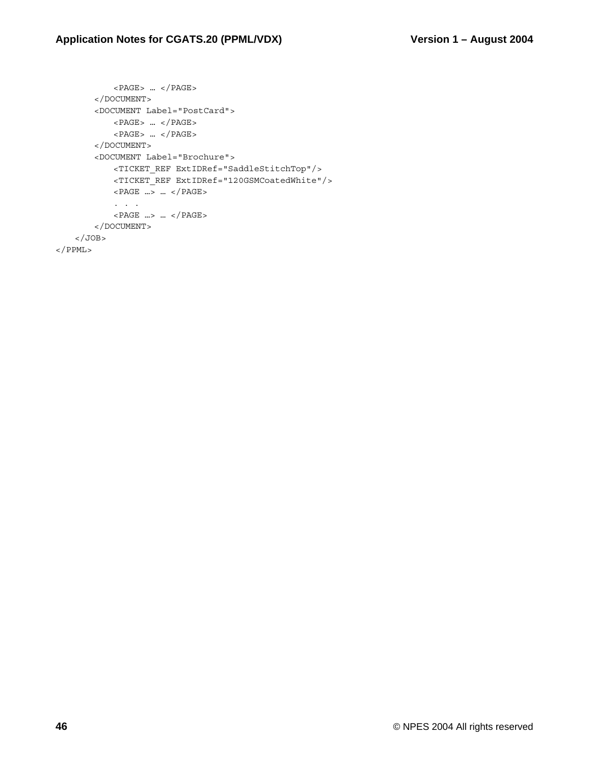```
            <PAGE> … </PAGE>
        </DOCUMENT>
        <DOCUMENT Label="PostCard">
            <PAGE> … </PAGE>
            <PAGE> … </PAGE>
        </DOCUMENT>
        <DOCUMENT Label="Brochure">
            <TICKET_REF ExtIDRef="SaddleStitchTop"/>
            <TICKET_REF ExtIDRef="120GSMCoatedWhite"/>
            <PAGE …> … </PAGE>
            . . .
            <PAGE …> … </PAGE>
        </DOCUMENT>
    </JOB>
</PPML>
```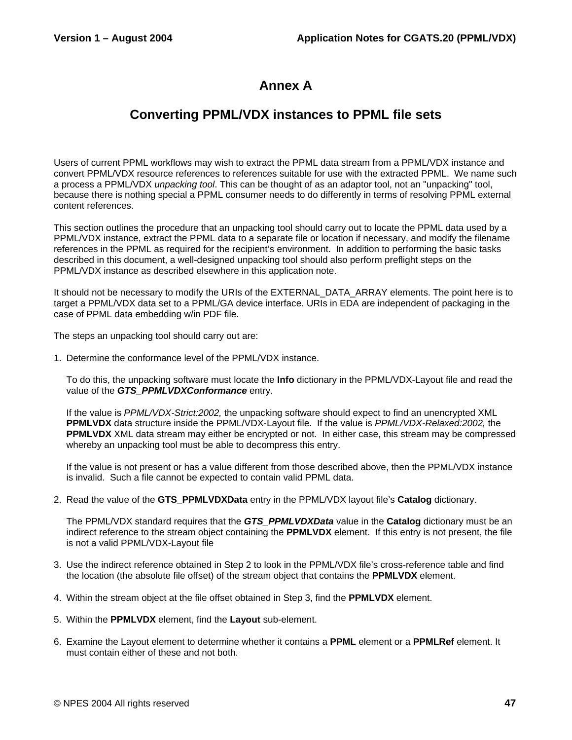# Annex A

## Converting PPML/VDX instances to PPML file sets

Users of current PPML workflows may wish to extract the PPML data stream from a PPML/VDX instance and convert PPML/VDX resource references to references suitable for use with the extracted PPML. We name such a process a PPML/VDX *unpacking tool*. This can be thought of as an adaptor tool, not an "unpacking" tool, because there is nothing special a PPML consumer needs to do differently in terms of resolving PPML external content references.

This section outlines the procedure that an unpacking tool should carry out to locate the PPML data used by a PPML/VDX instance, extract the PPML data to a separate file or location if necessary, and modify the filename references in the PPML as required for the recipient's environment. In addition to performing the basic tasks described in this document, a well-designed unpacking tool should also perform preflight steps on the PPML/VDX instance as described elsewhere in this application note.

It should not be necessary to modify the URIs of the EXTERNAL_DATA_ARRAY elements. The point here is to target a PPML/VDX data set to a PPML/GA device interface. URIs in EDA are independent of packaging in the case of PPML data embedding w/in PDF file.

The steps an unpacking tool should carry out are:

1. Determine the conformance level of the PPML/VDX instance.

   To do this, the unpacking software must locate the **Info** dictionary in the PPML/VDX-Layout file and read the value of the ***GTS_PPMLVDXConformance*** entry.

   If the value is *PPML/VDX-Strict:2002,* the unpacking software should expect to find an unencrypted XML **PPMLVDX** data structure inside the PPML/VDX-Layout file. If the value is *PPML/VDX-Relaxed:2002,* the **PPMLVDX** XML data stream may either be encrypted or not. In either case, this stream may be compressed whereby an unpacking tool must be able to decompress this entry.

   If the value is not present or has a value different from those described above, then the PPML/VDX instance is invalid. Such a file cannot be expected to contain valid PPML data.

2. Read the value of the **GTS_PPMLVDXData** entry in the PPML/VDX layout file's **Catalog** dictionary.

   The PPML/VDX standard requires that the ***GTS_PPMLVDXData*** value in the **Catalog** dictionary must be an indirect reference to the stream object containing the **PPMLVDX** element. If this entry is not present, the file is not a valid PPML/VDX-Layout file

3. Use the indirect reference obtained in Step 2 to look in the PPML/VDX file's cross-reference table and find the location (the absolute file offset) of the stream object that contains the **PPMLVDX** element.

4. Within the stream object at the file offset obtained in Step 3, find the **PPMLVDX** element.

5. Within the **PPMLVDX** element, find the **Layout** sub-element.

6. Examine the Layout element to determine whether it contains a **PPML** element or a **PPMLRef** element. It must contain either of these and not both.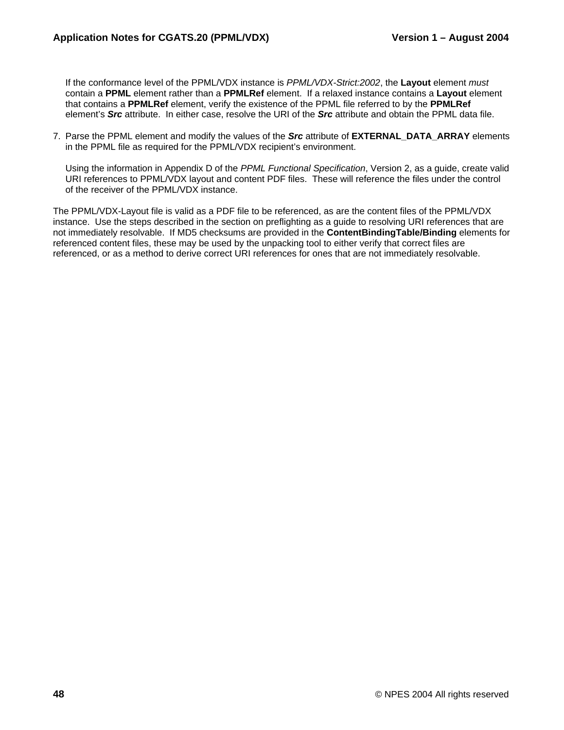If the conformance level of the PPML/VDX instance is *PPML/VDX-Strict:2002*, the **Layout** element *must* contain a **PPML** element rather than a **PPMLRef** element. If a relaxed instance contains a **Layout** element that contains a **PPMLRef** element, verify the existence of the PPML file referred to by the **PPMLRef** element's ***Src*** attribute. In either case, resolve the URI of the ***Src*** attribute and obtain the PPML data file.

7. Parse the PPML element and modify the values of the ***Src*** attribute of **EXTERNAL_DATA_ARRAY** elements in the PPML file as required for the PPML/VDX recipient's environment.

   Using the information in Appendix D of the *PPML Functional Specification*, Version 2, as a guide, create valid URI references to PPML/VDX layout and content PDF files. These will reference the files under the control of the receiver of the PPML/VDX instance.

The PPML/VDX-Layout file is valid as a PDF file to be referenced, as are the content files of the PPML/VDX instance. Use the steps described in the section on preflighting as a guide to resolving URI references that are not immediately resolvable. If MD5 checksums are provided in the **ContentBindingTable/Binding** elements for referenced content files, these may be used by the unpacking tool to either verify that correct files are referenced, or as a method to derive correct URI references for ones that are not immediately resolvable.